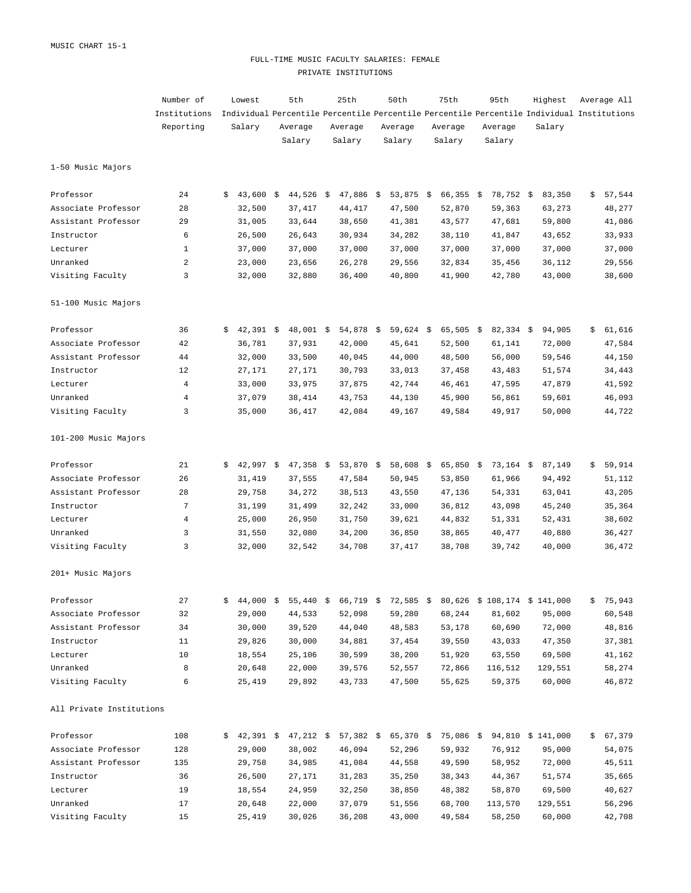MUSIC CHART 15-1

# FULL-TIME MUSIC FACULTY SALARIES: FEMALE

## PRIVATE INSTITUTIONS

| | Number of Institutions Reporting | Lowest Individual Salary | 5th Percentile Average Salary | 25th Percentile Average Salary | 50th Percentile Average Salary | 75th Percentile Average Salary | 95th Percentile Average Salary | Highest Individual Salary | Average All Institutions |
|---|---|---|---|---|---|---|---|---|---|
| **1-50 Music Majors** | | | | | | | | | |
| Professor | 24 | $ 43,600 | $ 44,526 | $ 47,886 | $ 53,875 | $ 66,355 | $ 78,752 | $ 83,350 | $ 57,544 |
| Associate Professor | 28 | 32,500 | 37,417 | 44,417 | 47,500 | 52,870 | 59,363 | 63,273 | 48,277 |
| Assistant Professor | 29 | 31,005 | 33,644 | 38,650 | 41,381 | 43,577 | 47,681 | 59,800 | 41,086 |
| Instructor | 6 | 26,500 | 26,643 | 30,934 | 34,282 | 38,110 | 41,847 | 43,652 | 33,933 |
| Lecturer | 1 | 37,000 | 37,000 | 37,000 | 37,000 | 37,000 | 37,000 | 37,000 | 37,000 |
| Unranked | 2 | 23,000 | 23,656 | 26,278 | 29,556 | 32,834 | 35,456 | 36,112 | 29,556 |
| Visiting Faculty | 3 | 32,000 | 32,880 | 36,400 | 40,800 | 41,900 | 42,780 | 43,000 | 38,600 |
| **51-100 Music Majors** | | | | | | | | | |
| Professor | 36 | $ 42,391 | $ 48,001 | $ 54,878 | $ 59,624 | $ 65,505 | $ 82,334 | $ 94,905 | $ 61,616 |
| Associate Professor | 42 | 36,781 | 37,931 | 42,000 | 45,641 | 52,500 | 61,141 | 72,000 | 47,584 |
| Assistant Professor | 44 | 32,000 | 33,500 | 40,045 | 44,000 | 48,500 | 56,000 | 59,546 | 44,150 |
| Instructor | 12 | 27,171 | 27,171 | 30,793 | 33,013 | 37,458 | 43,483 | 51,574 | 34,443 |
| Lecturer | 4 | 33,000 | 33,975 | 37,875 | 42,744 | 46,461 | 47,595 | 47,879 | 41,592 |
| Unranked | 4 | 37,079 | 38,414 | 43,753 | 44,130 | 45,900 | 56,861 | 59,601 | 46,093 |
| Visiting Faculty | 3 | 35,000 | 36,417 | 42,084 | 49,167 | 49,584 | 49,917 | 50,000 | 44,722 |
| **101-200 Music Majors** | | | | | | | | | |
| Professor | 21 | $ 42,997 | $ 47,358 | $ 53,870 | $ 58,608 | $ 65,850 | $ 73,164 | $ 87,149 | $ 59,914 |
| Associate Professor | 26 | 31,419 | 37,555 | 47,584 | 50,945 | 53,850 | 61,966 | 94,492 | 51,112 |
| Assistant Professor | 28 | 29,758 | 34,272 | 38,513 | 43,550 | 47,136 | 54,331 | 63,041 | 43,205 |
| Instructor | 7 | 31,199 | 31,499 | 32,242 | 33,000 | 36,812 | 43,098 | 45,240 | 35,364 |
| Lecturer | 4 | 25,000 | 26,950 | 31,750 | 39,621 | 44,832 | 51,331 | 52,431 | 38,602 |
| Unranked | 3 | 31,550 | 32,080 | 34,200 | 36,850 | 38,865 | 40,477 | 40,880 | 36,427 |
| Visiting Faculty | 3 | 32,000 | 32,542 | 34,708 | 37,417 | 38,708 | 39,742 | 40,000 | 36,472 |
| **201+ Music Majors** | | | | | | | | | |
| Professor | 27 | $ 44,000 | $ 55,440 | $ 66,719 | $ 72,585 | $ 80,626 | $ 108,174 | $ 141,000 | $ 75,943 |
| Associate Professor | 32 | 29,000 | 44,533 | 52,098 | 59,280 | 68,244 | 81,602 | 95,000 | 60,548 |
| Assistant Professor | 34 | 30,000 | 39,520 | 44,040 | 48,583 | 53,178 | 60,690 | 72,000 | 48,816 |
| Instructor | 11 | 29,826 | 30,000 | 34,881 | 37,454 | 39,550 | 43,033 | 47,350 | 37,381 |
| Lecturer | 10 | 18,554 | 25,106 | 30,599 | 38,200 | 51,920 | 63,550 | 69,500 | 41,162 |
| Unranked | 8 | 20,648 | 22,000 | 39,576 | 52,557 | 72,866 | 116,512 | 129,551 | 58,274 |
| Visiting Faculty | 6 | 25,419 | 29,892 | 43,733 | 47,500 | 55,625 | 59,375 | 60,000 | 46,872 |
| **All Private Institutions** | | | | | | | | | |
| Professor | 108 | $ 42,391 | $ 47,212 | $ 57,382 | $ 65,370 | $ 75,086 | $ 94,810 | $ 141,000 | $ 67,379 |
| Associate Professor | 128 | 29,000 | 38,002 | 46,094 | 52,296 | 59,932 | 76,912 | 95,000 | 54,075 |
| Assistant Professor | 135 | 29,758 | 34,985 | 41,084 | 44,558 | 49,590 | 58,952 | 72,000 | 45,511 |
| Instructor | 36 | 26,500 | 27,171 | 31,283 | 35,250 | 38,343 | 44,367 | 51,574 | 35,665 |
| Lecturer | 19 | 18,554 | 24,959 | 32,250 | 38,850 | 48,382 | 58,870 | 69,500 | 40,627 |
| Unranked | 17 | 20,648 | 22,000 | 37,079 | 51,556 | 68,700 | 113,570 | 129,551 | 56,296 |
| Visiting Faculty | 15 | 25,419 | 30,026 | 36,208 | 43,000 | 49,584 | 58,250 | 60,000 | 42,708 |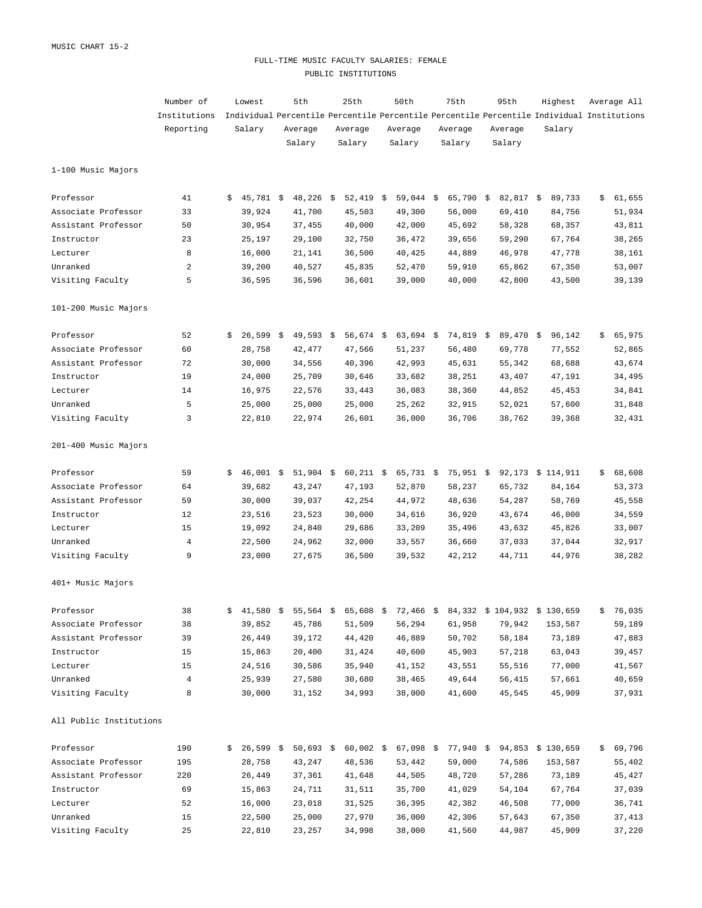MUSIC CHART 15-2

# FULL-TIME MUSIC FACULTY SALARIES: FEMALE
## PUBLIC INSTITUTIONS

| | Number of Institutions Reporting | Lowest Individual Salary | 5th Percentile Average Salary | 25th Percentile Average Salary | 50th Percentile Average Salary | 75th Percentile Average Salary | 95th Percentile Average Salary | Highest Individual Salary | Average All Institutions |
|---|---|---|---|---|---|---|---|---|---|
| **1-100 Music Majors** | | | | | | | | | |
| Professor | 41 | $ 45,781 | $ 48,226 | $ 52,419 | $ 59,044 | $ 65,790 | $ 82,817 | $ 89,733 | $ 61,655 |
| Associate Professor | 33 | 39,924 | 41,700 | 45,503 | 49,300 | 56,000 | 69,410 | 84,756 | 51,934 |
| Assistant Professor | 50 | 30,954 | 37,455 | 40,000 | 42,000 | 45,692 | 58,328 | 68,357 | 43,811 |
| Instructor | 23 | 25,197 | 29,100 | 32,750 | 36,472 | 39,656 | 59,290 | 67,764 | 38,265 |
| Lecturer | 8 | 16,000 | 21,141 | 36,500 | 40,425 | 44,889 | 46,978 | 47,778 | 38,161 |
| Unranked | 2 | 39,200 | 40,527 | 45,835 | 52,470 | 59,910 | 65,862 | 67,350 | 53,007 |
| Visiting Faculty | 5 | 36,595 | 36,596 | 36,601 | 39,000 | 40,000 | 42,800 | 43,500 | 39,139 |
| **101-200 Music Majors** | | | | | | | | | |
| Professor | 52 | $ 26,599 | $ 49,593 | $ 56,674 | $ 63,694 | $ 74,819 | $ 89,470 | $ 96,142 | $ 65,975 |
| Associate Professor | 60 | 28,758 | 42,477 | 47,566 | 51,237 | 56,480 | 69,778 | 77,552 | 52,865 |
| Assistant Professor | 72 | 30,000 | 34,556 | 40,396 | 42,993 | 45,631 | 55,342 | 68,688 | 43,674 |
| Instructor | 19 | 24,000 | 25,709 | 30,646 | 33,682 | 38,251 | 43,407 | 47,191 | 34,495 |
| Lecturer | 14 | 16,975 | 22,576 | 33,443 | 36,083 | 38,360 | 44,852 | 45,453 | 34,841 |
| Unranked | 5 | 25,000 | 25,000 | 25,000 | 25,262 | 32,915 | 52,021 | 57,600 | 31,848 |
| Visiting Faculty | 3 | 22,810 | 22,974 | 26,601 | 36,000 | 36,706 | 38,762 | 39,368 | 32,431 |
| **201-400 Music Majors** | | | | | | | | | |
| Professor | 59 | $ 46,001 | $ 51,904 | $ 60,211 | $ 65,731 | $ 75,951 | $ 92,173 | $ 114,911 | $ 68,608 |
| Associate Professor | 64 | 39,682 | 43,247 | 47,193 | 52,870 | 58,237 | 65,732 | 84,164 | 53,373 |
| Assistant Professor | 59 | 30,000 | 39,037 | 42,254 | 44,972 | 48,636 | 54,287 | 58,769 | 45,558 |
| Instructor | 12 | 23,516 | 23,523 | 30,000 | 34,616 | 36,920 | 43,674 | 46,000 | 34,559 |
| Lecturer | 15 | 19,092 | 24,840 | 29,686 | 33,209 | 35,496 | 43,632 | 45,826 | 33,007 |
| Unranked | 4 | 22,500 | 24,962 | 32,000 | 33,557 | 36,660 | 37,033 | 37,044 | 32,917 |
| Visiting Faculty | 9 | 23,000 | 27,675 | 36,500 | 39,532 | 42,212 | 44,711 | 44,976 | 38,282 |
| **401+ Music Majors** | | | | | | | | | |
| Professor | 38 | $ 41,580 | $ 55,564 | $ 65,608 | $ 72,466 | $ 84,332 | $ 104,932 | $ 130,659 | $ 76,035 |
| Associate Professor | 38 | 39,852 | 45,786 | 51,509 | 56,294 | 61,958 | 79,942 | 153,587 | 59,189 |
| Assistant Professor | 39 | 26,449 | 39,172 | 44,420 | 46,889 | 50,702 | 58,184 | 73,189 | 47,883 |
| Instructor | 15 | 15,863 | 20,400 | 31,424 | 40,600 | 45,903 | 57,218 | 63,043 | 39,457 |
| Lecturer | 15 | 24,516 | 30,586 | 35,940 | 41,152 | 43,551 | 55,516 | 77,000 | 41,567 |
| Unranked | 4 | 25,939 | 27,580 | 30,680 | 38,465 | 49,644 | 56,415 | 57,661 | 40,659 |
| Visiting Faculty | 8 | 30,000 | 31,152 | 34,993 | 38,000 | 41,600 | 45,545 | 45,909 | 37,931 |
| **All Public Institutions** | | | | | | | | | |
| Professor | 190 | $ 26,599 | $ 50,693 | $ 60,002 | $ 67,098 | $ 77,940 | $ 94,853 | $ 130,659 | $ 69,796 |
| Associate Professor | 195 | 28,758 | 43,247 | 48,536 | 53,442 | 59,000 | 74,586 | 153,587 | 55,402 |
| Assistant Professor | 220 | 26,449 | 37,361 | 41,648 | 44,505 | 48,720 | 57,286 | 73,189 | 45,427 |
| Instructor | 69 | 15,863 | 24,711 | 31,511 | 35,700 | 41,029 | 54,104 | 67,764 | 37,039 |
| Lecturer | 52 | 16,000 | 23,018 | 31,525 | 36,395 | 42,382 | 46,508 | 77,000 | 36,741 |
| Unranked | 15 | 22,500 | 25,000 | 27,970 | 36,000 | 42,306 | 57,643 | 67,350 | 37,413 |
| Visiting Faculty | 25 | 22,810 | 23,257 | 34,998 | 38,000 | 41,560 | 44,987 | 45,909 | 37,220 |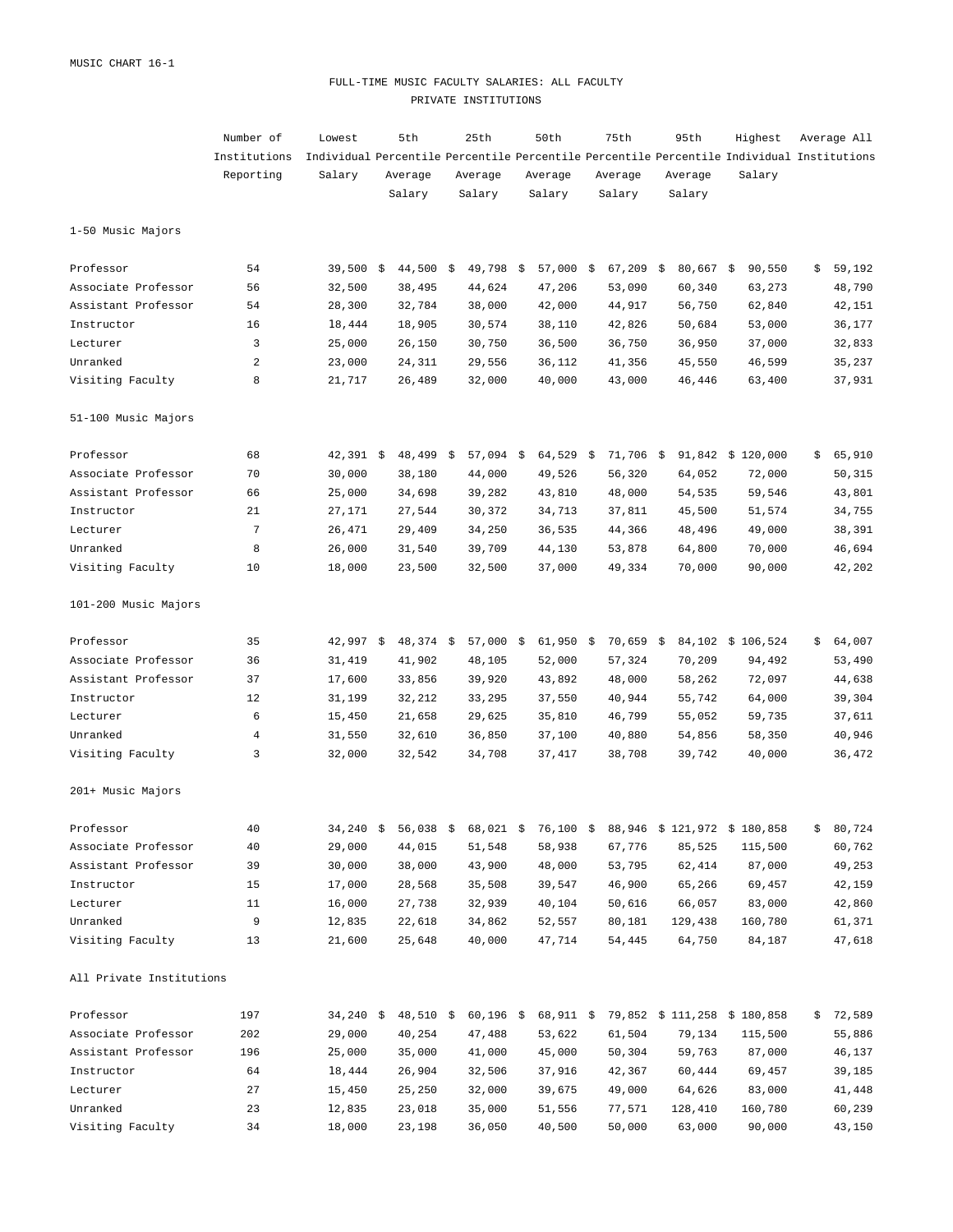MUSIC CHART 16-1

# FULL-TIME MUSIC FACULTY SALARIES: ALL FACULTY
## PRIVATE INSTITUTIONS

| | Number of Institutions Reporting | Lowest Individual Salary | 5th Percentile Average Salary | 25th Percentile Average Salary | 50th Percentile Average Salary | 75th Percentile Average Salary | 95th Percentile Average Salary | Highest Individual Salary | Average All Institutions |
|---|---|---|---|---|---|---|---|---|---|
| **1-50 Music Majors** | | | | | | | | | |
| Professor | 54 | 39,500 | $ 44,500 | $ 49,798 | $ 57,000 | $ 67,209 | $ 80,667 | $ 90,550 | $ 59,192 |
| Associate Professor | 56 | 32,500 | 38,495 | 44,624 | 47,206 | 53,090 | 60,340 | 63,273 | 48,790 |
| Assistant Professor | 54 | 28,300 | 32,784 | 38,000 | 42,000 | 44,917 | 56,750 | 62,840 | 42,151 |
| Instructor | 16 | 18,444 | 18,905 | 30,574 | 38,110 | 42,826 | 50,684 | 53,000 | 36,177 |
| Lecturer | 3 | 25,000 | 26,150 | 30,750 | 36,500 | 36,750 | 36,950 | 37,000 | 32,833 |
| Unranked | 2 | 23,000 | 24,311 | 29,556 | 36,112 | 41,356 | 45,550 | 46,599 | 35,237 |
| Visiting Faculty | 8 | 21,717 | 26,489 | 32,000 | 40,000 | 43,000 | 46,446 | 63,400 | 37,931 |
| **51-100 Music Majors** | | | | | | | | | |
| Professor | 68 | 42,391 | $ 48,499 | $ 57,094 | $ 64,529 | $ 71,706 | $ 91,842 | $ 120,000 | $ 65,910 |
| Associate Professor | 70 | 30,000 | 38,180 | 44,000 | 49,526 | 56,320 | 64,052 | 72,000 | 50,315 |
| Assistant Professor | 66 | 25,000 | 34,698 | 39,282 | 43,810 | 48,000 | 54,535 | 59,546 | 43,801 |
| Instructor | 21 | 27,171 | 27,544 | 30,372 | 34,713 | 37,811 | 45,500 | 51,574 | 34,755 |
| Lecturer | 7 | 26,471 | 29,409 | 34,250 | 36,535 | 44,366 | 48,496 | 49,000 | 38,391 |
| Unranked | 8 | 26,000 | 31,540 | 39,709 | 44,130 | 53,878 | 64,800 | 70,000 | 46,694 |
| Visiting Faculty | 10 | 18,000 | 23,500 | 32,500 | 37,000 | 49,334 | 70,000 | 90,000 | 42,202 |
| **101-200 Music Majors** | | | | | | | | | |
| Professor | 35 | 42,997 | $ 48,374 | $ 57,000 | $ 61,950 | $ 70,659 | $ 84,102 | $ 106,524 | $ 64,007 |
| Associate Professor | 36 | 31,419 | 41,902 | 48,105 | 52,000 | 57,324 | 70,209 | 94,492 | 53,490 |
| Assistant Professor | 37 | 17,600 | 33,856 | 39,920 | 43,892 | 48,000 | 58,262 | 72,097 | 44,638 |
| Instructor | 12 | 31,199 | 32,212 | 33,295 | 37,550 | 40,944 | 55,742 | 64,000 | 39,304 |
| Lecturer | 6 | 15,450 | 21,658 | 29,625 | 35,810 | 46,799 | 55,052 | 59,735 | 37,611 |
| Unranked | 4 | 31,550 | 32,610 | 36,850 | 37,100 | 40,880 | 54,856 | 58,350 | 40,946 |
| Visiting Faculty | 3 | 32,000 | 32,542 | 34,708 | 37,417 | 38,708 | 39,742 | 40,000 | 36,472 |
| **201+ Music Majors** | | | | | | | | | |
| Professor | 40 | 34,240 | $ 56,038 | $ 68,021 | $ 76,100 | $ 88,946 | $ 121,972 | $ 180,858 | $ 80,724 |
| Associate Professor | 40 | 29,000 | 44,015 | 51,548 | 58,938 | 67,776 | 85,525 | 115,500 | 60,762 |
| Assistant Professor | 39 | 30,000 | 38,000 | 43,900 | 48,000 | 53,795 | 62,414 | 87,000 | 49,253 |
| Instructor | 15 | 17,000 | 28,568 | 35,508 | 39,547 | 46,900 | 65,266 | 69,457 | 42,159 |
| Lecturer | 11 | 16,000 | 27,738 | 32,939 | 40,104 | 50,616 | 66,057 | 83,000 | 42,860 |
| Unranked | 9 | 12,835 | 22,618 | 34,862 | 52,557 | 80,181 | 129,438 | 160,780 | 61,371 |
| Visiting Faculty | 13 | 21,600 | 25,648 | 40,000 | 47,714 | 54,445 | 64,750 | 84,187 | 47,618 |
| **All Private Institutions** | | | | | | | | | |
| Professor | 197 | 34,240 | $ 48,510 | $ 60,196 | $ 68,911 | $ 79,852 | $ 111,258 | $ 180,858 | $ 72,589 |
| Associate Professor | 202 | 29,000 | 40,254 | 47,488 | 53,622 | 61,504 | 79,134 | 115,500 | 55,886 |
| Assistant Professor | 196 | 25,000 | 35,000 | 41,000 | 45,000 | 50,304 | 59,763 | 87,000 | 46,137 |
| Instructor | 64 | 18,444 | 26,904 | 32,506 | 37,916 | 42,367 | 60,444 | 69,457 | 39,185 |
| Lecturer | 27 | 15,450 | 25,250 | 32,000 | 39,675 | 49,000 | 64,626 | 83,000 | 41,448 |
| Unranked | 23 | 12,835 | 23,018 | 35,000 | 51,556 | 77,571 | 128,410 | 160,780 | 60,239 |
| Visiting Faculty | 34 | 18,000 | 23,198 | 36,050 | 40,500 | 50,000 | 63,000 | 90,000 | 43,150 |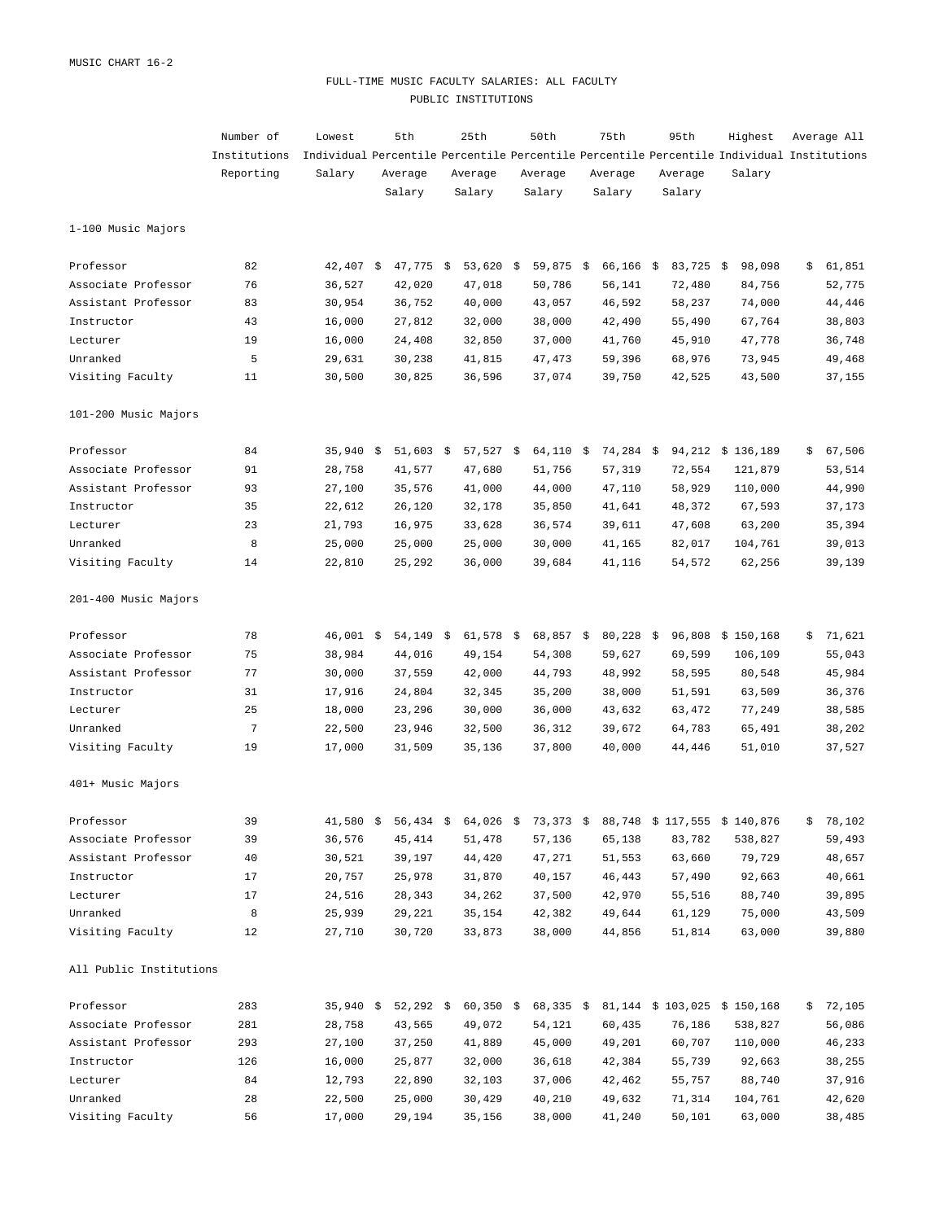MUSIC CHART 16-2

# FULL-TIME MUSIC FACULTY SALARIES: ALL FACULTY
## PUBLIC INSTITUTIONS

| | Number of Institutions Reporting | Lowest Individual Salary | 5th Percentile Average Salary | 25th Percentile Average Salary | 50th Percentile Average Salary | 75th Percentile Average Salary | 95th Percentile Average Salary | Highest Individual Salary | Average All Institutions |
|---|---|---|---|---|---|---|---|---|---|
| **1-100 Music Majors** | | | | | | | | | |
| Professor | 82 | 42,407 | $ 47,775 | $ 53,620 | $ 59,875 | $ 66,166 | $ 83,725 | $ 98,098 | $ 61,851 |
| Associate Professor | 76 | 36,527 | 42,020 | 47,018 | 50,786 | 56,141 | 72,480 | 84,756 | 52,775 |
| Assistant Professor | 83 | 30,954 | 36,752 | 40,000 | 43,057 | 46,592 | 58,237 | 74,000 | 44,446 |
| Instructor | 43 | 16,000 | 27,812 | 32,000 | 38,000 | 42,490 | 55,490 | 67,764 | 38,803 |
| Lecturer | 19 | 16,000 | 24,408 | 32,850 | 37,000 | 41,760 | 45,910 | 47,778 | 36,748 |
| Unranked | 5 | 29,631 | 30,238 | 41,815 | 47,473 | 59,396 | 68,976 | 73,945 | 49,468 |
| Visiting Faculty | 11 | 30,500 | 30,825 | 36,596 | 37,074 | 39,750 | 42,525 | 43,500 | 37,155 |
| **101-200 Music Majors** | | | | | | | | | |
| Professor | 84 | 35,940 | $ 51,603 | $ 57,527 | $ 64,110 | $ 74,284 | $ 94,212 | $ 136,189 | $ 67,506 |
| Associate Professor | 91 | 28,758 | 41,577 | 47,680 | 51,756 | 57,319 | 72,554 | 121,879 | 53,514 |
| Assistant Professor | 93 | 27,100 | 35,576 | 41,000 | 44,000 | 47,110 | 58,929 | 110,000 | 44,990 |
| Instructor | 35 | 22,612 | 26,120 | 32,178 | 35,850 | 41,641 | 48,372 | 67,593 | 37,173 |
| Lecturer | 23 | 21,793 | 16,975 | 33,628 | 36,574 | 39,611 | 47,608 | 63,200 | 35,394 |
| Unranked | 8 | 25,000 | 25,000 | 25,000 | 30,000 | 41,165 | 82,017 | 104,761 | 39,013 |
| Visiting Faculty | 14 | 22,810 | 25,292 | 36,000 | 39,684 | 41,116 | 54,572 | 62,256 | 39,139 |
| **201-400 Music Majors** | | | | | | | | | |
| Professor | 78 | 46,001 | $ 54,149 | $ 61,578 | $ 68,857 | $ 80,228 | $ 96,808 | $ 150,168 | $ 71,621 |
| Associate Professor | 75 | 38,984 | 44,016 | 49,154 | 54,308 | 59,627 | 69,599 | 106,109 | 55,043 |
| Assistant Professor | 77 | 30,000 | 37,559 | 42,000 | 44,793 | 48,992 | 58,595 | 80,548 | 45,984 |
| Instructor | 31 | 17,916 | 24,804 | 32,345 | 35,200 | 38,000 | 51,591 | 63,509 | 36,376 |
| Lecturer | 25 | 18,000 | 23,296 | 30,000 | 36,000 | 43,632 | 63,472 | 77,249 | 38,585 |
| Unranked | 7 | 22,500 | 23,946 | 32,500 | 36,312 | 39,672 | 64,783 | 65,491 | 38,202 |
| Visiting Faculty | 19 | 17,000 | 31,509 | 35,136 | 37,800 | 40,000 | 44,446 | 51,010 | 37,527 |
| **401+ Music Majors** | | | | | | | | | |
| Professor | 39 | 41,580 | $ 56,434 | $ 64,026 | $ 73,373 | $ 88,748 | $ 117,555 | $ 140,876 | $ 78,102 |
| Associate Professor | 39 | 36,576 | 45,414 | 51,478 | 57,136 | 65,138 | 83,782 | 538,827 | 59,493 |
| Assistant Professor | 40 | 30,521 | 39,197 | 44,420 | 47,271 | 51,553 | 63,660 | 79,729 | 48,657 |
| Instructor | 17 | 20,757 | 25,978 | 31,870 | 40,157 | 46,443 | 57,490 | 92,663 | 40,661 |
| Lecturer | 17 | 24,516 | 28,343 | 34,262 | 37,500 | 42,970 | 55,516 | 88,740 | 39,895 |
| Unranked | 8 | 25,939 | 29,221 | 35,154 | 42,382 | 49,644 | 61,129 | 75,000 | 43,509 |
| Visiting Faculty | 12 | 27,710 | 30,720 | 33,873 | 38,000 | 44,856 | 51,814 | 63,000 | 39,880 |
| **All Public Institutions** | | | | | | | | | |
| Professor | 283 | 35,940 | $ 52,292 | $ 60,350 | $ 68,335 | $ 81,144 | $ 103,025 | $ 150,168 | $ 72,105 |
| Associate Professor | 281 | 28,758 | 43,565 | 49,072 | 54,121 | 60,435 | 76,186 | 538,827 | 56,086 |
| Assistant Professor | 293 | 27,100 | 37,250 | 41,889 | 45,000 | 49,201 | 60,707 | 110,000 | 46,233 |
| Instructor | 126 | 16,000 | 25,877 | 32,000 | 36,618 | 42,384 | 55,739 | 92,663 | 38,255 |
| Lecturer | 84 | 12,793 | 22,890 | 32,103 | 37,006 | 42,462 | 55,757 | 88,740 | 37,916 |
| Unranked | 28 | 22,500 | 25,000 | 30,429 | 40,210 | 49,632 | 71,314 | 104,761 | 42,620 |
| Visiting Faculty | 56 | 17,000 | 29,194 | 35,156 | 38,000 | 41,240 | 50,101 | 63,000 | 38,485 |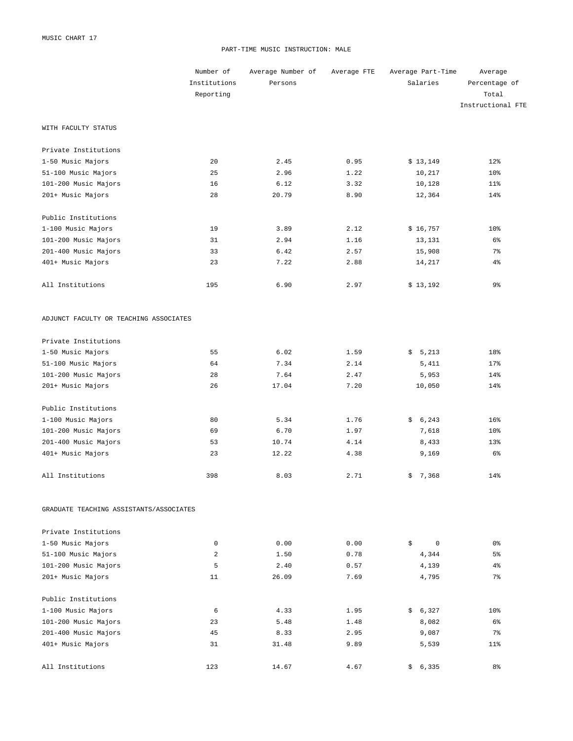MUSIC CHART 17

## PART-TIME MUSIC INSTRUCTION: MALE

| | Number of Institutions Reporting | Average Number of Persons | Average FTE | Average Part-Time Salaries | Average Percentage of Total Instructional FTE |
|---|---|---|---|---|---|
| **WITH FACULTY STATUS** | | | | | |
| Private Institutions | | | | | |
| 1-50 Music Majors | 20 | 2.45 | 0.95 | $ 13,149 | 12% |
| 51-100 Music Majors | 25 | 2.96 | 1.22 | 10,217 | 10% |
| 101-200 Music Majors | 16 | 6.12 | 3.32 | 10,128 | 11% |
| 201+ Music Majors | 28 | 20.79 | 8.90 | 12,364 | 14% |
| Public Institutions | | | | | |
| 1-100 Music Majors | 19 | 3.89 | 2.12 | $ 16,757 | 10% |
| 101-200 Music Majors | 31 | 2.94 | 1.16 | 13,131 | 6% |
| 201-400 Music Majors | 33 | 6.42 | 2.57 | 15,908 | 7% |
| 401+ Music Majors | 23 | 7.22 | 2.88 | 14,217 | 4% |
| All Institutions | 195 | 6.90 | 2.97 | $ 13,192 | 9% |
| **ADJUNCT FACULTY OR TEACHING ASSOCIATES** | | | | | |
| Private Institutions | | | | | |
| 1-50 Music Majors | 55 | 6.02 | 1.59 | $ 5,213 | 18% |
| 51-100 Music Majors | 64 | 7.34 | 2.14 | 5,411 | 17% |
| 101-200 Music Majors | 28 | 7.64 | 2.47 | 5,953 | 14% |
| 201+ Music Majors | 26 | 17.04 | 7.20 | 10,050 | 14% |
| Public Institutions | | | | | |
| 1-100 Music Majors | 80 | 5.34 | 1.76 | $ 6,243 | 16% |
| 101-200 Music Majors | 69 | 6.70 | 1.97 | 7,618 | 10% |
| 201-400 Music Majors | 53 | 10.74 | 4.14 | 8,433 | 13% |
| 401+ Music Majors | 23 | 12.22 | 4.38 | 9,169 | 6% |
| All Institutions | 398 | 8.03 | 2.71 | $ 7,368 | 14% |
| **GRADUATE TEACHING ASSISTANTS/ASSOCIATES** | | | | | |
| Private Institutions | | | | | |
| 1-50 Music Majors | 0 | 0.00 | 0.00 | $ 0 | 0% |
| 51-100 Music Majors | 2 | 1.50 | 0.78 | 4,344 | 5% |
| 101-200 Music Majors | 5 | 2.40 | 0.57 | 4,139 | 4% |
| 201+ Music Majors | 11 | 26.09 | 7.69 | 4,795 | 7% |
| Public Institutions | | | | | |
| 1-100 Music Majors | 6 | 4.33 | 1.95 | $ 6,327 | 10% |
| 101-200 Music Majors | 23 | 5.48 | 1.48 | 8,082 | 6% |
| 201-400 Music Majors | 45 | 8.33 | 2.95 | 9,087 | 7% |
| 401+ Music Majors | 31 | 31.48 | 9.89 | 5,539 | 11% |
| All Institutions | 123 | 14.67 | 4.67 | $ 6,335 | 8% |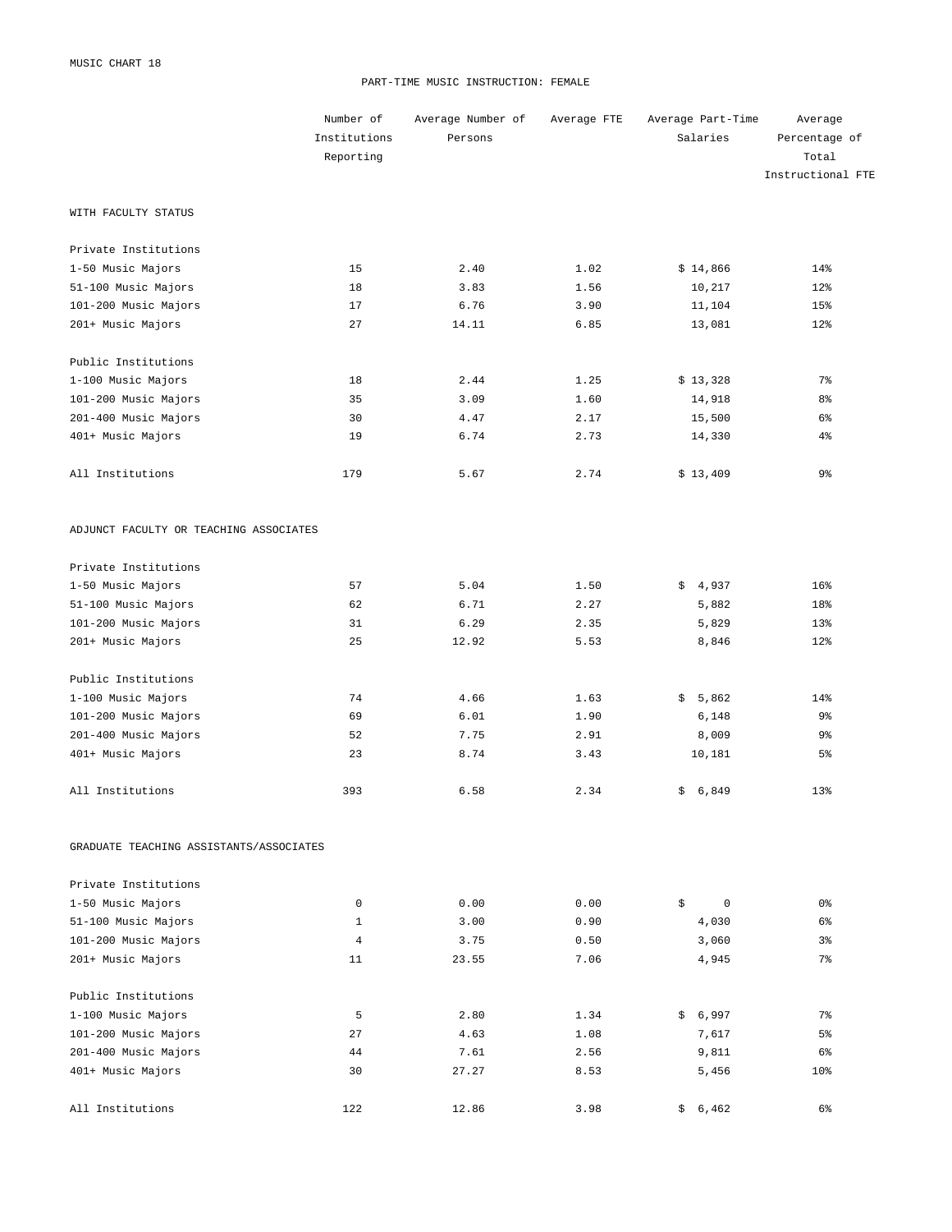MUSIC CHART 18

# PART-TIME MUSIC INSTRUCTION: FEMALE

| | Number of Institutions Reporting | Average Number of Persons | Average FTE | Average Part-Time Salaries | Average Percentage of Total Instructional FTE |
|---|---|---|---|---|---|
| **WITH FACULTY STATUS** | | | | | |
| Private Institutions | | | | | |
| 1-50 Music Majors | 15 | 2.40 | 1.02 | $ 14,866 | 14% |
| 51-100 Music Majors | 18 | 3.83 | 1.56 | 10,217 | 12% |
| 101-200 Music Majors | 17 | 6.76 | 3.90 | 11,104 | 15% |
| 201+ Music Majors | 27 | 14.11 | 6.85 | 13,081 | 12% |
| Public Institutions | | | | | |
| 1-100 Music Majors | 18 | 2.44 | 1.25 | $ 13,328 | 7% |
| 101-200 Music Majors | 35 | 3.09 | 1.60 | 14,918 | 8% |
| 201-400 Music Majors | 30 | 4.47 | 2.17 | 15,500 | 6% |
| 401+ Music Majors | 19 | 6.74 | 2.73 | 14,330 | 4% |
| All Institutions | 179 | 5.67 | 2.74 | $ 13,409 | 9% |
| **ADJUNCT FACULTY OR TEACHING ASSOCIATES** | | | | | |
| Private Institutions | | | | | |
| 1-50 Music Majors | 57 | 5.04 | 1.50 | $ 4,937 | 16% |
| 51-100 Music Majors | 62 | 6.71 | 2.27 | 5,882 | 18% |
| 101-200 Music Majors | 31 | 6.29 | 2.35 | 5,829 | 13% |
| 201+ Music Majors | 25 | 12.92 | 5.53 | 8,846 | 12% |
| Public Institutions | | | | | |
| 1-100 Music Majors | 74 | 4.66 | 1.63 | $ 5,862 | 14% |
| 101-200 Music Majors | 69 | 6.01 | 1.90 | 6,148 | 9% |
| 201-400 Music Majors | 52 | 7.75 | 2.91 | 8,009 | 9% |
| 401+ Music Majors | 23 | 8.74 | 3.43 | 10,181 | 5% |
| All Institutions | 393 | 6.58 | 2.34 | $ 6,849 | 13% |
| **GRADUATE TEACHING ASSISTANTS/ASSOCIATES** | | | | | |
| Private Institutions | | | | | |
| 1-50 Music Majors | 0 | 0.00 | 0.00 | $ 0 | 0% |
| 51-100 Music Majors | 1 | 3.00 | 0.90 | 4,030 | 6% |
| 101-200 Music Majors | 4 | 3.75 | 0.50 | 3,060 | 3% |
| 201+ Music Majors | 11 | 23.55 | 7.06 | 4,945 | 7% |
| Public Institutions | | | | | |
| 1-100 Music Majors | 5 | 2.80 | 1.34 | $ 6,997 | 7% |
| 101-200 Music Majors | 27 | 4.63 | 1.08 | 7,617 | 5% |
| 201-400 Music Majors | 44 | 7.61 | 2.56 | 9,811 | 6% |
| 401+ Music Majors | 30 | 27.27 | 8.53 | 5,456 | 10% |
| All Institutions | 122 | 12.86 | 3.98 | $ 6,462 | 6% |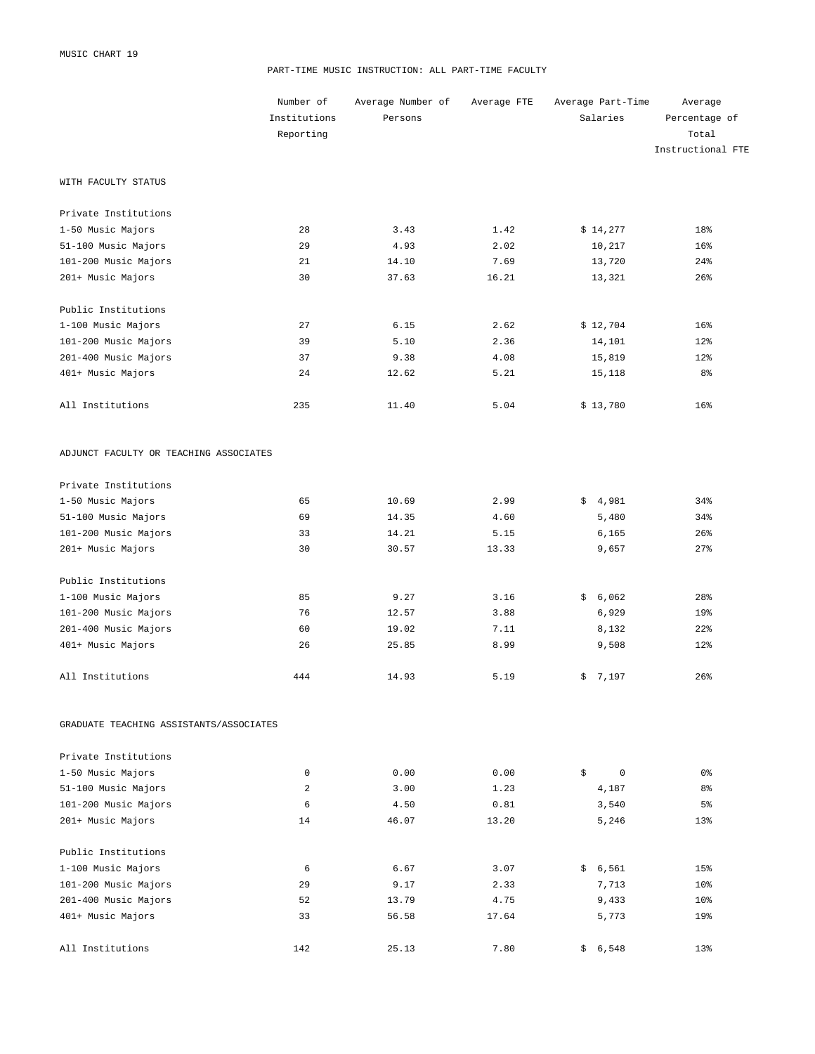MUSIC CHART 19

## PART-TIME MUSIC INSTRUCTION: ALL PART-TIME FACULTY

| | Number of Institutions Reporting | Average Number of Persons | Average FTE | Average Part-Time Salaries | Average Percentage of Total Instructional FTE |
|---|---|---|---|---|---|
| **WITH FACULTY STATUS** | | | | | |
| Private Institutions | | | | | |
| 1-50 Music Majors | 28 | 3.43 | 1.42 | $ 14,277 | 18% |
| 51-100 Music Majors | 29 | 4.93 | 2.02 | 10,217 | 16% |
| 101-200 Music Majors | 21 | 14.10 | 7.69 | 13,720 | 24% |
| 201+ Music Majors | 30 | 37.63 | 16.21 | 13,321 | 26% |
| Public Institutions | | | | | |
| 1-100 Music Majors | 27 | 6.15 | 2.62 | $ 12,704 | 16% |
| 101-200 Music Majors | 39 | 5.10 | 2.36 | 14,101 | 12% |
| 201-400 Music Majors | 37 | 9.38 | 4.08 | 15,819 | 12% |
| 401+ Music Majors | 24 | 12.62 | 5.21 | 15,118 | 8% |
| All Institutions | 235 | 11.40 | 5.04 | $ 13,780 | 16% |
| **ADJUNCT FACULTY OR TEACHING ASSOCIATES** | | | | | |
| Private Institutions | | | | | |
| 1-50 Music Majors | 65 | 10.69 | 2.99 | $ 4,981 | 34% |
| 51-100 Music Majors | 69 | 14.35 | 4.60 | 5,480 | 34% |
| 101-200 Music Majors | 33 | 14.21 | 5.15 | 6,165 | 26% |
| 201+ Music Majors | 30 | 30.57 | 13.33 | 9,657 | 27% |
| Public Institutions | | | | | |
| 1-100 Music Majors | 85 | 9.27 | 3.16 | $ 6,062 | 28% |
| 101-200 Music Majors | 76 | 12.57 | 3.88 | 6,929 | 19% |
| 201-400 Music Majors | 60 | 19.02 | 7.11 | 8,132 | 22% |
| 401+ Music Majors | 26 | 25.85 | 8.99 | 9,508 | 12% |
| All Institutions | 444 | 14.93 | 5.19 | $ 7,197 | 26% |
| **GRADUATE TEACHING ASSISTANTS/ASSOCIATES** | | | | | |
| Private Institutions | | | | | |
| 1-50 Music Majors | 0 | 0.00 | 0.00 | $ 0 | 0% |
| 51-100 Music Majors | 2 | 3.00 | 1.23 | 4,187 | 8% |
| 101-200 Music Majors | 6 | 4.50 | 0.81 | 3,540 | 5% |
| 201+ Music Majors | 14 | 46.07 | 13.20 | 5,246 | 13% |
| Public Institutions | | | | | |
| 1-100 Music Majors | 6 | 6.67 | 3.07 | $ 6,561 | 15% |
| 101-200 Music Majors | 29 | 9.17 | 2.33 | 7,713 | 10% |
| 201-400 Music Majors | 52 | 13.79 | 4.75 | 9,433 | 10% |
| 401+ Music Majors | 33 | 56.58 | 17.64 | 5,773 | 19% |
| All Institutions | 142 | 25.13 | 7.80 | $ 6,548 | 13% |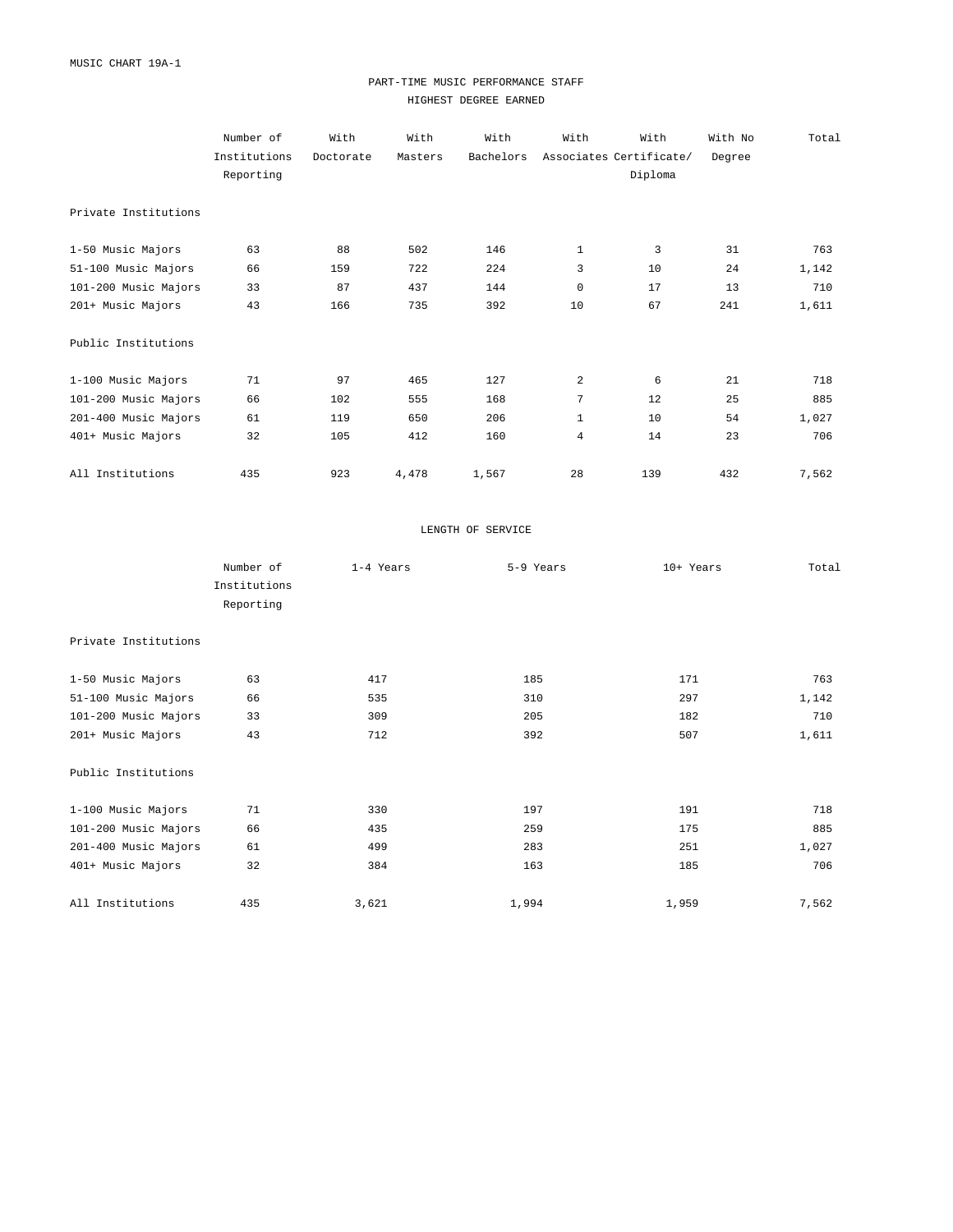MUSIC CHART 19A-1

## PART-TIME MUSIC PERFORMANCE STAFF

### HIGHEST DEGREE EARNED

| | Number of Institutions Reporting | With Doctorate | With Masters | With Bachelors | With Associates | With Certificate/ Diploma | With No Degree | Total |
|---|---|---|---|---|---|---|---|---|
| **Private Institutions** | | | | | | | | |
| 1-50 Music Majors | 63 | 88 | 502 | 146 | 1 | 3 | 31 | 763 |
| 51-100 Music Majors | 66 | 159 | 722 | 224 | 3 | 10 | 24 | 1,142 |
| 101-200 Music Majors | 33 | 87 | 437 | 144 | 0 | 17 | 13 | 710 |
| 201+ Music Majors | 43 | 166 | 735 | 392 | 10 | 67 | 241 | 1,611 |
| **Public Institutions** | | | | | | | | |
| 1-100 Music Majors | 71 | 97 | 465 | 127 | 2 | 6 | 21 | 718 |
| 101-200 Music Majors | 66 | 102 | 555 | 168 | 7 | 12 | 25 | 885 |
| 201-400 Music Majors | 61 | 119 | 650 | 206 | 1 | 10 | 54 | 1,027 |
| 401+ Music Majors | 32 | 105 | 412 | 160 | 4 | 14 | 23 | 706 |
| All Institutions | 435 | 923 | 4,478 | 1,567 | 28 | 139 | 432 | 7,562 |

### LENGTH OF SERVICE

| | Number of Institutions Reporting | 1-4 Years | 5-9 Years | 10+ Years | Total |
|---|---|---|---|---|---|
| **Private Institutions** | | | | | |
| 1-50 Music Majors | 63 | 417 | 185 | 171 | 763 |
| 51-100 Music Majors | 66 | 535 | 310 | 297 | 1,142 |
| 101-200 Music Majors | 33 | 309 | 205 | 182 | 710 |
| 201+ Music Majors | 43 | 712 | 392 | 507 | 1,611 |
| **Public Institutions** | | | | | |
| 1-100 Music Majors | 71 | 330 | 197 | 191 | 718 |
| 101-200 Music Majors | 66 | 435 | 259 | 175 | 885 |
| 201-400 Music Majors | 61 | 499 | 283 | 251 | 1,027 |
| 401+ Music Majors | 32 | 384 | 163 | 185 | 706 |
| All Institutions | 435 | 3,621 | 1,994 | 1,959 | 7,562 |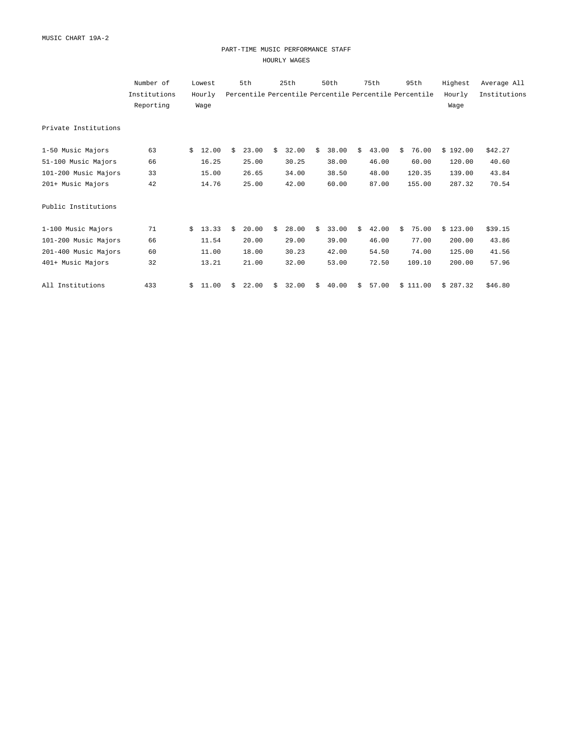MUSIC CHART 19A-2

## PART-TIME MUSIC PERFORMANCE STAFF

### HOURLY WAGES

| | Number of Institutions Reporting | Lowest Hourly Wage | 5th Percentile | 25th Percentile | 50th Percentile | 75th Percentile | 95th Percentile | Highest Hourly Wage | Average All Institutions |
|---|---|---|---|---|---|---|---|---|---|
| **Private Institutions** | | | | | | | | | |
| 1-50 Music Majors | 63 | $ 12.00 | $ 23.00 | $ 32.00 | $ 38.00 | $ 43.00 | $ 76.00 | $ 192.00 | $42.27 |
| 51-100 Music Majors | 66 | 16.25 | 25.00 | 30.25 | 38.00 | 46.00 | 60.00 | 120.00 | 40.60 |
| 101-200 Music Majors | 33 | 15.00 | 26.65 | 34.00 | 38.50 | 48.00 | 120.35 | 139.00 | 43.84 |
| 201+ Music Majors | 42 | 14.76 | 25.00 | 42.00 | 60.00 | 87.00 | 155.00 | 287.32 | 70.54 |
| **Public Institutions** | | | | | | | | | |
| 1-100 Music Majors | 71 | $ 13.33 | $ 20.00 | $ 28.00 | $ 33.00 | $ 42.00 | $ 75.00 | $ 123.00 | $39.15 |
| 101-200 Music Majors | 66 | 11.54 | 20.00 | 29.00 | 39.00 | 46.00 | 77.00 | 200.00 | 43.86 |
| 201-400 Music Majors | 60 | 11.00 | 18.00 | 30.23 | 42.00 | 54.50 | 74.00 | 125.00 | 41.56 |
| 401+ Music Majors | 32 | 13.21 | 21.00 | 32.00 | 53.00 | 72.50 | 109.10 | 200.00 | 57.96 |
| All Institutions | 433 | $ 11.00 | $ 22.00 | $ 32.00 | $ 40.00 | $ 57.00 | $ 111.00 | $ 287.32 | $46.80 |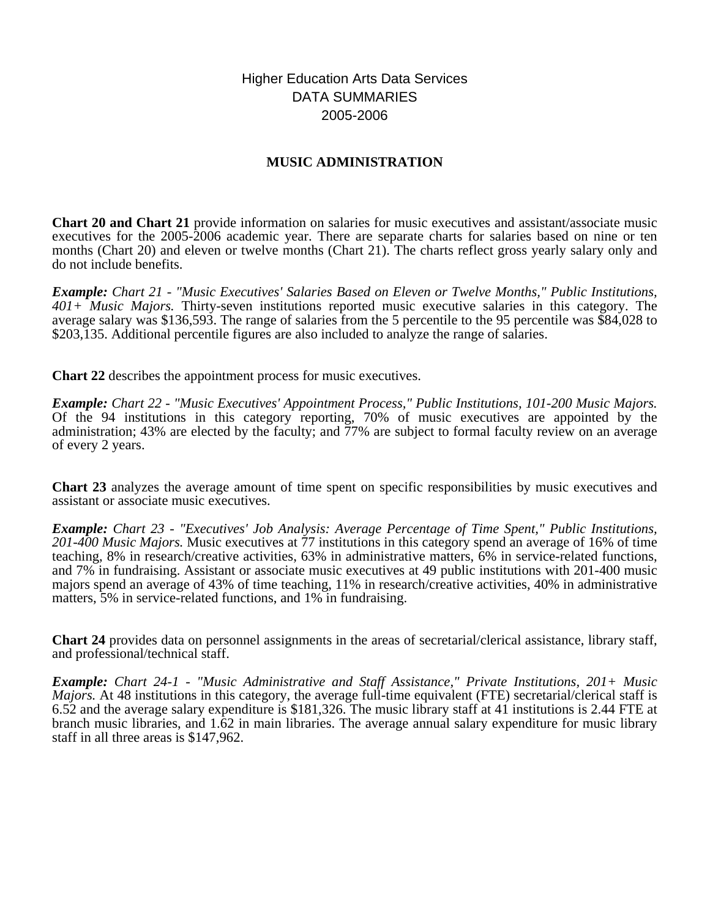Higher Education Arts Data Services
DATA SUMMARIES
2005-2006

## MUSIC ADMINISTRATION

**Chart 20 and Chart 21** provide information on salaries for music executives and assistant/associate music executives for the 2005-2006 academic year. There are separate charts for salaries based on nine or ten months (Chart 20) and eleven or twelve months (Chart 21). The charts reflect gross yearly salary only and do not include benefits.

***Example:*** *Chart 21 - "Music Executives' Salaries Based on Eleven or Twelve Months," Public Institutions, 401+ Music Majors.* Thirty-seven institutions reported music executive salaries in this category. The average salary was $136,593. The range of salaries from the 5 percentile to the 95 percentile was $84,028 to $203,135. Additional percentile figures are also included to analyze the range of salaries.

**Chart 22** describes the appointment process for music executives.

***Example:*** *Chart 22 - "Music Executives' Appointment Process," Public Institutions, 101-200 Music Majors.* Of the 94 institutions in this category reporting, 70% of music executives are appointed by the administration; 43% are elected by the faculty; and 77% are subject to formal faculty review on an average of every 2 years.

**Chart 23** analyzes the average amount of time spent on specific responsibilities by music executives and assistant or associate music executives.

***Example:*** *Chart 23 - "Executives' Job Analysis: Average Percentage of Time Spent," Public Institutions, 201-400 Music Majors.* Music executives at 77 institutions in this category spend an average of 16% of time teaching, 8% in research/creative activities, 63% in administrative matters, 6% in service-related functions, and 7% in fundraising. Assistant or associate music executives at 49 public institutions with 201-400 music majors spend an average of 43% of time teaching, 11% in research/creative activities, 40% in administrative matters, 5% in service-related functions, and 1% in fundraising.

**Chart 24** provides data on personnel assignments in the areas of secretarial/clerical assistance, library staff, and professional/technical staff.

***Example:*** *Chart 24-1 - "Music Administrative and Staff Assistance," Private Institutions, 201+ Music Majors.* At 48 institutions in this category, the average full-time equivalent (FTE) secretarial/clerical staff is 6.52 and the average salary expenditure is $181,326. The music library staff at 41 institutions is 2.44 FTE at branch music libraries, and 1.62 in main libraries. The average annual salary expenditure for music library staff in all three areas is $147,962.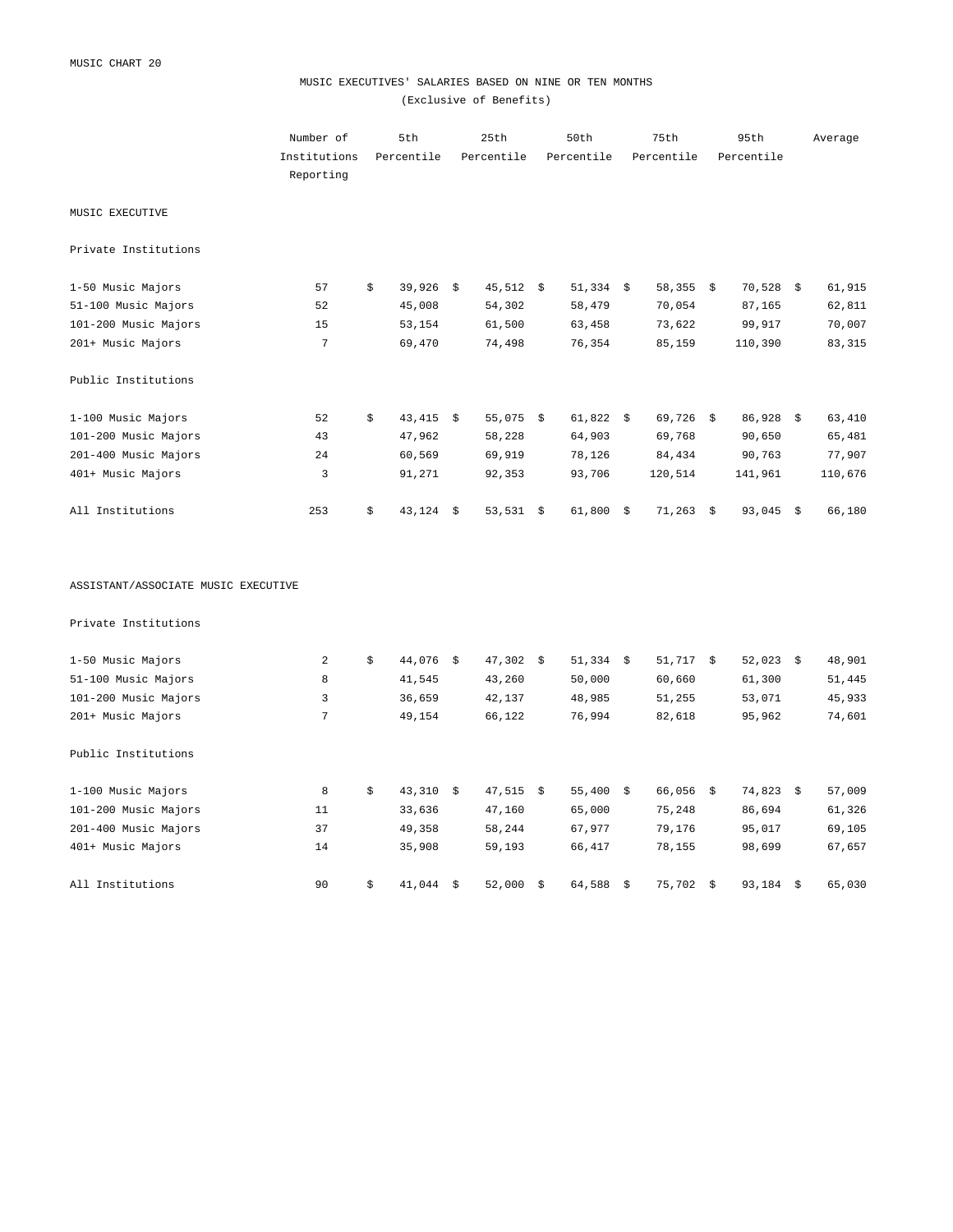MUSIC CHART 20

## MUSIC EXECUTIVES' SALARIES BASED ON NINE OR TEN MONTHS

(Exclusive of Benefits)

| | Number of Institutions Reporting | 5th Percentile | 25th Percentile | 50th Percentile | 75th Percentile | 95th Percentile | Average |
|---|---|---|---|---|---|---|---|
| **MUSIC EXECUTIVE** | | | | | | | |
| Private Institutions | | | | | | | |
| 1-50 Music Majors | 57 | $ 39,926 | $ 45,512 | $ 51,334 | $ 58,355 | $ 70,528 | $ 61,915 |
| 51-100 Music Majors | 52 | 45,008 | 54,302 | 58,479 | 70,054 | 87,165 | 62,811 |
| 101-200 Music Majors | 15 | 53,154 | 61,500 | 63,458 | 73,622 | 99,917 | 70,007 |
| 201+ Music Majors | 7 | 69,470 | 74,498 | 76,354 | 85,159 | 110,390 | 83,315 |
| Public Institutions | | | | | | | |
| 1-100 Music Majors | 52 | $ 43,415 | $ 55,075 | $ 61,822 | $ 69,726 | $ 86,928 | $ 63,410 |
| 101-200 Music Majors | 43 | 47,962 | 58,228 | 64,903 | 69,768 | 90,650 | 65,481 |
| 201-400 Music Majors | 24 | 60,569 | 69,919 | 78,126 | 84,434 | 90,763 | 77,907 |
| 401+ Music Majors | 3 | 91,271 | 92,353 | 93,706 | 120,514 | 141,961 | 110,676 |
| All Institutions | 253 | $ 43,124 | $ 53,531 | $ 61,800 | $ 71,263 | $ 93,045 | $ 66,180 |
| **ASSISTANT/ASSOCIATE MUSIC EXECUTIVE** | | | | | | | |
| Private Institutions | | | | | | | |
| 1-50 Music Majors | 2 | $ 44,076 | $ 47,302 | $ 51,334 | $ 51,717 | $ 52,023 | $ 48,901 |
| 51-100 Music Majors | 8 | 41,545 | 43,260 | 50,000 | 60,660 | 61,300 | 51,445 |
| 101-200 Music Majors | 3 | 36,659 | 42,137 | 48,985 | 51,255 | 53,071 | 45,933 |
| 201+ Music Majors | 7 | 49,154 | 66,122 | 76,994 | 82,618 | 95,962 | 74,601 |
| Public Institutions | | | | | | | |
| 1-100 Music Majors | 8 | $ 43,310 | $ 47,515 | $ 55,400 | $ 66,056 | $ 74,823 | $ 57,009 |
| 101-200 Music Majors | 11 | 33,636 | 47,160 | 65,000 | 75,248 | 86,694 | 61,326 |
| 201-400 Music Majors | 37 | 49,358 | 58,244 | 67,977 | 79,176 | 95,017 | 69,105 |
| 401+ Music Majors | 14 | 35,908 | 59,193 | 66,417 | 78,155 | 98,699 | 67,657 |
| All Institutions | 90 | $ 41,044 | $ 52,000 | $ 64,588 | $ 75,702 | $ 93,184 | $ 65,030 |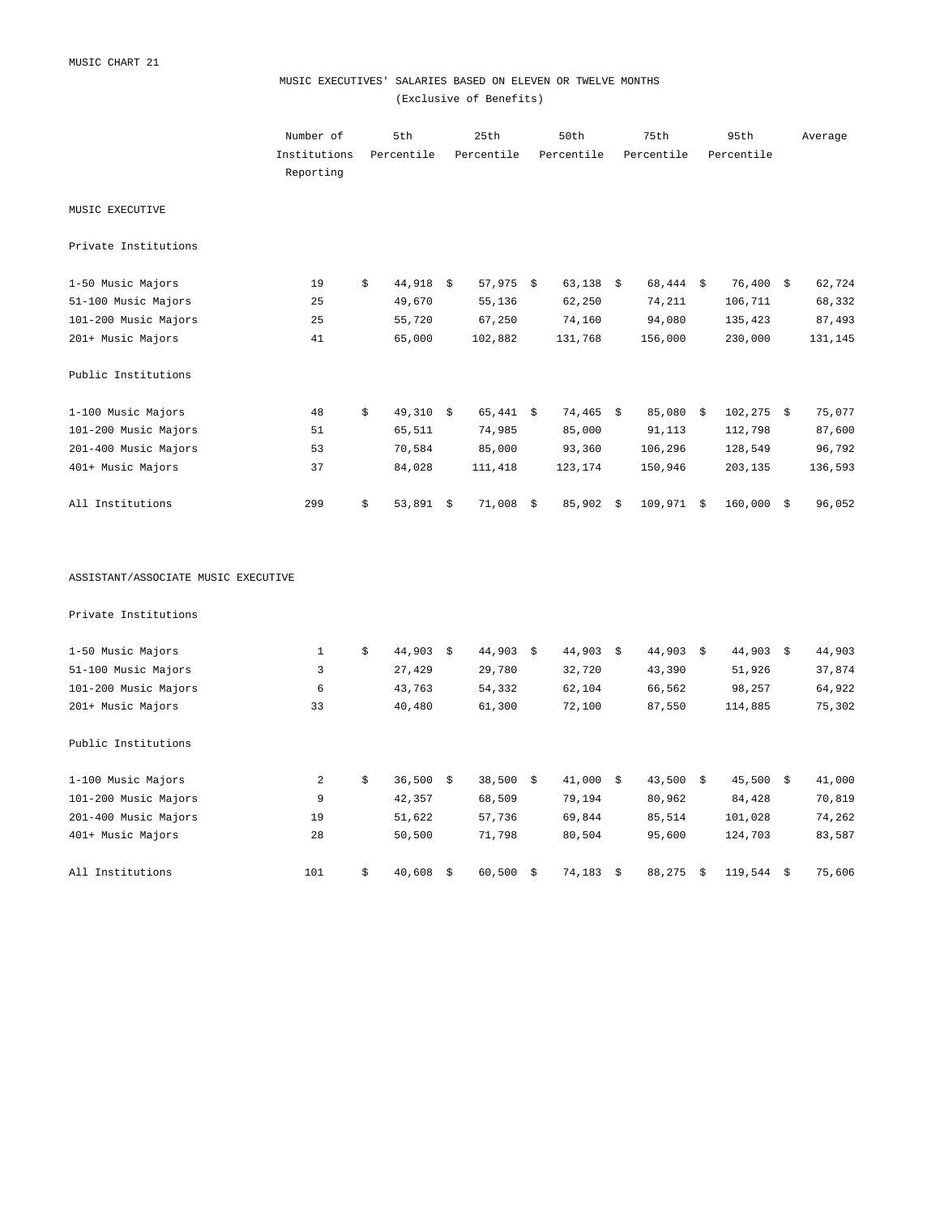MUSIC CHART 21

# MUSIC EXECUTIVES' SALARIES BASED ON ELEVEN OR TWELVE MONTHS

(Exclusive of Benefits)

| | Number of Institutions Reporting | 5th Percentile | 25th Percentile | 50th Percentile | 75th Percentile | 95th Percentile | Average |
|---|---|---|---|---|---|---|---|
| **MUSIC EXECUTIVE** | | | | | | | |
| Private Institutions | | | | | | | |
| 1-50 Music Majors | 19 | $ 44,918 | $ 57,975 | $ 63,138 | $ 68,444 | $ 76,400 | $ 62,724 |
| 51-100 Music Majors | 25 | 49,670 | 55,136 | 62,250 | 74,211 | 106,711 | 68,332 |
| 101-200 Music Majors | 25 | 55,720 | 67,250 | 74,160 | 94,080 | 135,423 | 87,493 |
| 201+ Music Majors | 41 | 65,000 | 102,882 | 131,768 | 156,000 | 230,000 | 131,145 |
| Public Institutions | | | | | | | |
| 1-100 Music Majors | 48 | $ 49,310 | $ 65,441 | $ 74,465 | $ 85,080 | $ 102,275 | $ 75,077 |
| 101-200 Music Majors | 51 | 65,511 | 74,985 | 85,000 | 91,113 | 112,798 | 87,600 |
| 201-400 Music Majors | 53 | 70,584 | 85,000 | 93,360 | 106,296 | 128,549 | 96,792 |
| 401+ Music Majors | 37 | 84,028 | 111,418 | 123,174 | 150,946 | 203,135 | 136,593 |
| All Institutions | 299 | $ 53,891 | $ 71,008 | $ 85,902 | $ 109,971 | $ 160,000 | $ 96,052 |
| **ASSISTANT/ASSOCIATE MUSIC EXECUTIVE** | | | | | | | |
| Private Institutions | | | | | | | |
| 1-50 Music Majors | 1 | $ 44,903 | $ 44,903 | $ 44,903 | $ 44,903 | $ 44,903 | $ 44,903 |
| 51-100 Music Majors | 3 | 27,429 | 29,780 | 32,720 | 43,390 | 51,926 | 37,874 |
| 101-200 Music Majors | 6 | 43,763 | 54,332 | 62,104 | 66,562 | 98,257 | 64,922 |
| 201+ Music Majors | 33 | 40,480 | 61,300 | 72,100 | 87,550 | 114,885 | 75,302 |
| Public Institutions | | | | | | | |
| 1-100 Music Majors | 2 | $ 36,500 | $ 38,500 | $ 41,000 | $ 43,500 | $ 45,500 | $ 41,000 |
| 101-200 Music Majors | 9 | 42,357 | 68,509 | 79,194 | 80,962 | 84,428 | 70,819 |
| 201-400 Music Majors | 19 | 51,622 | 57,736 | 69,844 | 85,514 | 101,028 | 74,262 |
| 401+ Music Majors | 28 | 50,500 | 71,798 | 80,504 | 95,600 | 124,703 | 83,587 |
| All Institutions | 101 | $ 40,608 | $ 60,500 | $ 74,183 | $ 88,275 | $ 119,544 | $ 75,606 |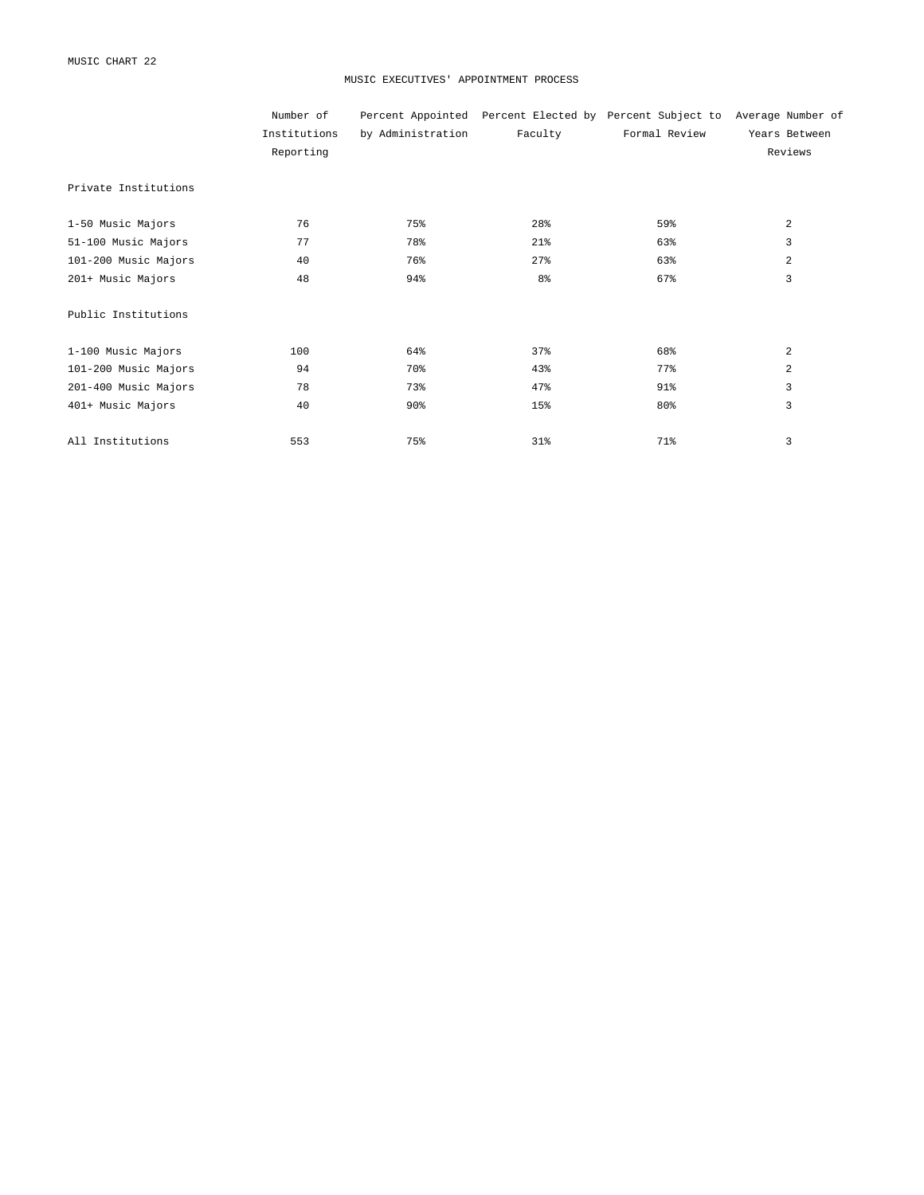MUSIC CHART 22

# MUSIC EXECUTIVES' APPOINTMENT PROCESS

| | Number of Institutions Reporting | Percent Appointed by Administration | Percent Elected by Faculty | Percent Subject to Formal Review | Average Number of Years Between Reviews |
|---|---|---|---|---|---|
| Private Institutions | | | | | |
| 1-50 Music Majors | 76 | 75% | 28% | 59% | 2 |
| 51-100 Music Majors | 77 | 78% | 21% | 63% | 3 |
| 101-200 Music Majors | 40 | 76% | 27% | 63% | 2 |
| 201+ Music Majors | 48 | 94% | 8% | 67% | 3 |
| Public Institutions | | | | | |
| 1-100 Music Majors | 100 | 64% | 37% | 68% | 2 |
| 101-200 Music Majors | 94 | 70% | 43% | 77% | 2 |
| 201-400 Music Majors | 78 | 73% | 47% | 91% | 3 |
| 401+ Music Majors | 40 | 90% | 15% | 80% | 3 |
| All Institutions | 553 | 75% | 31% | 71% | 3 |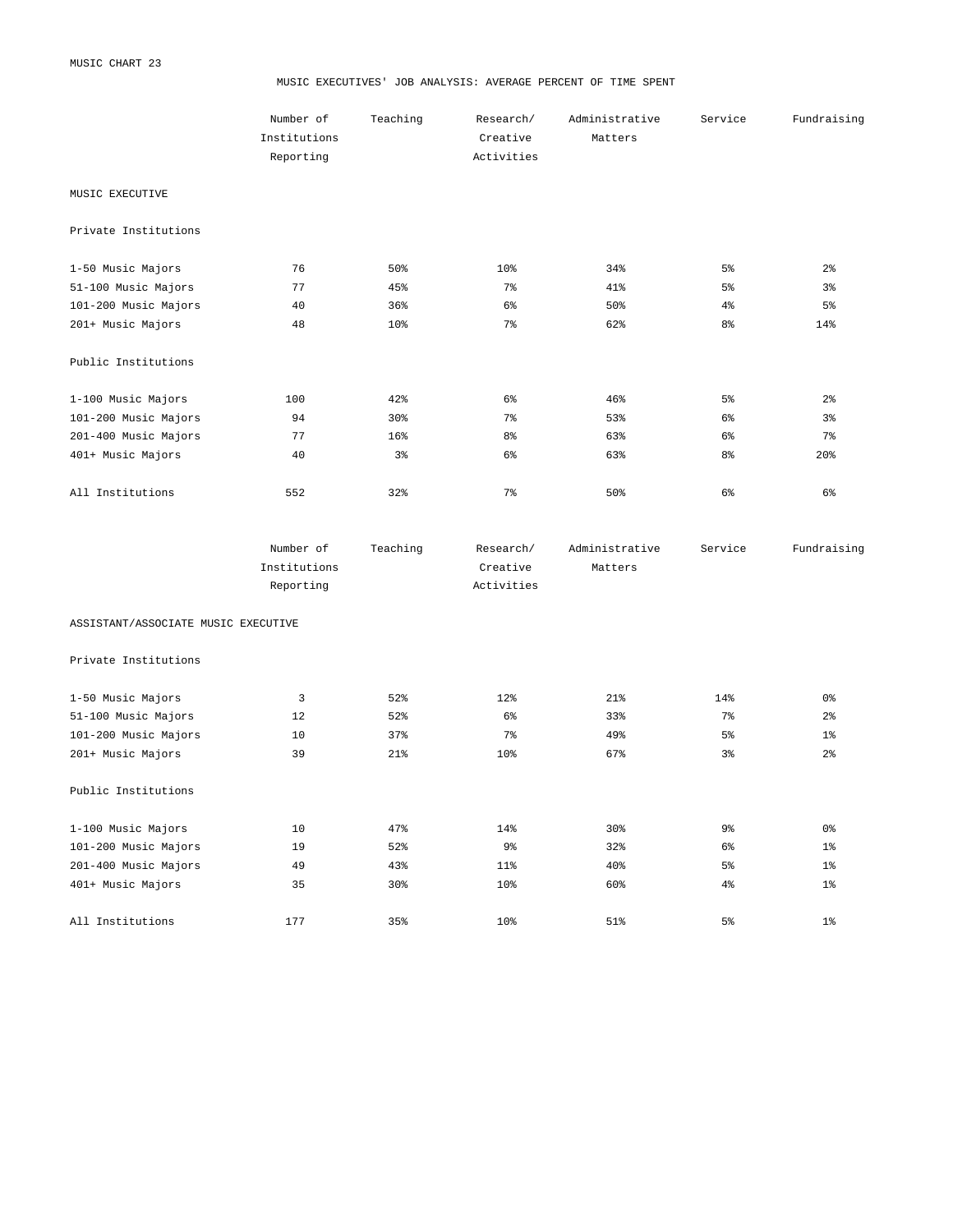MUSIC CHART 23

## MUSIC EXECUTIVES' JOB ANALYSIS: AVERAGE PERCENT OF TIME SPENT

| | Number of Institutions Reporting | Teaching | Research/ Creative Activities | Administrative Matters | Service | Fundraising |
|---|---|---|---|---|---|---|
| **MUSIC EXECUTIVE** | | | | | | |
| Private Institutions | | | | | | |
| 1-50 Music Majors | 76 | 50% | 10% | 34% | 5% | 2% |
| 51-100 Music Majors | 77 | 45% | 7% | 41% | 5% | 3% |
| 101-200 Music Majors | 40 | 36% | 6% | 50% | 4% | 5% |
| 201+ Music Majors | 48 | 10% | 7% | 62% | 8% | 14% |
| Public Institutions | | | | | | |
| 1-100 Music Majors | 100 | 42% | 6% | 46% | 5% | 2% |
| 101-200 Music Majors | 94 | 30% | 7% | 53% | 6% | 3% |
| 201-400 Music Majors | 77 | 16% | 8% | 63% | 6% | 7% |
| 401+ Music Majors | 40 | 3% | 6% | 63% | 8% | 20% |
| All Institutions | 552 | 32% | 7% | 50% | 6% | 6% |

| | Number of Institutions Reporting | Teaching | Research/ Creative Activities | Administrative Matters | Service | Fundraising |
|---|---|---|---|---|---|---|
| **ASSISTANT/ASSOCIATE MUSIC EXECUTIVE** | | | | | | |
| Private Institutions | | | | | | |
| 1-50 Music Majors | 3 | 52% | 12% | 21% | 14% | 0% |
| 51-100 Music Majors | 12 | 52% | 6% | 33% | 7% | 2% |
| 101-200 Music Majors | 10 | 37% | 7% | 49% | 5% | 1% |
| 201+ Music Majors | 39 | 21% | 10% | 67% | 3% | 2% |
| Public Institutions | | | | | | |
| 1-100 Music Majors | 10 | 47% | 14% | 30% | 9% | 0% |
| 101-200 Music Majors | 19 | 52% | 9% | 32% | 6% | 1% |
| 201-400 Music Majors | 49 | 43% | 11% | 40% | 5% | 1% |
| 401+ Music Majors | 35 | 30% | 10% | 60% | 4% | 1% |
| All Institutions | 177 | 35% | 10% | 51% | 5% | 1% |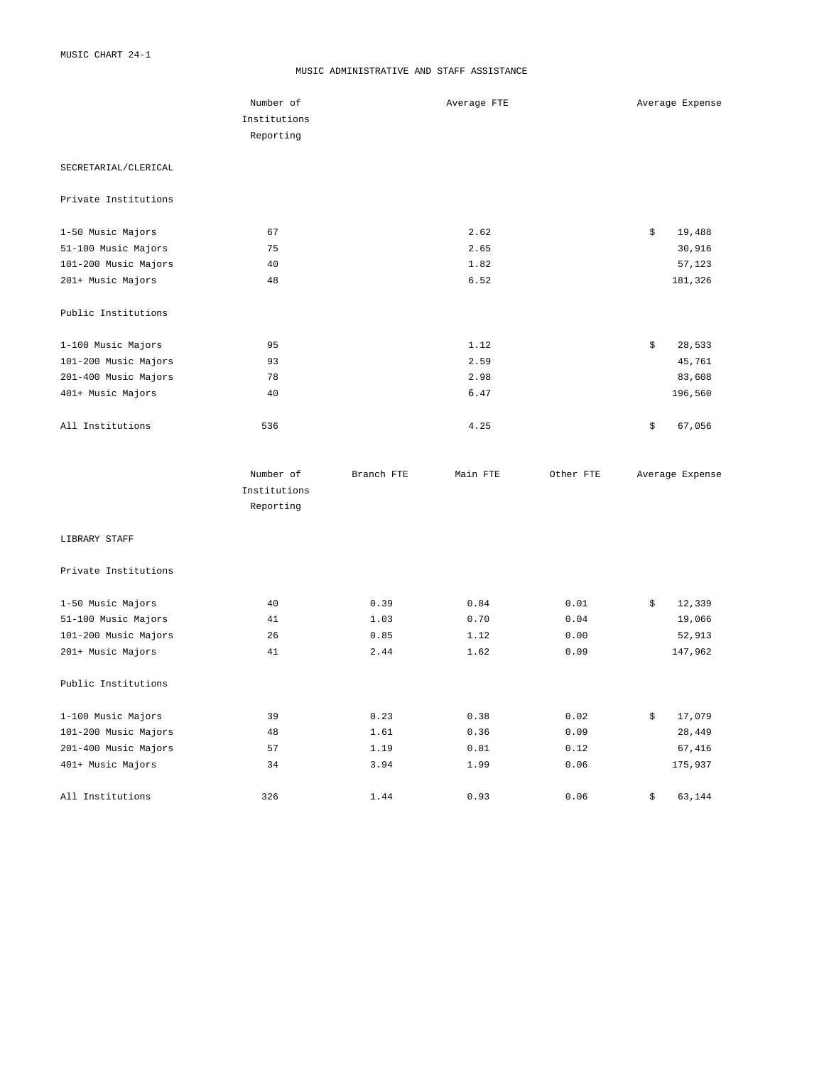MUSIC CHART 24-1

# MUSIC ADMINISTRATIVE AND STAFF ASSISTANCE

| | Number of Institutions Reporting | Average FTE | Average Expense |
|---|---|---|---|
| **SECRETARIAL/CLERICAL** | | | |
| **Private Institutions** | | | |
| 1-50 Music Majors | 67 | 2.62 | $ 19,488 |
| 51-100 Music Majors | 75 | 2.65 | 30,916 |
| 101-200 Music Majors | 40 | 1.82 | 57,123 |
| 201+ Music Majors | 48 | 6.52 | 181,326 |
| **Public Institutions** | | | |
| 1-100 Music Majors | 95 | 1.12 | $ 28,533 |
| 101-200 Music Majors | 93 | 2.59 | 45,761 |
| 201-400 Music Majors | 78 | 2.98 | 83,608 |
| 401+ Music Majors | 40 | 6.47 | 196,560 |
| All Institutions | 536 | 4.25 | $ 67,056 |

| | Number of Institutions Reporting | Branch FTE | Main FTE | Other FTE | Average Expense |
|---|---|---|---|---|---|
| **LIBRARY STAFF** | | | | | |
| **Private Institutions** | | | | | |
| 1-50 Music Majors | 40 | 0.39 | 0.84 | 0.01 | $ 12,339 |
| 51-100 Music Majors | 41 | 1.03 | 0.70 | 0.04 | 19,066 |
| 101-200 Music Majors | 26 | 0.85 | 1.12 | 0.00 | 52,913 |
| 201+ Music Majors | 41 | 2.44 | 1.62 | 0.09 | 147,962 |
| **Public Institutions** | | | | | |
| 1-100 Music Majors | 39 | 0.23 | 0.38 | 0.02 | $ 17,079 |
| 101-200 Music Majors | 48 | 1.61 | 0.36 | 0.09 | 28,449 |
| 201-400 Music Majors | 57 | 1.19 | 0.81 | 0.12 | 67,416 |
| 401+ Music Majors | 34 | 3.94 | 1.99 | 0.06 | 175,937 |
| All Institutions | 326 | 1.44 | 0.93 | 0.06 | $ 63,144 |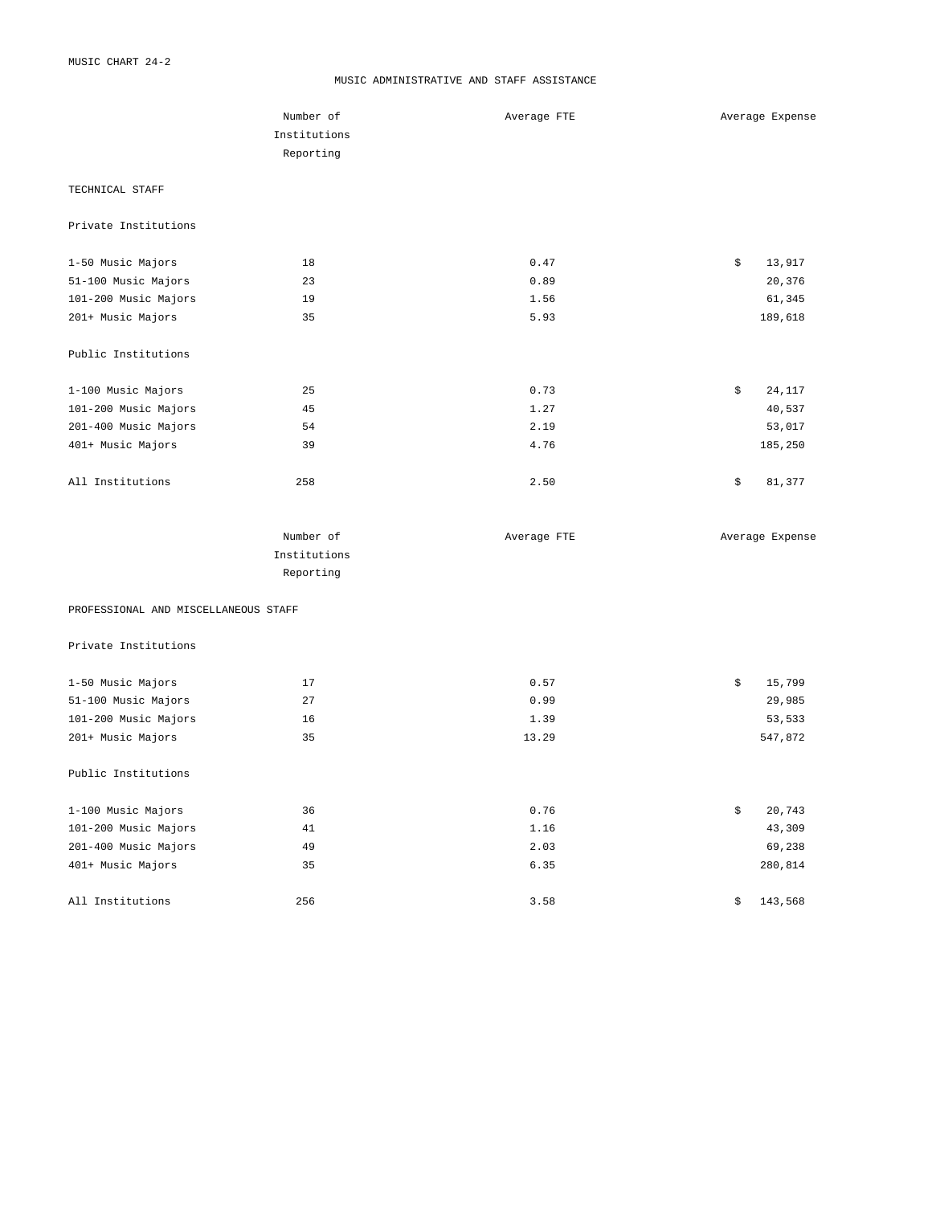MUSIC CHART 24-2

# MUSIC ADMINISTRATIVE AND STAFF ASSISTANCE

| | Number of Institutions Reporting | Average FTE | Average Expense |
|---|---|---|---|
| **TECHNICAL STAFF** | | | |
| Private Institutions | | | |
| 1-50 Music Majors | 18 | 0.47 | $ 13,917 |
| 51-100 Music Majors | 23 | 0.89 | 20,376 |
| 101-200 Music Majors | 19 | 1.56 | 61,345 |
| 201+ Music Majors | 35 | 5.93 | 189,618 |
| Public Institutions | | | |
| 1-100 Music Majors | 25 | 0.73 | $ 24,117 |
| 101-200 Music Majors | 45 | 1.27 | 40,537 |
| 201-400 Music Majors | 54 | 2.19 | 53,017 |
| 401+ Music Majors | 39 | 4.76 | 185,250 |
| All Institutions | 258 | 2.50 | $ 81,377 |

| | Number of Institutions Reporting | Average FTE | Average Expense |
|---|---|---|---|
| **PROFESSIONAL AND MISCELLANEOUS STAFF** | | | |
| Private Institutions | | | |
| 1-50 Music Majors | 17 | 0.57 | $ 15,799 |
| 51-100 Music Majors | 27 | 0.99 | 29,985 |
| 101-200 Music Majors | 16 | 1.39 | 53,533 |
| 201+ Music Majors | 35 | 13.29 | 547,872 |
| Public Institutions | | | |
| 1-100 Music Majors | 36 | 0.76 | $ 20,743 |
| 101-200 Music Majors | 41 | 1.16 | 43,309 |
| 201-400 Music Majors | 49 | 2.03 | 69,238 |
| 401+ Music Majors | 35 | 6.35 | 280,814 |
| All Institutions | 256 | 3.58 | $ 143,568 |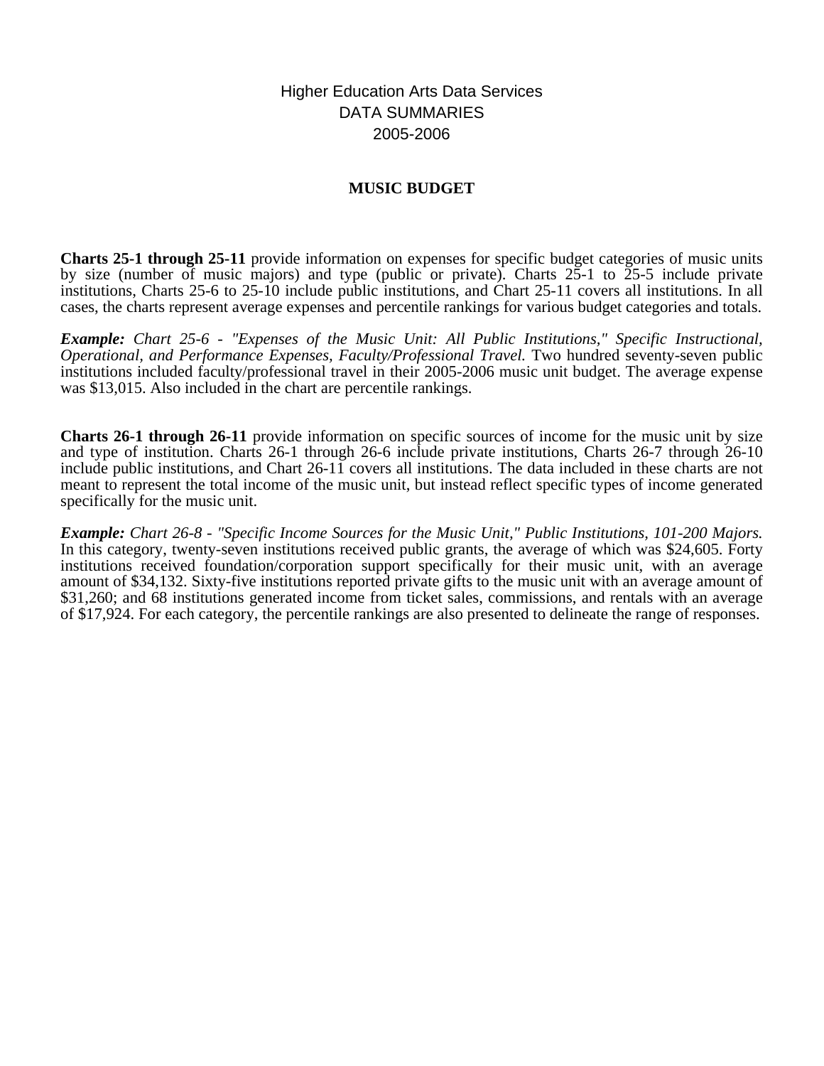# Higher Education Arts Data Services
## DATA SUMMARIES
## 2005-2006

### MUSIC BUDGET

**Charts 25-1 through 25-11** provide information on expenses for specific budget categories of music units by size (number of music majors) and type (public or private). Charts 25-1 to 25-5 include private institutions, Charts 25-6 to 25-10 include public institutions, and Chart 25-11 covers all institutions. In all cases, the charts represent average expenses and percentile rankings for various budget categories and totals.

***Example:*** *Chart 25-6 - "Expenses of the Music Unit: All Public Institutions," Specific Instructional, Operational, and Performance Expenses, Faculty/Professional Travel.* Two hundred seventy-seven public institutions included faculty/professional travel in their 2005-2006 music unit budget. The average expense was $13,015. Also included in the chart are percentile rankings.

**Charts 26-1 through 26-11** provide information on specific sources of income for the music unit by size and type of institution. Charts 26-1 through 26-6 include private institutions, Charts 26-7 through 26-10 include public institutions, and Chart 26-11 covers all institutions. The data included in these charts are not meant to represent the total income of the music unit, but instead reflect specific types of income generated specifically for the music unit.

***Example:*** *Chart 26-8 - "Specific Income Sources for the Music Unit," Public Institutions, 101-200 Majors.* In this category, twenty-seven institutions received public grants, the average of which was $24,605. Forty institutions received foundation/corporation support specifically for their music unit, with an average amount of $34,132. Sixty-five institutions reported private gifts to the music unit with an average amount of $31,260; and 68 institutions generated income from ticket sales, commissions, and rentals with an average of $17,924. For each category, the percentile rankings are also presented to delineate the range of responses.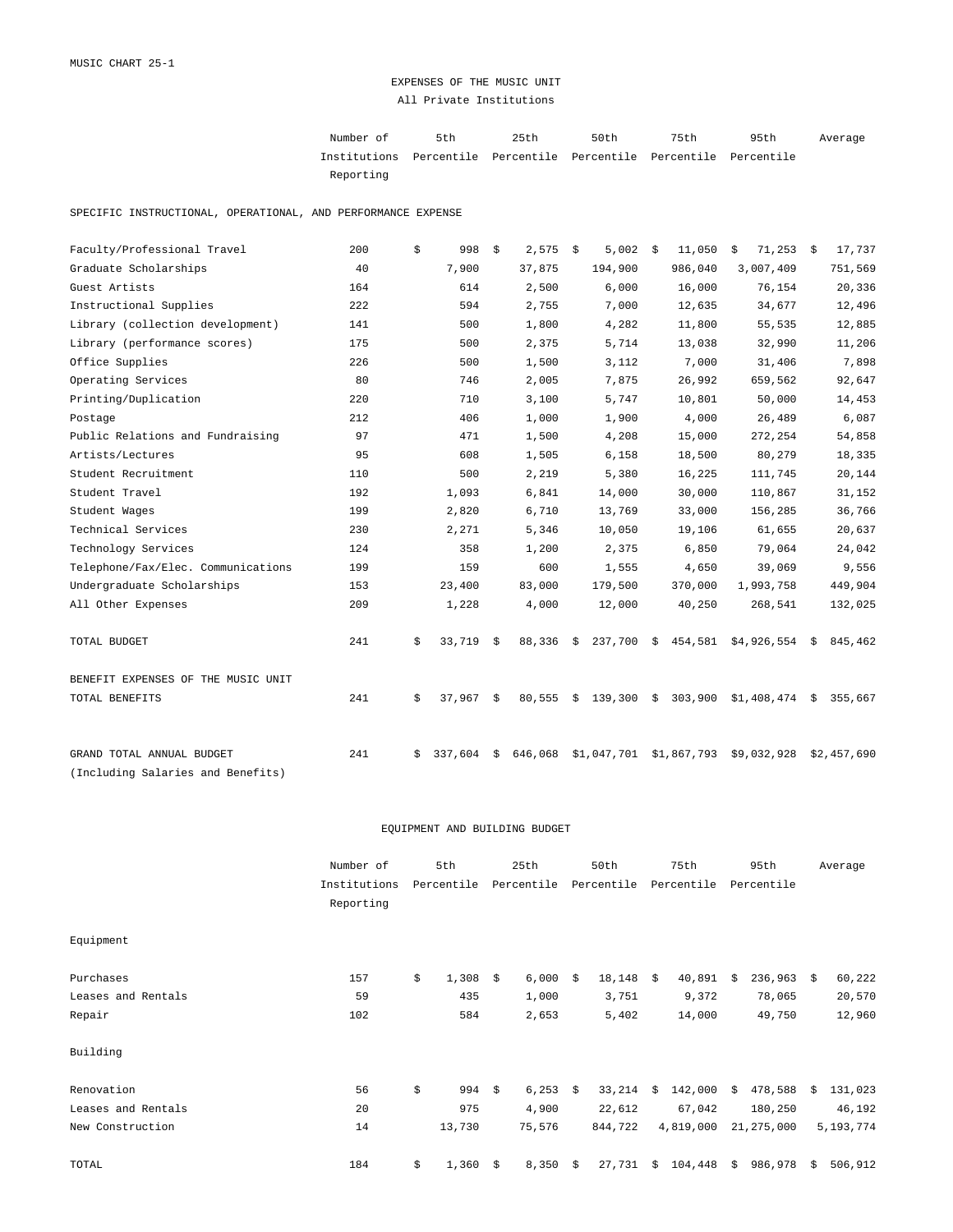MUSIC CHART 25-1

# EXPENSES OF THE MUSIC UNIT

## All Private Institutions

| | Number of Institutions Reporting | 5th Percentile | 25th Percentile | 50th Percentile | 75th Percentile | 95th Percentile | Average |
|---|---|---|---|---|---|---|---|
| **SPECIFIC INSTRUCTIONAL, OPERATIONAL, AND PERFORMANCE EXPENSE** | | | | | | | |
| Faculty/Professional Travel | 200 | $ 998 | $ 2,575 | $ 5,002 | $ 11,050 | $ 71,253 | $ 17,737 |
| Graduate Scholarships | 40 | 7,900 | 37,875 | 194,900 | 986,040 | 3,007,409 | 751,569 |
| Guest Artists | 164 | 614 | 2,500 | 6,000 | 16,000 | 76,154 | 20,336 |
| Instructional Supplies | 222 | 594 | 2,755 | 7,000 | 12,635 | 34,677 | 12,496 |
| Library (collection development) | 141 | 500 | 1,800 | 4,282 | 11,800 | 55,535 | 12,885 |
| Library (performance scores) | 175 | 500 | 2,375 | 5,714 | 13,038 | 32,990 | 11,206 |
| Office Supplies | 226 | 500 | 1,500 | 3,112 | 7,000 | 31,406 | 7,898 |
| Operating Services | 80 | 746 | 2,005 | 7,875 | 26,992 | 659,562 | 92,647 |
| Printing/Duplication | 220 | 710 | 3,100 | 5,747 | 10,801 | 50,000 | 14,453 |
| Postage | 212 | 406 | 1,000 | 1,900 | 4,000 | 26,489 | 6,087 |
| Public Relations and Fundraising | 97 | 471 | 1,500 | 4,208 | 15,000 | 272,254 | 54,858 |
| Artists/Lectures | 95 | 608 | 1,505 | 6,158 | 18,500 | 80,279 | 18,335 |
| Student Recruitment | 110 | 500 | 2,219 | 5,380 | 16,225 | 111,745 | 20,144 |
| Student Travel | 192 | 1,093 | 6,841 | 14,000 | 30,000 | 110,867 | 31,152 |
| Student Wages | 199 | 2,820 | 6,710 | 13,769 | 33,000 | 156,285 | 36,766 |
| Technical Services | 230 | 2,271 | 5,346 | 10,050 | 19,106 | 61,655 | 20,637 |
| Technology Services | 124 | 358 | 1,200 | 2,375 | 6,850 | 79,064 | 24,042 |
| Telephone/Fax/Elec. Communications | 199 | 159 | 600 | 1,555 | 4,650 | 39,069 | 9,556 |
| Undergraduate Scholarships | 153 | 23,400 | 83,000 | 179,500 | 370,000 | 1,993,758 | 449,904 |
| All Other Expenses | 209 | 1,228 | 4,000 | 12,000 | 40,250 | 268,541 | 132,025 |
| TOTAL BUDGET | 241 | $ 33,719 | $ 88,336 | $ 237,700 | $ 454,581 | $4,926,554 | $ 845,462 |
| **BENEFIT EXPENSES OF THE MUSIC UNIT** | | | | | | | |
| TOTAL BENEFITS | 241 | $ 37,967 | $ 80,555 | $ 139,300 | $ 303,900 | $1,408,474 | $ 355,667 |
| GRAND TOTAL ANNUAL BUDGET (Including Salaries and Benefits) | 241 | $ 337,604 | $ 646,068 | $1,047,701 | $1,867,793 | $9,032,928 | $2,457,690 |

## EQUIPMENT AND BUILDING BUDGET

| | Number of Institutions Reporting | 5th Percentile | 25th Percentile | 50th Percentile | 75th Percentile | 95th Percentile | Average |
|---|---|---|---|---|---|---|---|
| **Equipment** | | | | | | | |
| Purchases | 157 | $ 1,308 | $ 6,000 | $ 18,148 | $ 40,891 | $ 236,963 | $ 60,222 |
| Leases and Rentals | 59 | 435 | 1,000 | 3,751 | 9,372 | 78,065 | 20,570 |
| Repair | 102 | 584 | 2,653 | 5,402 | 14,000 | 49,750 | 12,960 |
| **Building** | | | | | | | |
| Renovation | 56 | $ 994 | $ 6,253 | $ 33,214 | $ 142,000 | $ 478,588 | $ 131,023 |
| Leases and Rentals | 20 | 975 | 4,900 | 22,612 | 67,042 | 180,250 | 46,192 |
| New Construction | 14 | 13,730 | 75,576 | 844,722 | 4,819,000 | 21,275,000 | 5,193,774 |
| TOTAL | 184 | $ 1,360 | $ 8,350 | $ 27,731 | $ 104,448 | $ 986,978 | $ 506,912 |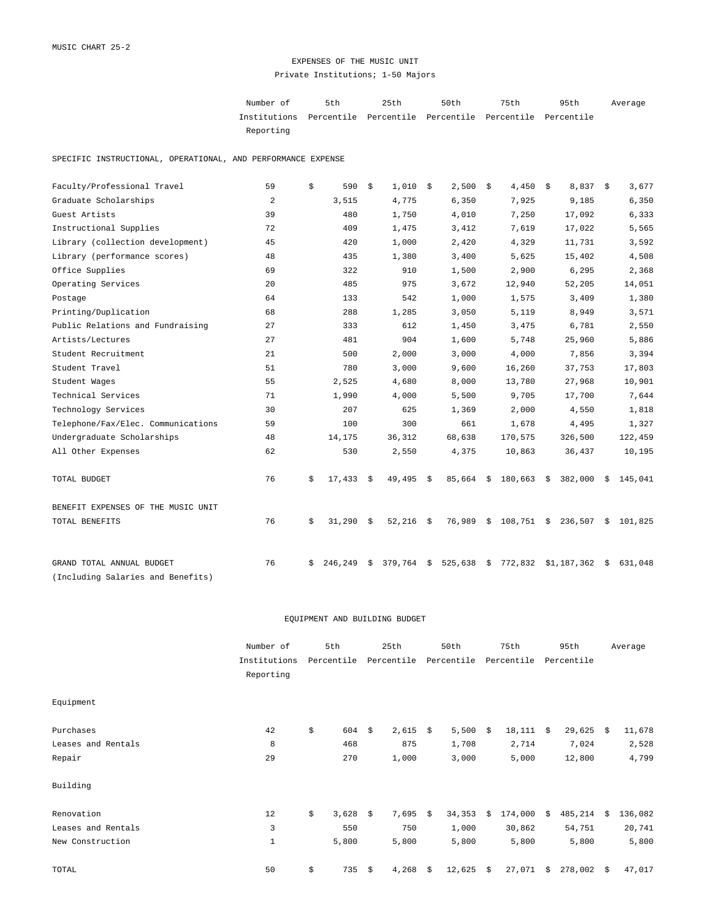MUSIC CHART 25-2

# EXPENSES OF THE MUSIC UNIT

Private Institutions; 1-50 Majors

| | Number of Institutions Reporting | 5th Percentile | 25th Percentile | 50th Percentile | 75th Percentile | 95th Percentile | Average |
|---|---|---|---|---|---|---|---|
| **SPECIFIC INSTRUCTIONAL, OPERATIONAL, AND PERFORMANCE EXPENSE** | | | | | | | |
| Faculty/Professional Travel | 59 | $ 590 | $ 1,010 | $ 2,500 | $ 4,450 | $ 8,837 | $ 3,677 |
| Graduate Scholarships | 2 | 3,515 | 4,775 | 6,350 | 7,925 | 9,185 | 6,350 |
| Guest Artists | 39 | 480 | 1,750 | 4,010 | 7,250 | 17,092 | 6,333 |
| Instructional Supplies | 72 | 409 | 1,475 | 3,412 | 7,619 | 17,022 | 5,565 |
| Library (collection development) | 45 | 420 | 1,000 | 2,420 | 4,329 | 11,731 | 3,592 |
| Library (performance scores) | 48 | 435 | 1,380 | 3,400 | 5,625 | 15,402 | 4,508 |
| Office Supplies | 69 | 322 | 910 | 1,500 | 2,900 | 6,295 | 2,368 |
| Operating Services | 20 | 485 | 975 | 3,672 | 12,940 | 52,205 | 14,051 |
| Postage | 64 | 133 | 542 | 1,000 | 1,575 | 3,409 | 1,380 |
| Printing/Duplication | 68 | 288 | 1,285 | 3,050 | 5,119 | 8,949 | 3,571 |
| Public Relations and Fundraising | 27 | 333 | 612 | 1,450 | 3,475 | 6,781 | 2,550 |
| Artists/Lectures | 27 | 481 | 904 | 1,600 | 5,748 | 25,960 | 5,886 |
| Student Recruitment | 21 | 500 | 2,000 | 3,000 | 4,000 | 7,856 | 3,394 |
| Student Travel | 51 | 780 | 3,000 | 9,600 | 16,260 | 37,753 | 17,803 |
| Student Wages | 55 | 2,525 | 4,680 | 8,000 | 13,780 | 27,968 | 10,901 |
| Technical Services | 71 | 1,990 | 4,000 | 5,500 | 9,705 | 17,700 | 7,644 |
| Technology Services | 30 | 207 | 625 | 1,369 | 2,000 | 4,550 | 1,818 |
| Telephone/Fax/Elec. Communications | 59 | 100 | 300 | 661 | 1,678 | 4,495 | 1,327 |
| Undergraduate Scholarships | 48 | 14,175 | 36,312 | 68,638 | 170,575 | 326,500 | 122,459 |
| All Other Expenses | 62 | 530 | 2,550 | 4,375 | 10,863 | 36,437 | 10,195 |
| TOTAL BUDGET | 76 | $ 17,433 | $ 49,495 | $ 85,664 | $ 180,663 | $ 382,000 | $ 145,041 |
| **BENEFIT EXPENSES OF THE MUSIC UNIT** | | | | | | | |
| TOTAL BENEFITS | 76 | $ 31,290 | $ 52,216 | $ 76,989 | $ 108,751 | $ 236,507 | $ 101,825 |
| GRAND TOTAL ANNUAL BUDGET (Including Salaries and Benefits) | 76 | $ 246,249 | $ 379,764 | $ 525,638 | $ 772,832 | $1,187,362 | $ 631,048 |

## EQUIPMENT AND BUILDING BUDGET

| | Number of Institutions Reporting | 5th Percentile | 25th Percentile | 50th Percentile | 75th Percentile | 95th Percentile | Average |
|---|---|---|---|---|---|---|---|
| **Equipment** | | | | | | | |
| Purchases | 42 | $ 604 | $ 2,615 | $ 5,500 | $ 18,111 | $ 29,625 | $ 11,678 |
| Leases and Rentals | 8 | 468 | 875 | 1,708 | 2,714 | 7,024 | 2,528 |
| Repair | 29 | 270 | 1,000 | 3,000 | 5,000 | 12,800 | 4,799 |
| **Building** | | | | | | | |
| Renovation | 12 | $ 3,628 | $ 7,695 | $ 34,353 | $ 174,000 | $ 485,214 | $ 136,082 |
| Leases and Rentals | 3 | 550 | 750 | 1,000 | 30,862 | 54,751 | 20,741 |
| New Construction | 1 | 5,800 | 5,800 | 5,800 | 5,800 | 5,800 | 5,800 |
| TOTAL | 50 | $ 735 | $ 4,268 | $ 12,625 | $ 27,071 | $ 278,002 | $ 47,017 |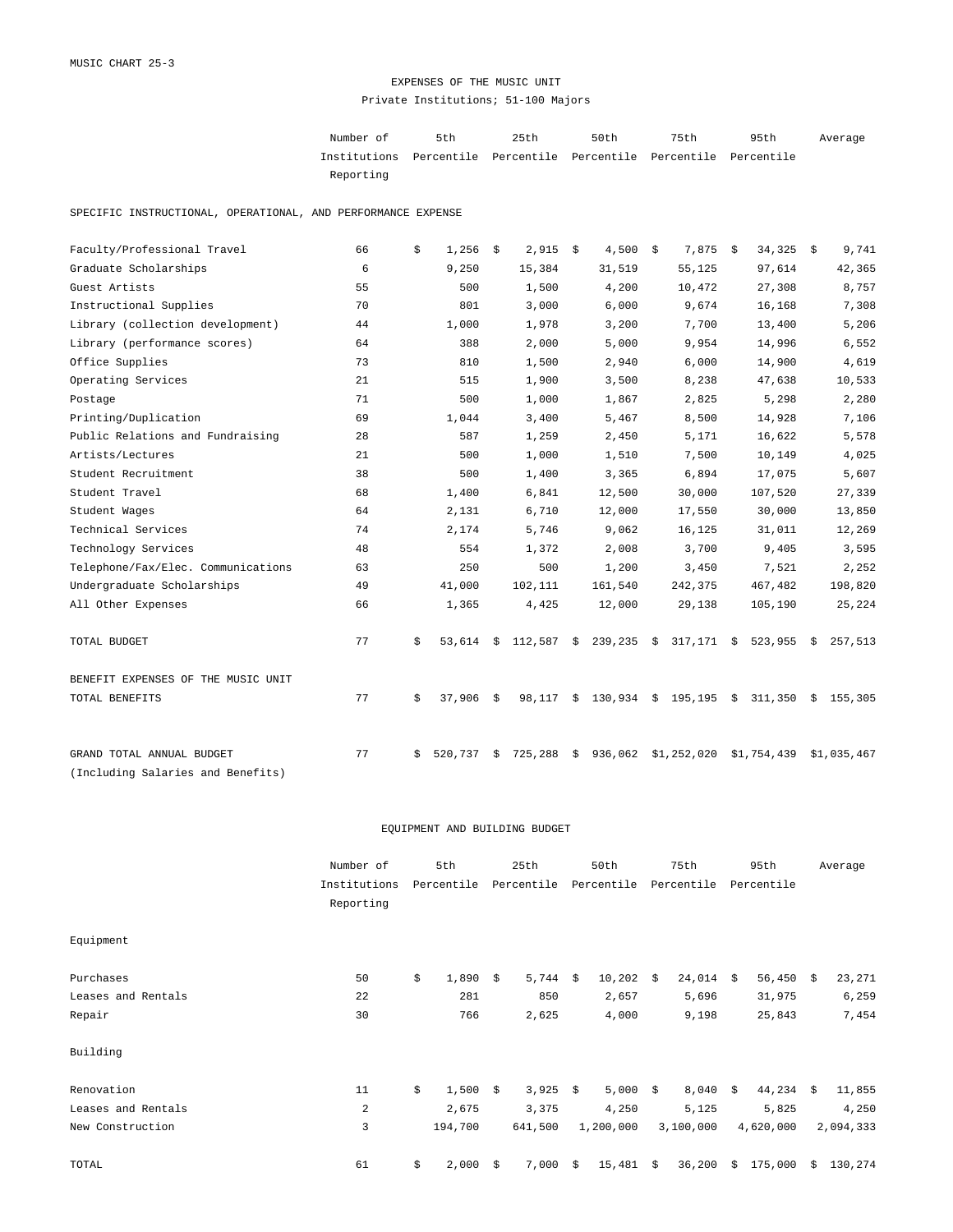MUSIC CHART 25-3

# EXPENSES OF THE MUSIC UNIT

## Private Institutions; 51-100 Majors

| | Number of Institutions Reporting | 5th Percentile | 25th Percentile | 50th Percentile | 75th Percentile | 95th Percentile | Average |
|---|---|---|---|---|---|---|---|
| SPECIFIC INSTRUCTIONAL, OPERATIONAL, AND PERFORMANCE EXPENSE | | | | | | | |
| Faculty/Professional Travel | 66 | $ 1,256 | $ 2,915 | $ 4,500 | $ 7,875 | $ 34,325 | $ 9,741 |
| Graduate Scholarships | 6 | 9,250 | 15,384 | 31,519 | 55,125 | 97,614 | 42,365 |
| Guest Artists | 55 | 500 | 1,500 | 4,200 | 10,472 | 27,308 | 8,757 |
| Instructional Supplies | 70 | 801 | 3,000 | 6,000 | 9,674 | 16,168 | 7,308 |
| Library (collection development) | 44 | 1,000 | 1,978 | 3,200 | 7,700 | 13,400 | 5,206 |
| Library (performance scores) | 64 | 388 | 2,000 | 5,000 | 9,954 | 14,996 | 6,552 |
| Office Supplies | 73 | 810 | 1,500 | 2,940 | 6,000 | 14,900 | 4,619 |
| Operating Services | 21 | 515 | 1,900 | 3,500 | 8,238 | 47,638 | 10,533 |
| Postage | 71 | 500 | 1,000 | 1,867 | 2,825 | 5,298 | 2,280 |
| Printing/Duplication | 69 | 1,044 | 3,400 | 5,467 | 8,500 | 14,928 | 7,106 |
| Public Relations and Fundraising | 28 | 587 | 1,259 | 2,450 | 5,171 | 16,622 | 5,578 |
| Artists/Lectures | 21 | 500 | 1,000 | 1,510 | 7,500 | 10,149 | 4,025 |
| Student Recruitment | 38 | 500 | 1,400 | 3,365 | 6,894 | 17,075 | 5,607 |
| Student Travel | 68 | 1,400 | 6,841 | 12,500 | 30,000 | 107,520 | 27,339 |
| Student Wages | 64 | 2,131 | 6,710 | 12,000 | 17,550 | 30,000 | 13,850 |
| Technical Services | 74 | 2,174 | 5,746 | 9,062 | 16,125 | 31,011 | 12,269 |
| Technology Services | 48 | 554 | 1,372 | 2,008 | 3,700 | 9,405 | 3,595 |
| Telephone/Fax/Elec. Communications | 63 | 250 | 500 | 1,200 | 3,450 | 7,521 | 2,252 |
| Undergraduate Scholarships | 49 | 41,000 | 102,111 | 161,540 | 242,375 | 467,482 | 198,820 |
| All Other Expenses | 66 | 1,365 | 4,425 | 12,000 | 29,138 | 105,190 | 25,224 |
| TOTAL BUDGET | 77 | $ 53,614 | $ 112,587 | $ 239,235 | $ 317,171 | $ 523,955 | $ 257,513 |
| BENEFIT EXPENSES OF THE MUSIC UNIT | | | | | | | |
| TOTAL BENEFITS | 77 | $ 37,906 | $ 98,117 | $ 130,934 | $ 195,195 | $ 311,350 | $ 155,305 |
| GRAND TOTAL ANNUAL BUDGET (Including Salaries and Benefits) | 77 | $ 520,737 | $ 725,288 | $ 936,062 | $1,252,020 | $1,754,439 | $1,035,467 |

## EQUIPMENT AND BUILDING BUDGET

| | Number of Institutions Reporting | 5th Percentile | 25th Percentile | 50th Percentile | 75th Percentile | 95th Percentile | Average |
|---|---|---|---|---|---|---|---|
| Equipment | | | | | | | |
| Purchases | 50 | $ 1,890 | $ 5,744 | $ 10,202 | $ 24,014 | $ 56,450 | $ 23,271 |
| Leases and Rentals | 22 | 281 | 850 | 2,657 | 5,696 | 31,975 | 6,259 |
| Repair | 30 | 766 | 2,625 | 4,000 | 9,198 | 25,843 | 7,454 |
| Building | | | | | | | |
| Renovation | 11 | $ 1,500 | $ 3,925 | $ 5,000 | $ 8,040 | $ 44,234 | $ 11,855 |
| Leases and Rentals | 2 | 2,675 | 3,375 | 4,250 | 5,125 | 5,825 | 4,250 |
| New Construction | 3 | 194,700 | 641,500 | 1,200,000 | 3,100,000 | 4,620,000 | 2,094,333 |
| TOTAL | 61 | $ 2,000 | $ 7,000 | $ 15,481 | $ 36,200 | $ 175,000 | $ 130,274 |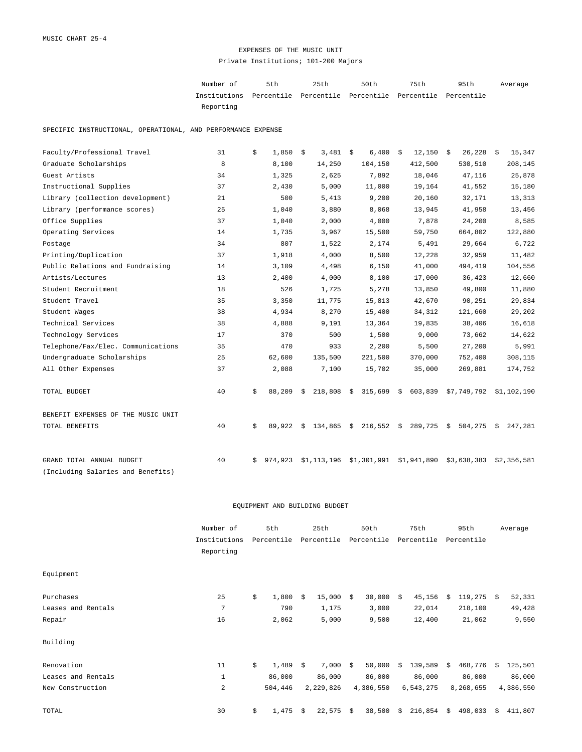MUSIC CHART 25-4

# EXPENSES OF THE MUSIC UNIT

Private Institutions; 101-200 Majors

| | Number of Institutions Reporting | 5th Percentile | 25th Percentile | 50th Percentile | 75th Percentile | 95th Percentile | Average |
|---|---|---|---|---|---|---|---|
| **SPECIFIC INSTRUCTIONAL, OPERATIONAL, AND PERFORMANCE EXPENSE** | | | | | | | |
| Faculty/Professional Travel | 31 | $ 1,850 | $ 3,481 | $ 6,400 | $ 12,150 | $ 26,228 | $ 15,347 |
| Graduate Scholarships | 8 | 8,100 | 14,250 | 104,150 | 412,500 | 530,510 | 208,145 |
| Guest Artists | 34 | 1,325 | 2,625 | 7,892 | 18,046 | 47,116 | 25,878 |
| Instructional Supplies | 37 | 2,430 | 5,000 | 11,000 | 19,164 | 41,552 | 15,180 |
| Library (collection development) | 21 | 500 | 5,413 | 9,200 | 20,160 | 32,171 | 13,313 |
| Library (performance scores) | 25 | 1,040 | 3,880 | 8,068 | 13,945 | 41,958 | 13,456 |
| Office Supplies | 37 | 1,040 | 2,000 | 4,000 | 7,878 | 24,200 | 8,585 |
| Operating Services | 14 | 1,735 | 3,967 | 15,500 | 59,750 | 664,802 | 122,880 |
| Postage | 34 | 807 | 1,522 | 2,174 | 5,491 | 29,664 | 6,722 |
| Printing/Duplication | 37 | 1,918 | 4,000 | 8,500 | 12,228 | 32,959 | 11,482 |
| Public Relations and Fundraising | 14 | 3,109 | 4,498 | 6,150 | 41,000 | 494,419 | 104,556 |
| Artists/Lectures | 13 | 2,400 | 4,000 | 8,100 | 17,000 | 36,423 | 12,660 |
| Student Recruitment | 18 | 526 | 1,725 | 5,278 | 13,850 | 49,800 | 11,880 |
| Student Travel | 35 | 3,350 | 11,775 | 15,813 | 42,670 | 90,251 | 29,834 |
| Student Wages | 38 | 4,934 | 8,270 | 15,400 | 34,312 | 121,660 | 29,202 |
| Technical Services | 38 | 4,888 | 9,191 | 13,364 | 19,835 | 38,406 | 16,618 |
| Technology Services | 17 | 370 | 500 | 1,500 | 9,000 | 73,662 | 14,622 |
| Telephone/Fax/Elec. Communications | 35 | 470 | 933 | 2,200 | 5,500 | 27,200 | 5,991 |
| Undergraduate Scholarships | 25 | 62,600 | 135,500 | 221,500 | 370,000 | 752,400 | 308,115 |
| All Other Expenses | 37 | 2,088 | 7,100 | 15,702 | 35,000 | 269,881 | 174,752 |
| TOTAL BUDGET | 40 | $ 88,209 | $ 218,808 | $ 315,699 | $ 603,839 | $7,749,792 | $1,102,190 |
| **BENEFIT EXPENSES OF THE MUSIC UNIT** | | | | | | | |
| TOTAL BENEFITS | 40 | $ 89,922 | $ 134,865 | $ 216,552 | $ 289,725 | $ 504,275 | $ 247,281 |
| GRAND TOTAL ANNUAL BUDGET (Including Salaries and Benefits) | 40 | $ 974,923 | $1,113,196 | $1,301,991 | $1,941,890 | $3,638,383 | $2,356,581 |

## EQUIPMENT AND BUILDING BUDGET

| | Number of Institutions Reporting | 5th Percentile | 25th Percentile | 50th Percentile | 75th Percentile | 95th Percentile | Average |
|---|---|---|---|---|---|---|---|
| **Equipment** | | | | | | | |
| Purchases | 25 | $ 1,800 | $ 15,000 | $ 30,000 | $ 45,156 | $ 119,275 | $ 52,331 |
| Leases and Rentals | 7 | 790 | 1,175 | 3,000 | 22,014 | 218,100 | 49,428 |
| Repair | 16 | 2,062 | 5,000 | 9,500 | 12,400 | 21,062 | 9,550 |
| **Building** | | | | | | | |
| Renovation | 11 | $ 1,489 | $ 7,000 | $ 50,000 | $ 139,589 | $ 468,776 | $ 125,501 |
| Leases and Rentals | 1 | 86,000 | 86,000 | 86,000 | 86,000 | 86,000 | 86,000 |
| New Construction | 2 | 504,446 | 2,229,826 | 4,386,550 | 6,543,275 | 8,268,655 | 4,386,550 |
| TOTAL | 30 | $ 1,475 | $ 22,575 | $ 38,500 | $ 216,854 | $ 498,033 | $ 411,807 |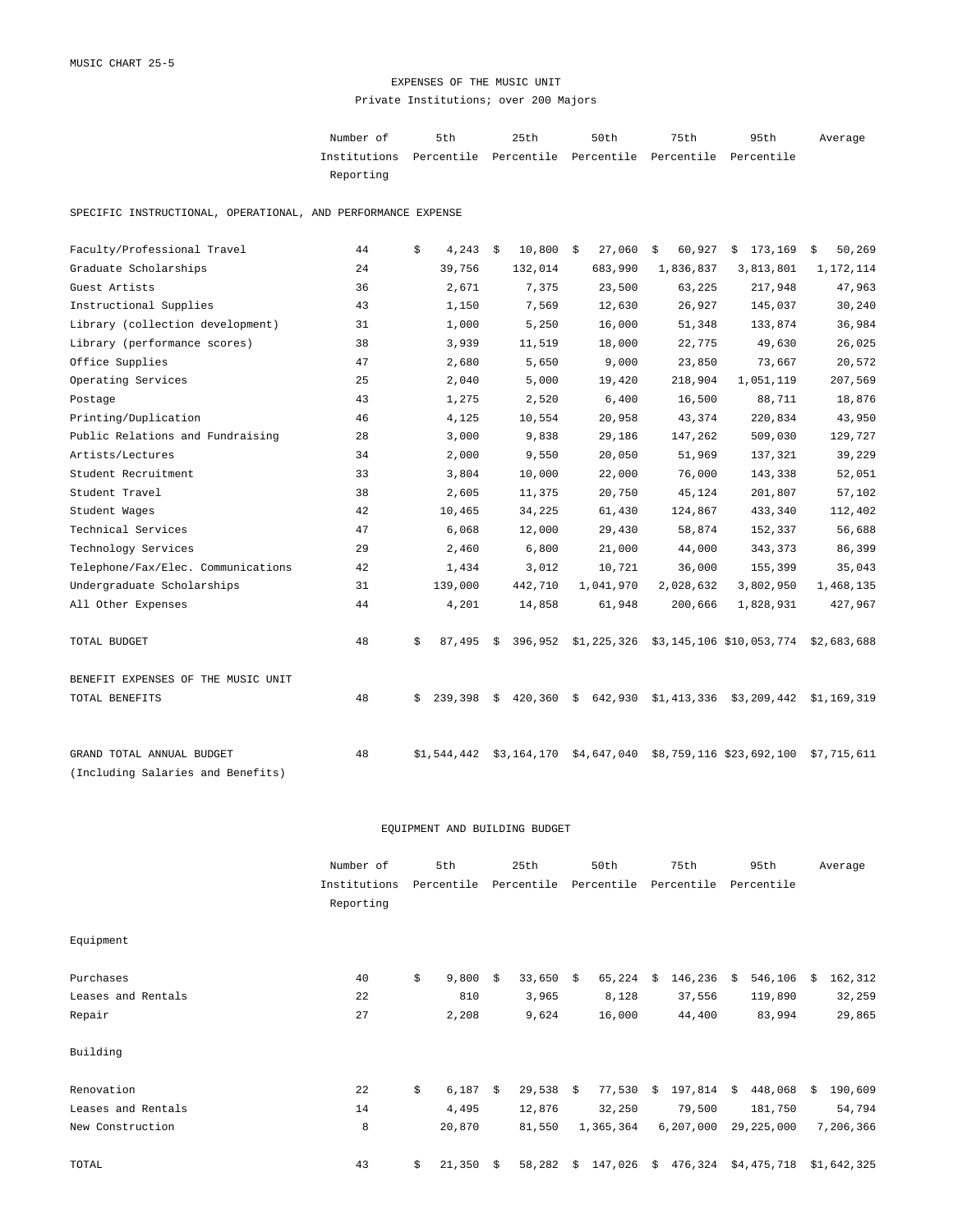MUSIC CHART 25-5

# EXPENSES OF THE MUSIC UNIT

## Private Institutions; over 200 Majors

| | Number of Institutions Reporting | 5th Percentile | 25th Percentile | 50th Percentile | 75th Percentile | 95th Percentile | Average |
|---|---|---|---|---|---|---|---|
| **SPECIFIC INSTRUCTIONAL, OPERATIONAL, AND PERFORMANCE EXPENSE** | | | | | | | |
| Faculty/Professional Travel | 44 | $ 4,243 | $ 10,800 | $ 27,060 | $ 60,927 | $ 173,169 | $ 50,269 |
| Graduate Scholarships | 24 | 39,756 | 132,014 | 683,990 | 1,836,837 | 3,813,801 | 1,172,114 |
| Guest Artists | 36 | 2,671 | 7,375 | 23,500 | 63,225 | 217,948 | 47,963 |
| Instructional Supplies | 43 | 1,150 | 7,569 | 12,630 | 26,927 | 145,037 | 30,240 |
| Library (collection development) | 31 | 1,000 | 5,250 | 16,000 | 51,348 | 133,874 | 36,984 |
| Library (performance scores) | 38 | 3,939 | 11,519 | 18,000 | 22,775 | 49,630 | 26,025 |
| Office Supplies | 47 | 2,680 | 5,650 | 9,000 | 23,850 | 73,667 | 20,572 |
| Operating Services | 25 | 2,040 | 5,000 | 19,420 | 218,904 | 1,051,119 | 207,569 |
| Postage | 43 | 1,275 | 2,520 | 6,400 | 16,500 | 88,711 | 18,876 |
| Printing/Duplication | 46 | 4,125 | 10,554 | 20,958 | 43,374 | 220,834 | 43,950 |
| Public Relations and Fundraising | 28 | 3,000 | 9,838 | 29,186 | 147,262 | 509,030 | 129,727 |
| Artists/Lectures | 34 | 2,000 | 9,550 | 20,050 | 51,969 | 137,321 | 39,229 |
| Student Recruitment | 33 | 3,804 | 10,000 | 22,000 | 76,000 | 143,338 | 52,051 |
| Student Travel | 38 | 2,605 | 11,375 | 20,750 | 45,124 | 201,807 | 57,102 |
| Student Wages | 42 | 10,465 | 34,225 | 61,430 | 124,867 | 433,340 | 112,402 |
| Technical Services | 47 | 6,068 | 12,000 | 29,430 | 58,874 | 152,337 | 56,688 |
| Technology Services | 29 | 2,460 | 6,800 | 21,000 | 44,000 | 343,373 | 86,399 |
| Telephone/Fax/Elec. Communications | 42 | 1,434 | 3,012 | 10,721 | 36,000 | 155,399 | 35,043 |
| Undergraduate Scholarships | 31 | 139,000 | 442,710 | 1,041,970 | 2,028,632 | 3,802,950 | 1,468,135 |
| All Other Expenses | 44 | 4,201 | 14,858 | 61,948 | 200,666 | 1,828,931 | 427,967 |
| TOTAL BUDGET | 48 | $ 87,495 | $ 396,952 | $1,225,326 | $3,145,106 | $10,053,774 | $2,683,688 |
| **BENEFIT EXPENSES OF THE MUSIC UNIT** | | | | | | | |
| TOTAL BENEFITS | 48 | $ 239,398 | $ 420,360 | $ 642,930 | $1,413,336 | $3,209,442 | $1,169,319 |
| GRAND TOTAL ANNUAL BUDGET (Including Salaries and Benefits) | 48 | $1,544,442 | $3,164,170 | $4,647,040 | $8,759,116 | $23,692,100 | $7,715,611 |

## EQUIPMENT AND BUILDING BUDGET

| | Number of Institutions Reporting | 5th Percentile | 25th Percentile | 50th Percentile | 75th Percentile | 95th Percentile | Average |
|---|---|---|---|---|---|---|---|
| **Equipment** | | | | | | | |
| Purchases | 40 | $ 9,800 | $ 33,650 | $ 65,224 | $ 146,236 | $ 546,106 | $ 162,312 |
| Leases and Rentals | 22 | 810 | 3,965 | 8,128 | 37,556 | 119,890 | 32,259 |
| Repair | 27 | 2,208 | 9,624 | 16,000 | 44,400 | 83,994 | 29,865 |
| **Building** | | | | | | | |
| Renovation | 22 | $ 6,187 | $ 29,538 | $ 77,530 | $ 197,814 | $ 448,068 | $ 190,609 |
| Leases and Rentals | 14 | 4,495 | 12,876 | 32,250 | 79,500 | 181,750 | 54,794 |
| New Construction | 8 | 20,870 | 81,550 | 1,365,364 | 6,207,000 | 29,225,000 | 7,206,366 |
| TOTAL | 43 | $ 21,350 | $ 58,282 | $ 147,026 | $ 476,324 | $4,475,718 | $1,642,325 |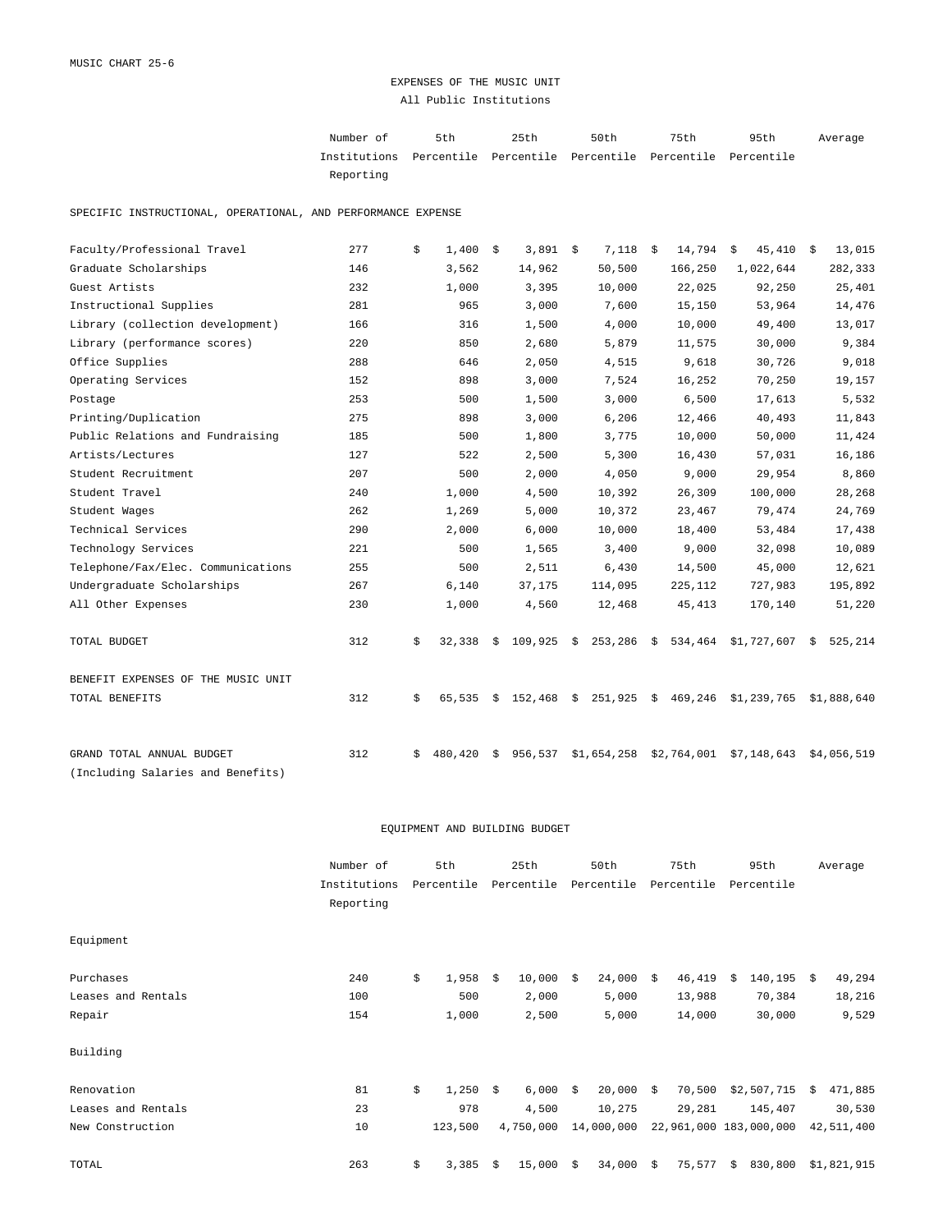MUSIC CHART 25-6

## EXPENSES OF THE MUSIC UNIT

All Public Institutions

| | Number of Institutions Reporting | 5th Percentile | 25th Percentile | 50th Percentile | 75th Percentile | 95th Percentile | Average |
|---|---|---|---|---|---|---|---|
| **SPECIFIC INSTRUCTIONAL, OPERATIONAL, AND PERFORMANCE EXPENSE** | | | | | | | |
| Faculty/Professional Travel | 277 | $ 1,400 | $ 3,891 | $ 7,118 | $ 14,794 | $ 45,410 | $ 13,015 |
| Graduate Scholarships | 146 | 3,562 | 14,962 | 50,500 | 166,250 | 1,022,644 | 282,333 |
| Guest Artists | 232 | 1,000 | 3,395 | 10,000 | 22,025 | 92,250 | 25,401 |
| Instructional Supplies | 281 | 965 | 3,000 | 7,600 | 15,150 | 53,964 | 14,476 |
| Library (collection development) | 166 | 316 | 1,500 | 4,000 | 10,000 | 49,400 | 13,017 |
| Library (performance scores) | 220 | 850 | 2,680 | 5,879 | 11,575 | 30,000 | 9,384 |
| Office Supplies | 288 | 646 | 2,050 | 4,515 | 9,618 | 30,726 | 9,018 |
| Operating Services | 152 | 898 | 3,000 | 7,524 | 16,252 | 70,250 | 19,157 |
| Postage | 253 | 500 | 1,500 | 3,000 | 6,500 | 17,613 | 5,532 |
| Printing/Duplication | 275 | 898 | 3,000 | 6,206 | 12,466 | 40,493 | 11,843 |
| Public Relations and Fundraising | 185 | 500 | 1,800 | 3,775 | 10,000 | 50,000 | 11,424 |
| Artists/Lectures | 127 | 522 | 2,500 | 5,300 | 16,430 | 57,031 | 16,186 |
| Student Recruitment | 207 | 500 | 2,000 | 4,050 | 9,000 | 29,954 | 8,860 |
| Student Travel | 240 | 1,000 | 4,500 | 10,392 | 26,309 | 100,000 | 28,268 |
| Student Wages | 262 | 1,269 | 5,000 | 10,372 | 23,467 | 79,474 | 24,769 |
| Technical Services | 290 | 2,000 | 6,000 | 10,000 | 18,400 | 53,484 | 17,438 |
| Technology Services | 221 | 500 | 1,565 | 3,400 | 9,000 | 32,098 | 10,089 |
| Telephone/Fax/Elec. Communications | 255 | 500 | 2,511 | 6,430 | 14,500 | 45,000 | 12,621 |
| Undergraduate Scholarships | 267 | 6,140 | 37,175 | 114,095 | 225,112 | 727,983 | 195,892 |
| All Other Expenses | 230 | 1,000 | 4,560 | 12,468 | 45,413 | 170,140 | 51,220 |
| TOTAL BUDGET | 312 | $ 32,338 | $ 109,925 | $ 253,286 | $ 534,464 | $1,727,607 | $ 525,214 |
| **BENEFIT EXPENSES OF THE MUSIC UNIT** | | | | | | | |
| TOTAL BENEFITS | 312 | $ 65,535 | $ 152,468 | $ 251,925 | $ 469,246 | $1,239,765 | $1,888,640 |
| GRAND TOTAL ANNUAL BUDGET (Including Salaries and Benefits) | 312 | $ 480,420 | $ 956,537 | $1,654,258 | $2,764,001 | $7,148,643 | $4,056,519 |

## EQUIPMENT AND BUILDING BUDGET

| | Number of Institutions Reporting | 5th Percentile | 25th Percentile | 50th Percentile | 75th Percentile | 95th Percentile | Average |
|---|---|---|---|---|---|---|---|
| **Equipment** | | | | | | | |
| Purchases | 240 | $ 1,958 | $ 10,000 | $ 24,000 | $ 46,419 | $ 140,195 | $ 49,294 |
| Leases and Rentals | 100 | 500 | 2,000 | 5,000 | 13,988 | 70,384 | 18,216 |
| Repair | 154 | 1,000 | 2,500 | 5,000 | 14,000 | 30,000 | 9,529 |
| **Building** | | | | | | | |
| Renovation | 81 | $ 1,250 | $ 6,000 | $ 20,000 | $ 70,500 | $2,507,715 | $ 471,885 |
| Leases and Rentals | 23 | 978 | 4,500 | 10,275 | 29,281 | 145,407 | 30,530 |
| New Construction | 10 | 123,500 | 4,750,000 | 14,000,000 | 22,961,000 | 183,000,000 | 42,511,400 |
| TOTAL | 263 | $ 3,385 | $ 15,000 | $ 34,000 | $ 75,577 | $ 830,800 | $1,821,915 |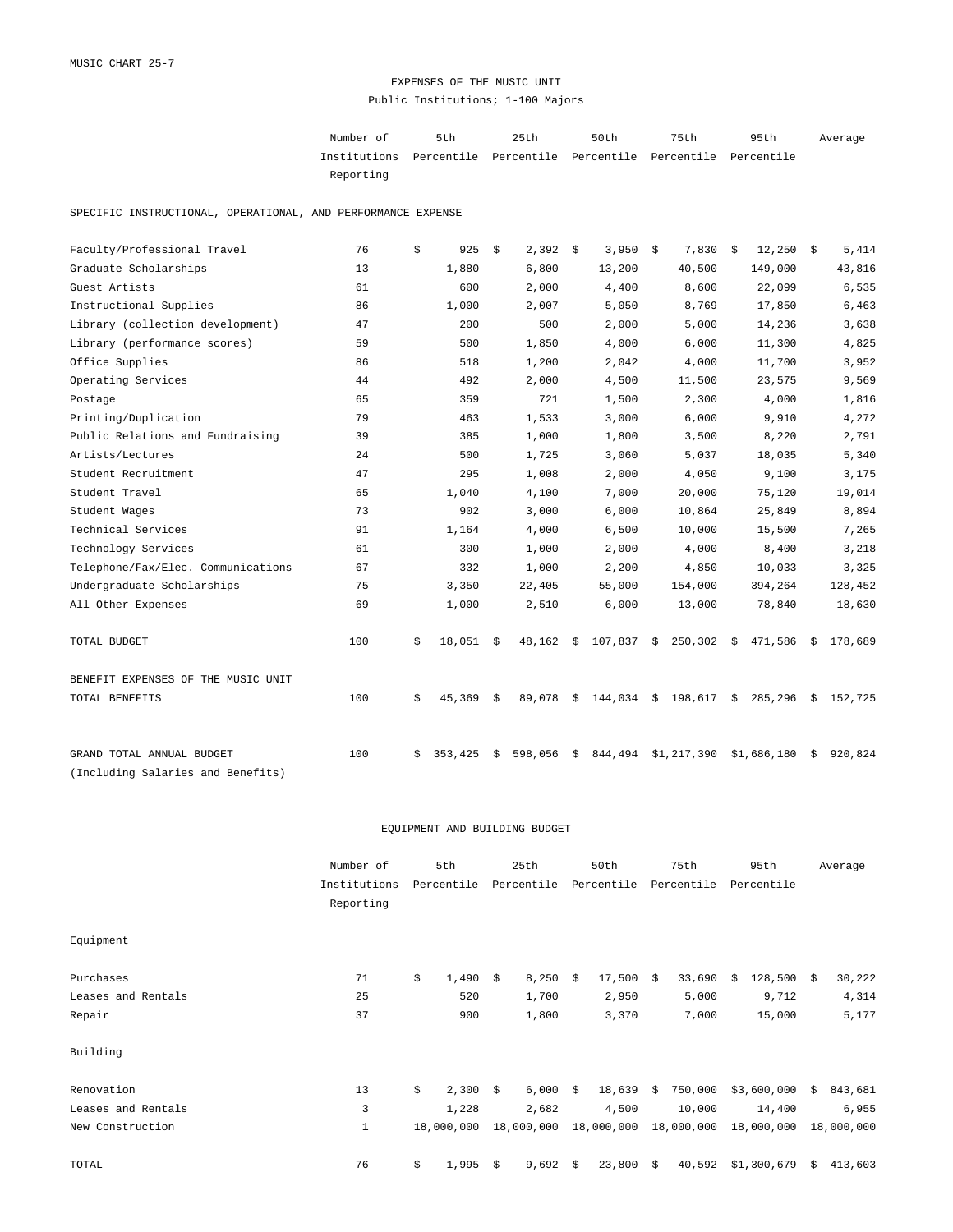MUSIC CHART 25-7

# EXPENSES OF THE MUSIC UNIT

## Public Institutions; 1-100 Majors

| | Number of Institutions Reporting | 5th Percentile | 25th Percentile | 50th Percentile | 75th Percentile | 95th Percentile | Average |
|---|---|---|---|---|---|---|---|
| **SPECIFIC INSTRUCTIONAL, OPERATIONAL, AND PERFORMANCE EXPENSE** | | | | | | | |
| Faculty/Professional Travel | 76 | $ 925 | $ 2,392 | $ 3,950 | $ 7,830 | $ 12,250 | $ 5,414 |
| Graduate Scholarships | 13 | 1,880 | 6,800 | 13,200 | 40,500 | 149,000 | 43,816 |
| Guest Artists | 61 | 600 | 2,000 | 4,400 | 8,600 | 22,099 | 6,535 |
| Instructional Supplies | 86 | 1,000 | 2,007 | 5,050 | 8,769 | 17,850 | 6,463 |
| Library (collection development) | 47 | 200 | 500 | 2,000 | 5,000 | 14,236 | 3,638 |
| Library (performance scores) | 59 | 500 | 1,850 | 4,000 | 6,000 | 11,300 | 4,825 |
| Office Supplies | 86 | 518 | 1,200 | 2,042 | 4,000 | 11,700 | 3,952 |
| Operating Services | 44 | 492 | 2,000 | 4,500 | 11,500 | 23,575 | 9,569 |
| Postage | 65 | 359 | 721 | 1,500 | 2,300 | 4,000 | 1,816 |
| Printing/Duplication | 79 | 463 | 1,533 | 3,000 | 6,000 | 9,910 | 4,272 |
| Public Relations and Fundraising | 39 | 385 | 1,000 | 1,800 | 3,500 | 8,220 | 2,791 |
| Artists/Lectures | 24 | 500 | 1,725 | 3,060 | 5,037 | 18,035 | 5,340 |
| Student Recruitment | 47 | 295 | 1,008 | 2,000 | 4,050 | 9,100 | 3,175 |
| Student Travel | 65 | 1,040 | 4,100 | 7,000 | 20,000 | 75,120 | 19,014 |
| Student Wages | 73 | 902 | 3,000 | 6,000 | 10,864 | 25,849 | 8,894 |
| Technical Services | 91 | 1,164 | 4,000 | 6,500 | 10,000 | 15,500 | 7,265 |
| Technology Services | 61 | 300 | 1,000 | 2,000 | 4,000 | 8,400 | 3,218 |
| Telephone/Fax/Elec. Communications | 67 | 332 | 1,000 | 2,200 | 4,850 | 10,033 | 3,325 |
| Undergraduate Scholarships | 75 | 3,350 | 22,405 | 55,000 | 154,000 | 394,264 | 128,452 |
| All Other Expenses | 69 | 1,000 | 2,510 | 6,000 | 13,000 | 78,840 | 18,630 |
| TOTAL BUDGET | 100 | $ 18,051 | $ 48,162 | $ 107,837 | $ 250,302 | $ 471,586 | $ 178,689 |
| **BENEFIT EXPENSES OF THE MUSIC UNIT** | | | | | | | |
| TOTAL BENEFITS | 100 | $ 45,369 | $ 89,078 | $ 144,034 | $ 198,617 | $ 285,296 | $ 152,725 |
| GRAND TOTAL ANNUAL BUDGET (Including Salaries and Benefits) | 100 | $ 353,425 | $ 598,056 | $ 844,494 | $1,217,390 | $1,686,180 | $ 920,824 |

## EQUIPMENT AND BUILDING BUDGET

| | Number of Institutions Reporting | 5th Percentile | 25th Percentile | 50th Percentile | 75th Percentile | 95th Percentile | Average |
|---|---|---|---|---|---|---|---|
| **Equipment** | | | | | | | |
| Purchases | 71 | $ 1,490 | $ 8,250 | $ 17,500 | $ 33,690 | $ 128,500 | $ 30,222 |
| Leases and Rentals | 25 | 520 | 1,700 | 2,950 | 5,000 | 9,712 | 4,314 |
| Repair | 37 | 900 | 1,800 | 3,370 | 7,000 | 15,000 | 5,177 |
| **Building** | | | | | | | |
| Renovation | 13 | $ 2,300 | $ 6,000 | $ 18,639 | $ 750,000 | $3,600,000 | $ 843,681 |
| Leases and Rentals | 3 | 1,228 | 2,682 | 4,500 | 10,000 | 14,400 | 6,955 |
| New Construction | 1 | 18,000,000 | 18,000,000 | 18,000,000 | 18,000,000 | 18,000,000 | 18,000,000 |
| TOTAL | 76 | $ 1,995 | $ 9,692 | $ 23,800 | $ 40,592 | $1,300,679 | $ 413,603 |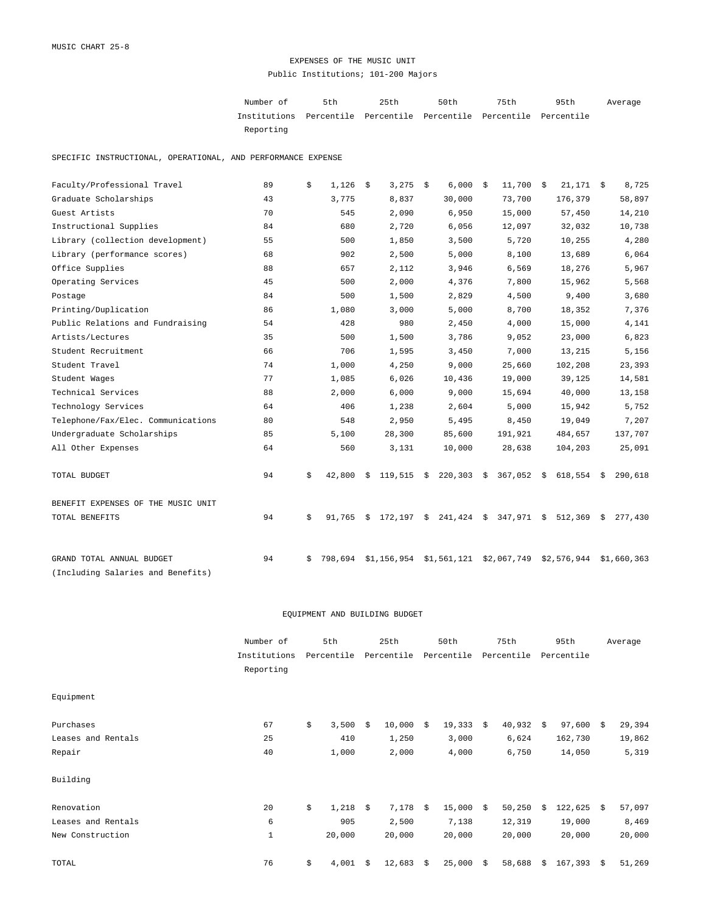MUSIC CHART 25-8

# EXPENSES OF THE MUSIC UNIT

## Public Institutions; 101-200 Majors

| | Number of Institutions Reporting | 5th Percentile | 25th Percentile | 50th Percentile | 75th Percentile | 95th Percentile | Average |
|---|---|---|---|---|---|---|---|
| **SPECIFIC INSTRUCTIONAL, OPERATIONAL, AND PERFORMANCE EXPENSE** | | | | | | | |
| Faculty/Professional Travel | 89 | $ 1,126 | $ 3,275 | $ 6,000 | $ 11,700 | $ 21,171 | $ 8,725 |
| Graduate Scholarships | 43 | 3,775 | 8,837 | 30,000 | 73,700 | 176,379 | 58,897 |
| Guest Artists | 70 | 545 | 2,090 | 6,950 | 15,000 | 57,450 | 14,210 |
| Instructional Supplies | 84 | 680 | 2,720 | 6,056 | 12,097 | 32,032 | 10,738 |
| Library (collection development) | 55 | 500 | 1,850 | 3,500 | 5,720 | 10,255 | 4,280 |
| Library (performance scores) | 68 | 902 | 2,500 | 5,000 | 8,100 | 13,689 | 6,064 |
| Office Supplies | 88 | 657 | 2,112 | 3,946 | 6,569 | 18,276 | 5,967 |
| Operating Services | 45 | 500 | 2,000 | 4,376 | 7,800 | 15,962 | 5,568 |
| Postage | 84 | 500 | 1,500 | 2,829 | 4,500 | 9,400 | 3,680 |
| Printing/Duplication | 86 | 1,080 | 3,000 | 5,000 | 8,700 | 18,352 | 7,376 |
| Public Relations and Fundraising | 54 | 428 | 980 | 2,450 | 4,000 | 15,000 | 4,141 |
| Artists/Lectures | 35 | 500 | 1,500 | 3,786 | 9,052 | 23,000 | 6,823 |
| Student Recruitment | 66 | 706 | 1,595 | 3,450 | 7,000 | 13,215 | 5,156 |
| Student Travel | 74 | 1,000 | 4,250 | 9,000 | 25,660 | 102,208 | 23,393 |
| Student Wages | 77 | 1,085 | 6,026 | 10,436 | 19,000 | 39,125 | 14,581 |
| Technical Services | 88 | 2,000 | 6,000 | 9,000 | 15,694 | 40,000 | 13,158 |
| Technology Services | 64 | 406 | 1,238 | 2,604 | 5,000 | 15,942 | 5,752 |
| Telephone/Fax/Elec. Communications | 80 | 548 | 2,950 | 5,495 | 8,450 | 19,049 | 7,207 |
| Undergraduate Scholarships | 85 | 5,100 | 28,300 | 85,600 | 191,921 | 484,657 | 137,707 |
| All Other Expenses | 64 | 560 | 3,131 | 10,000 | 28,638 | 104,203 | 25,091 |
| TOTAL BUDGET | 94 | $ 42,800 | $ 119,515 | $ 220,303 | $ 367,052 | $ 618,554 | $ 290,618 |
| **BENEFIT EXPENSES OF THE MUSIC UNIT** | | | | | | | |
| TOTAL BENEFITS | 94 | $ 91,765 | $ 172,197 | $ 241,424 | $ 347,971 | $ 512,369 | $ 277,430 |
| GRAND TOTAL ANNUAL BUDGET (Including Salaries and Benefits) | 94 | $ 798,694 | $1,156,954 | $1,561,121 | $2,067,749 | $2,576,944 | $1,660,363 |

## EQUIPMENT AND BUILDING BUDGET

| | Number of Institutions Reporting | 5th Percentile | 25th Percentile | 50th Percentile | 75th Percentile | 95th Percentile | Average |
|---|---|---|---|---|---|---|---|
| **Equipment** | | | | | | | |
| Purchases | 67 | $ 3,500 | $ 10,000 | $ 19,333 | $ 40,932 | $ 97,600 | $ 29,394 |
| Leases and Rentals | 25 | 410 | 1,250 | 3,000 | 6,624 | 162,730 | 19,862 |
| Repair | 40 | 1,000 | 2,000 | 4,000 | 6,750 | 14,050 | 5,319 |
| **Building** | | | | | | | |
| Renovation | 20 | $ 1,218 | $ 7,178 | $ 15,000 | $ 50,250 | $ 122,625 | $ 57,097 |
| Leases and Rentals | 6 | 905 | 2,500 | 7,138 | 12,319 | 19,000 | 8,469 |
| New Construction | 1 | 20,000 | 20,000 | 20,000 | 20,000 | 20,000 | 20,000 |
| TOTAL | 76 | $ 4,001 | $ 12,683 | $ 25,000 | $ 58,688 | $ 167,393 | $ 51,269 |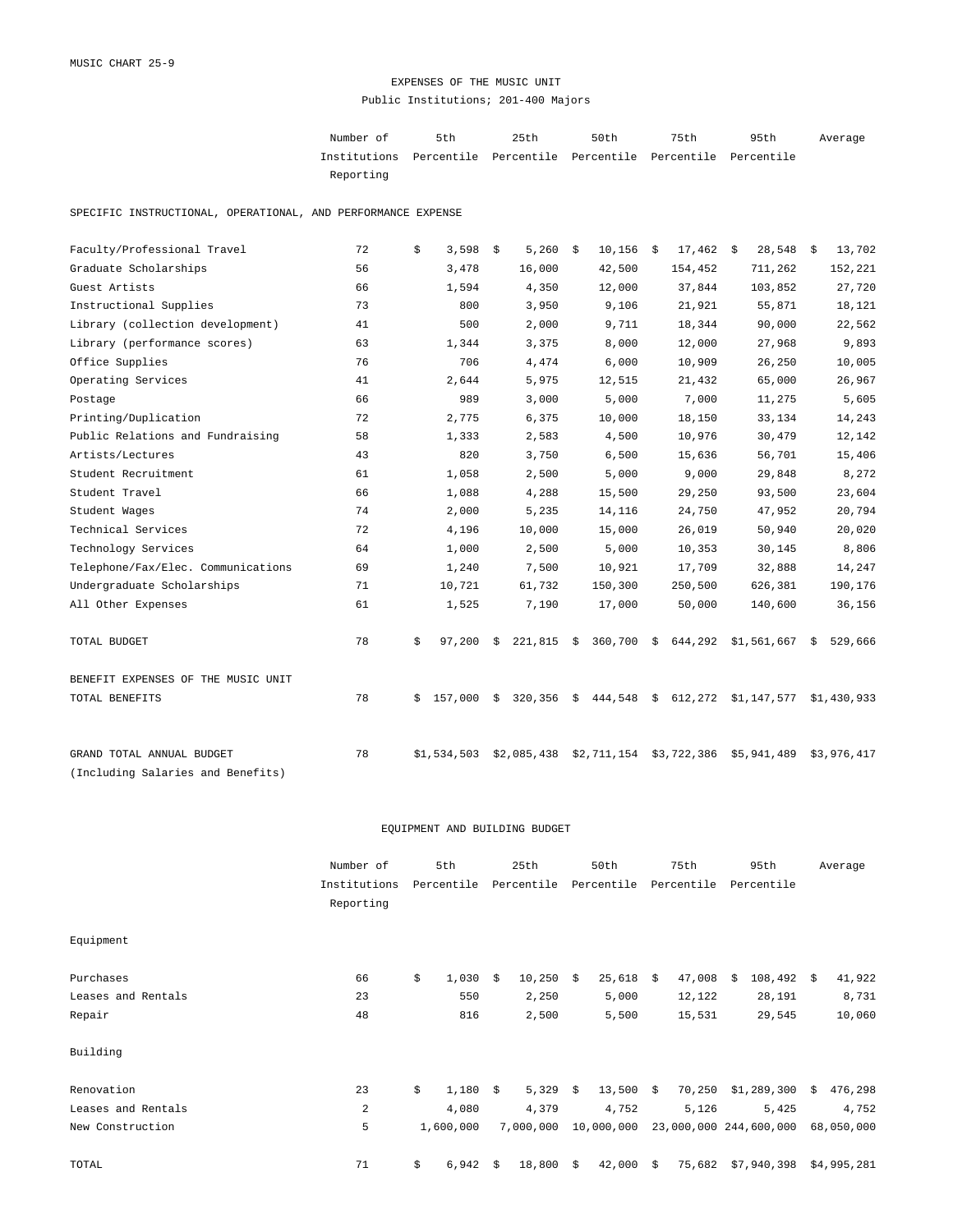MUSIC CHART 25-9

# EXPENSES OF THE MUSIC UNIT

Public Institutions; 201-400 Majors

| | Number of Institutions Reporting | 5th Percentile | 25th Percentile | 50th Percentile | 75th Percentile | 95th Percentile | Average |
|---|---|---|---|---|---|---|---|
| **SPECIFIC INSTRUCTIONAL, OPERATIONAL, AND PERFORMANCE EXPENSE** | | | | | | | |
| Faculty/Professional Travel | 72 | $ 3,598 | $ 5,260 | $ 10,156 | $ 17,462 | $ 28,548 | $ 13,702 |
| Graduate Scholarships | 56 | 3,478 | 16,000 | 42,500 | 154,452 | 711,262 | 152,221 |
| Guest Artists | 66 | 1,594 | 4,350 | 12,000 | 37,844 | 103,852 | 27,720 |
| Instructional Supplies | 73 | 800 | 3,950 | 9,106 | 21,921 | 55,871 | 18,121 |
| Library (collection development) | 41 | 500 | 2,000 | 9,711 | 18,344 | 90,000 | 22,562 |
| Library (performance scores) | 63 | 1,344 | 3,375 | 8,000 | 12,000 | 27,968 | 9,893 |
| Office Supplies | 76 | 706 | 4,474 | 6,000 | 10,909 | 26,250 | 10,005 |
| Operating Services | 41 | 2,644 | 5,975 | 12,515 | 21,432 | 65,000 | 26,967 |
| Postage | 66 | 989 | 3,000 | 5,000 | 7,000 | 11,275 | 5,605 |
| Printing/Duplication | 72 | 2,775 | 6,375 | 10,000 | 18,150 | 33,134 | 14,243 |
| Public Relations and Fundraising | 58 | 1,333 | 2,583 | 4,500 | 10,976 | 30,479 | 12,142 |
| Artists/Lectures | 43 | 820 | 3,750 | 6,500 | 15,636 | 56,701 | 15,406 |
| Student Recruitment | 61 | 1,058 | 2,500 | 5,000 | 9,000 | 29,848 | 8,272 |
| Student Travel | 66 | 1,088 | 4,288 | 15,500 | 29,250 | 93,500 | 23,604 |
| Student Wages | 74 | 2,000 | 5,235 | 14,116 | 24,750 | 47,952 | 20,794 |
| Technical Services | 72 | 4,196 | 10,000 | 15,000 | 26,019 | 50,940 | 20,020 |
| Technology Services | 64 | 1,000 | 2,500 | 5,000 | 10,353 | 30,145 | 8,806 |
| Telephone/Fax/Elec. Communications | 69 | 1,240 | 7,500 | 10,921 | 17,709 | 32,888 | 14,247 |
| Undergraduate Scholarships | 71 | 10,721 | 61,732 | 150,300 | 250,500 | 626,381 | 190,176 |
| All Other Expenses | 61 | 1,525 | 7,190 | 17,000 | 50,000 | 140,600 | 36,156 |
| TOTAL BUDGET | 78 | $ 97,200 | $ 221,815 | $ 360,700 | $ 644,292 | $1,561,667 | $ 529,666 |
| **BENEFIT EXPENSES OF THE MUSIC UNIT** | | | | | | | |
| TOTAL BENEFITS | 78 | $ 157,000 | $ 320,356 | $ 444,548 | $ 612,272 | $1,147,577 | $1,430,933 |
| GRAND TOTAL ANNUAL BUDGET (Including Salaries and Benefits) | 78 | $1,534,503 | $2,085,438 | $2,711,154 | $3,722,386 | $5,941,489 | $3,976,417 |

## EQUIPMENT AND BUILDING BUDGET

| | Number of Institutions Reporting | 5th Percentile | 25th Percentile | 50th Percentile | 75th Percentile | 95th Percentile | Average |
|---|---|---|---|---|---|---|---|
| **Equipment** | | | | | | | |
| Purchases | 66 | $ 1,030 | $ 10,250 | $ 25,618 | $ 47,008 | $ 108,492 | $ 41,922 |
| Leases and Rentals | 23 | 550 | 2,250 | 5,000 | 12,122 | 28,191 | 8,731 |
| Repair | 48 | 816 | 2,500 | 5,500 | 15,531 | 29,545 | 10,060 |
| **Building** | | | | | | | |
| Renovation | 23 | $ 1,180 | $ 5,329 | $ 13,500 | $ 70,250 | $1,289,300 | $ 476,298 |
| Leases and Rentals | 2 | 4,080 | 4,379 | 4,752 | 5,126 | 5,425 | 4,752 |
| New Construction | 5 | 1,600,000 | 7,000,000 | 10,000,000 | 23,000,000 | 244,600,000 | 68,050,000 |
| TOTAL | 71 | $ 6,942 | $ 18,800 | $ 42,000 | $ 75,682 | $7,940,398 | $4,995,281 |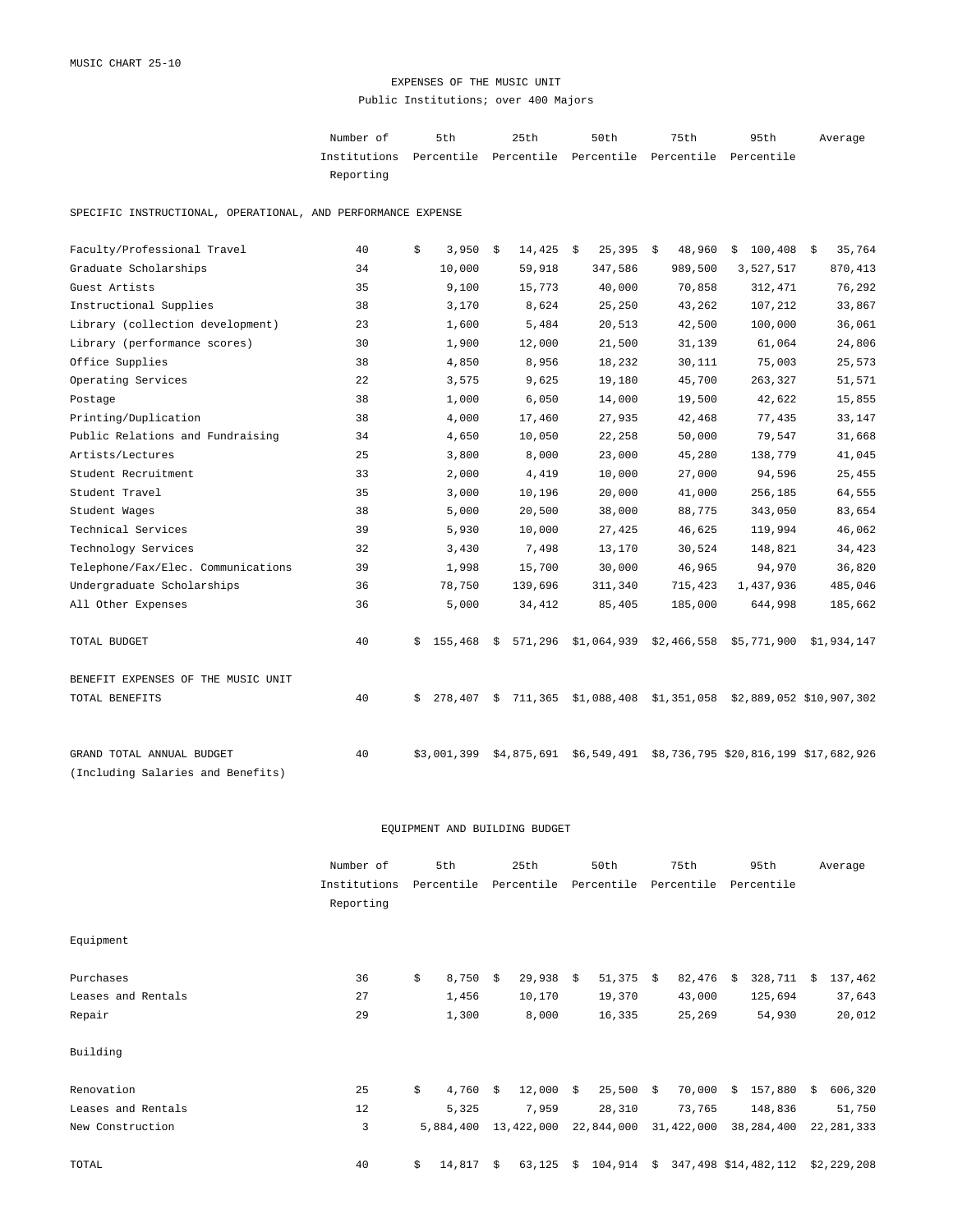MUSIC CHART 25-10

# EXPENSES OF THE MUSIC UNIT

Public Institutions; over 400 Majors

| | Number of Institutions Reporting | 5th Percentile | 25th Percentile | 50th Percentile | 75th Percentile | 95th Percentile | Average |
|---|---|---|---|---|---|---|---|
| **SPECIFIC INSTRUCTIONAL, OPERATIONAL, AND PERFORMANCE EXPENSE** | | | | | | | |
| Faculty/Professional Travel | 40 | $ 3,950 | $ 14,425 | $ 25,395 | $ 48,960 | $ 100,408 | $ 35,764 |
| Graduate Scholarships | 34 | 10,000 | 59,918 | 347,586 | 989,500 | 3,527,517 | 870,413 |
| Guest Artists | 35 | 9,100 | 15,773 | 40,000 | 70,858 | 312,471 | 76,292 |
| Instructional Supplies | 38 | 3,170 | 8,624 | 25,250 | 43,262 | 107,212 | 33,867 |
| Library (collection development) | 23 | 1,600 | 5,484 | 20,513 | 42,500 | 100,000 | 36,061 |
| Library (performance scores) | 30 | 1,900 | 12,000 | 21,500 | 31,139 | 61,064 | 24,806 |
| Office Supplies | 38 | 4,850 | 8,956 | 18,232 | 30,111 | 75,003 | 25,573 |
| Operating Services | 22 | 3,575 | 9,625 | 19,180 | 45,700 | 263,327 | 51,571 |
| Postage | 38 | 1,000 | 6,050 | 14,000 | 19,500 | 42,622 | 15,855 |
| Printing/Duplication | 38 | 4,000 | 17,460 | 27,935 | 42,468 | 77,435 | 33,147 |
| Public Relations and Fundraising | 34 | 4,650 | 10,050 | 22,258 | 50,000 | 79,547 | 31,668 |
| Artists/Lectures | 25 | 3,800 | 8,000 | 23,000 | 45,280 | 138,779 | 41,045 |
| Student Recruitment | 33 | 2,000 | 4,419 | 10,000 | 27,000 | 94,596 | 25,455 |
| Student Travel | 35 | 3,000 | 10,196 | 20,000 | 41,000 | 256,185 | 64,555 |
| Student Wages | 38 | 5,000 | 20,500 | 38,000 | 88,775 | 343,050 | 83,654 |
| Technical Services | 39 | 5,930 | 10,000 | 27,425 | 46,625 | 119,994 | 46,062 |
| Technology Services | 32 | 3,430 | 7,498 | 13,170 | 30,524 | 148,821 | 34,423 |
| Telephone/Fax/Elec. Communications | 39 | 1,998 | 15,700 | 30,000 | 46,965 | 94,970 | 36,820 |
| Undergraduate Scholarships | 36 | 78,750 | 139,696 | 311,340 | 715,423 | 1,437,936 | 485,046 |
| All Other Expenses | 36 | 5,000 | 34,412 | 85,405 | 185,000 | 644,998 | 185,662 |
| TOTAL BUDGET | 40 | $ 155,468 | $ 571,296 | $1,064,939 | $2,466,558 | $5,771,900 | $1,934,147 |
| **BENEFIT EXPENSES OF THE MUSIC UNIT** | | | | | | | |
| TOTAL BENEFITS | 40 | $ 278,407 | $ 711,365 | $1,088,408 | $1,351,058 | $2,889,052 | $10,907,302 |
| GRAND TOTAL ANNUAL BUDGET (Including Salaries and Benefits) | 40 | $3,001,399 | $4,875,691 | $6,549,491 | $8,736,795 | $20,816,199 | $17,682,926 |

# EQUIPMENT AND BUILDING BUDGET

| | Number of Institutions Reporting | 5th Percentile | 25th Percentile | 50th Percentile | 75th Percentile | 95th Percentile | Average |
|---|---|---|---|---|---|---|---|
| **Equipment** | | | | | | | |
| Purchases | 36 | $ 8,750 | $ 29,938 | $ 51,375 | $ 82,476 | $ 328,711 | $ 137,462 |
| Leases and Rentals | 27 | 1,456 | 10,170 | 19,370 | 43,000 | 125,694 | 37,643 |
| Repair | 29 | 1,300 | 8,000 | 16,335 | 25,269 | 54,930 | 20,012 |
| **Building** | | | | | | | |
| Renovation | 25 | $ 4,760 | $ 12,000 | $ 25,500 | $ 70,000 | $ 157,880 | $ 606,320 |
| Leases and Rentals | 12 | 5,325 | 7,959 | 28,310 | 73,765 | 148,836 | 51,750 |
| New Construction | 3 | 5,884,400 | 13,422,000 | 22,844,000 | 31,422,000 | 38,284,400 | 22,281,333 |
| TOTAL | 40 | $ 14,817 | $ 63,125 | $ 104,914 | $ 347,498 | $14,482,112 | $2,229,208 |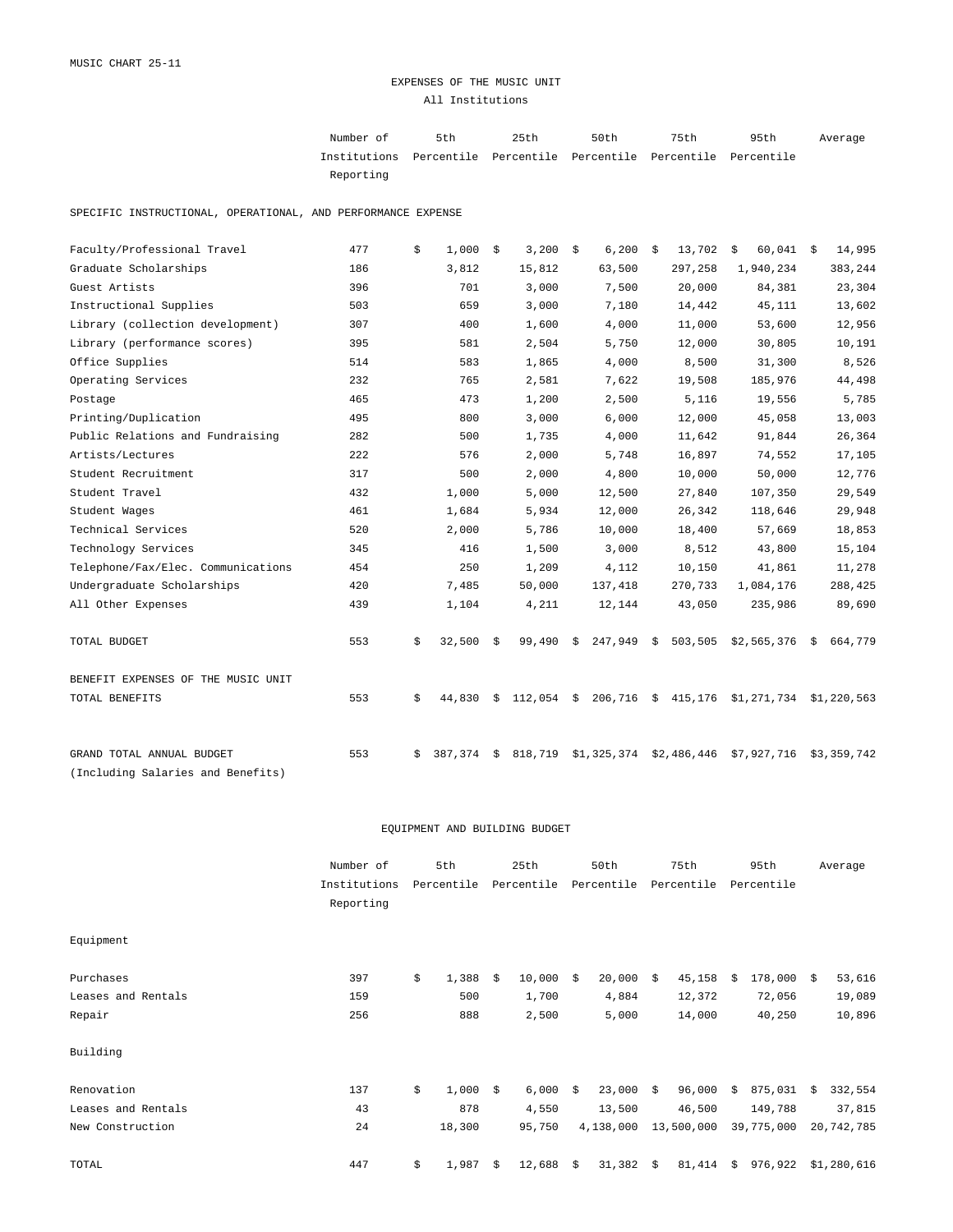MUSIC CHART 25-11

# EXPENSES OF THE MUSIC UNIT

All Institutions

| | Number of Institutions Reporting | 5th Percentile | 25th Percentile | 50th Percentile | 75th Percentile | 95th Percentile | Average |
|---|---|---|---|---|---|---|---|
| **SPECIFIC INSTRUCTIONAL, OPERATIONAL, AND PERFORMANCE EXPENSE** | | | | | | | |
| Faculty/Professional Travel | 477 | $ 1,000 | $ 3,200 | $ 6,200 | $ 13,702 | $ 60,041 | $ 14,995 |
| Graduate Scholarships | 186 | 3,812 | 15,812 | 63,500 | 297,258 | 1,940,234 | 383,244 |
| Guest Artists | 396 | 701 | 3,000 | 7,500 | 20,000 | 84,381 | 23,304 |
| Instructional Supplies | 503 | 659 | 3,000 | 7,180 | 14,442 | 45,111 | 13,602 |
| Library (collection development) | 307 | 400 | 1,600 | 4,000 | 11,000 | 53,600 | 12,956 |
| Library (performance scores) | 395 | 581 | 2,504 | 5,750 | 12,000 | 30,805 | 10,191 |
| Office Supplies | 514 | 583 | 1,865 | 4,000 | 8,500 | 31,300 | 8,526 |
| Operating Services | 232 | 765 | 2,581 | 7,622 | 19,508 | 185,976 | 44,498 |
| Postage | 465 | 473 | 1,200 | 2,500 | 5,116 | 19,556 | 5,785 |
| Printing/Duplication | 495 | 800 | 3,000 | 6,000 | 12,000 | 45,058 | 13,003 |
| Public Relations and Fundraising | 282 | 500 | 1,735 | 4,000 | 11,642 | 91,844 | 26,364 |
| Artists/Lectures | 222 | 576 | 2,000 | 5,748 | 16,897 | 74,552 | 17,105 |
| Student Recruitment | 317 | 500 | 2,000 | 4,800 | 10,000 | 50,000 | 12,776 |
| Student Travel | 432 | 1,000 | 5,000 | 12,500 | 27,840 | 107,350 | 29,549 |
| Student Wages | 461 | 1,684 | 5,934 | 12,000 | 26,342 | 118,646 | 29,948 |
| Technical Services | 520 | 2,000 | 5,786 | 10,000 | 18,400 | 57,669 | 18,853 |
| Technology Services | 345 | 416 | 1,500 | 3,000 | 8,512 | 43,800 | 15,104 |
| Telephone/Fax/Elec. Communications | 454 | 250 | 1,209 | 4,112 | 10,150 | 41,861 | 11,278 |
| Undergraduate Scholarships | 420 | 7,485 | 50,000 | 137,418 | 270,733 | 1,084,176 | 288,425 |
| All Other Expenses | 439 | 1,104 | 4,211 | 12,144 | 43,050 | 235,986 | 89,690 |
| TOTAL BUDGET | 553 | $ 32,500 | $ 99,490 | $ 247,949 | $ 503,505 | $2,565,376 | $ 664,779 |
| **BENEFIT EXPENSES OF THE MUSIC UNIT** | | | | | | | |
| TOTAL BENEFITS | 553 | $ 44,830 | $ 112,054 | $ 206,716 | $ 415,176 | $1,271,734 | $1,220,563 |
| GRAND TOTAL ANNUAL BUDGET (Including Salaries and Benefits) | 553 | $ 387,374 | $ 818,719 | $1,325,374 | $2,486,446 | $7,927,716 | $3,359,742 |

## EQUIPMENT AND BUILDING BUDGET

| | Number of Institutions Reporting | 5th Percentile | 25th Percentile | 50th Percentile | 75th Percentile | 95th Percentile | Average |
|---|---|---|---|---|---|---|---|
| **Equipment** | | | | | | | |
| Purchases | 397 | $ 1,388 | $ 10,000 | $ 20,000 | $ 45,158 | $ 178,000 | $ 53,616 |
| Leases and Rentals | 159 | 500 | 1,700 | 4,884 | 12,372 | 72,056 | 19,089 |
| Repair | 256 | 888 | 2,500 | 5,000 | 14,000 | 40,250 | 10,896 |
| **Building** | | | | | | | |
| Renovation | 137 | $ 1,000 | $ 6,000 | $ 23,000 | $ 96,000 | $ 875,031 | $ 332,554 |
| Leases and Rentals | 43 | 878 | 4,550 | 13,500 | 46,500 | 149,788 | 37,815 |
| New Construction | 24 | 18,300 | 95,750 | 4,138,000 | 13,500,000 | 39,775,000 | 20,742,785 |
| TOTAL | 447 | $ 1,987 | $ 12,688 | $ 31,382 | $ 81,414 | $ 976,922 | $1,280,616 |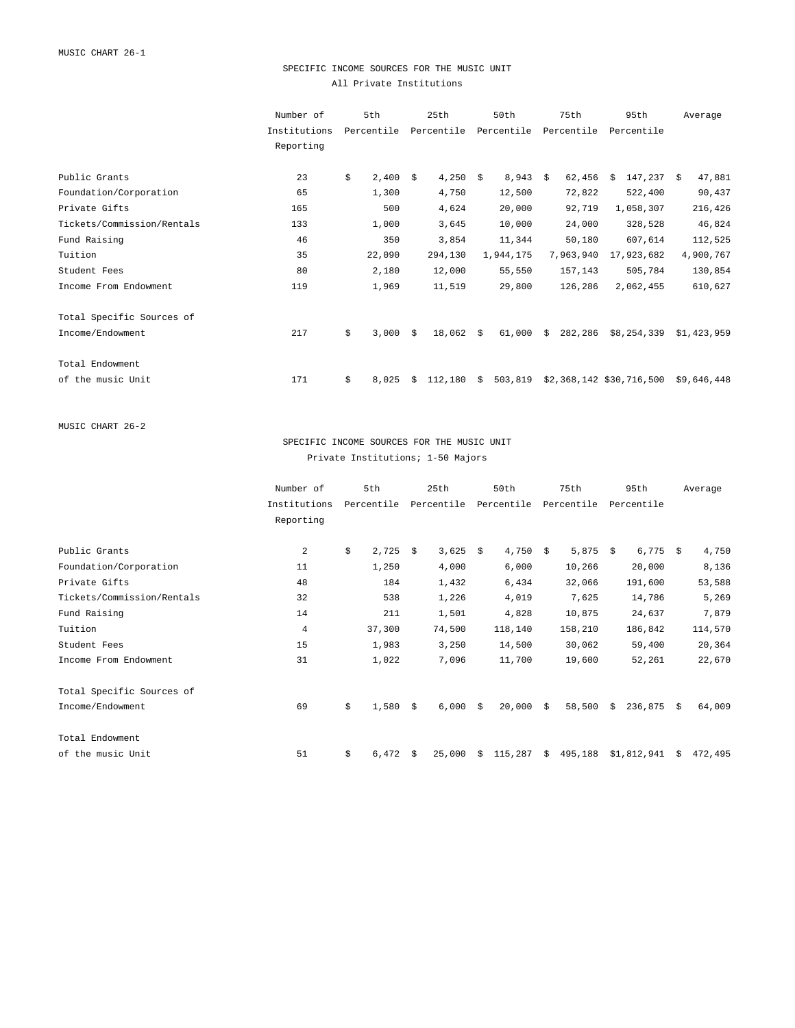MUSIC CHART 26-1

## SPECIFIC INCOME SOURCES FOR THE MUSIC UNIT

All Private Institutions

| | Number of Institutions Reporting | 5th Percentile | 25th Percentile | 50th Percentile | 75th Percentile | 95th Percentile | Average |
|---|---|---|---|---|---|---|---|
| Public Grants | 23 | $ 2,400 | $ 4,250 | $ 8,943 | $ 62,456 | $ 147,237 | $ 47,881 |
| Foundation/Corporation | 65 | 1,300 | 4,750 | 12,500 | 72,822 | 522,400 | 90,437 |
| Private Gifts | 165 | 500 | 4,624 | 20,000 | 92,719 | 1,058,307 | 216,426 |
| Tickets/Commission/Rentals | 133 | 1,000 | 3,645 | 10,000 | 24,000 | 328,528 | 46,824 |
| Fund Raising | 46 | 350 | 3,854 | 11,344 | 50,180 | 607,614 | 112,525 |
| Tuition | 35 | 22,090 | 294,130 | 1,944,175 | 7,963,940 | 17,923,682 | 4,900,767 |
| Student Fees | 80 | 2,180 | 12,000 | 55,550 | 157,143 | 505,784 | 130,854 |
| Income From Endowment | 119 | 1,969 | 11,519 | 29,800 | 126,286 | 2,062,455 | 610,627 |
| Total Specific Sources of Income/Endowment | 217 | $ 3,000 | $ 18,062 | $ 61,000 | $ 282,286 | $8,254,339 | $1,423,959 |
| Total Endowment of the music Unit | 171 | $ 8,025 | $ 112,180 | $ 503,819 | $2,368,142 | $30,716,500 | $9,646,448 |

MUSIC CHART 26-2

## SPECIFIC INCOME SOURCES FOR THE MUSIC UNIT

Private Institutions; 1-50 Majors

| | Number of Institutions Reporting | 5th Percentile | 25th Percentile | 50th Percentile | 75th Percentile | 95th Percentile | Average |
|---|---|---|---|---|---|---|---|
| Public Grants | 2 | $ 2,725 | $ 3,625 | $ 4,750 | $ 5,875 | $ 6,775 | $ 4,750 |
| Foundation/Corporation | 11 | 1,250 | 4,000 | 6,000 | 10,266 | 20,000 | 8,136 |
| Private Gifts | 48 | 184 | 1,432 | 6,434 | 32,066 | 191,600 | 53,588 |
| Tickets/Commission/Rentals | 32 | 538 | 1,226 | 4,019 | 7,625 | 14,786 | 5,269 |
| Fund Raising | 14 | 211 | 1,501 | 4,828 | 10,875 | 24,637 | 7,879 |
| Tuition | 4 | 37,300 | 74,500 | 118,140 | 158,210 | 186,842 | 114,570 |
| Student Fees | 15 | 1,983 | 3,250 | 14,500 | 30,062 | 59,400 | 20,364 |
| Income From Endowment | 31 | 1,022 | 7,096 | 11,700 | 19,600 | 52,261 | 22,670 |
| Total Specific Sources of Income/Endowment | 69 | $ 1,580 | $ 6,000 | $ 20,000 | $ 58,500 | $ 236,875 | $ 64,009 |
| Total Endowment of the music Unit | 51 | $ 6,472 | $ 25,000 | $ 115,287 | $ 495,188 | $1,812,941 | $ 472,495 |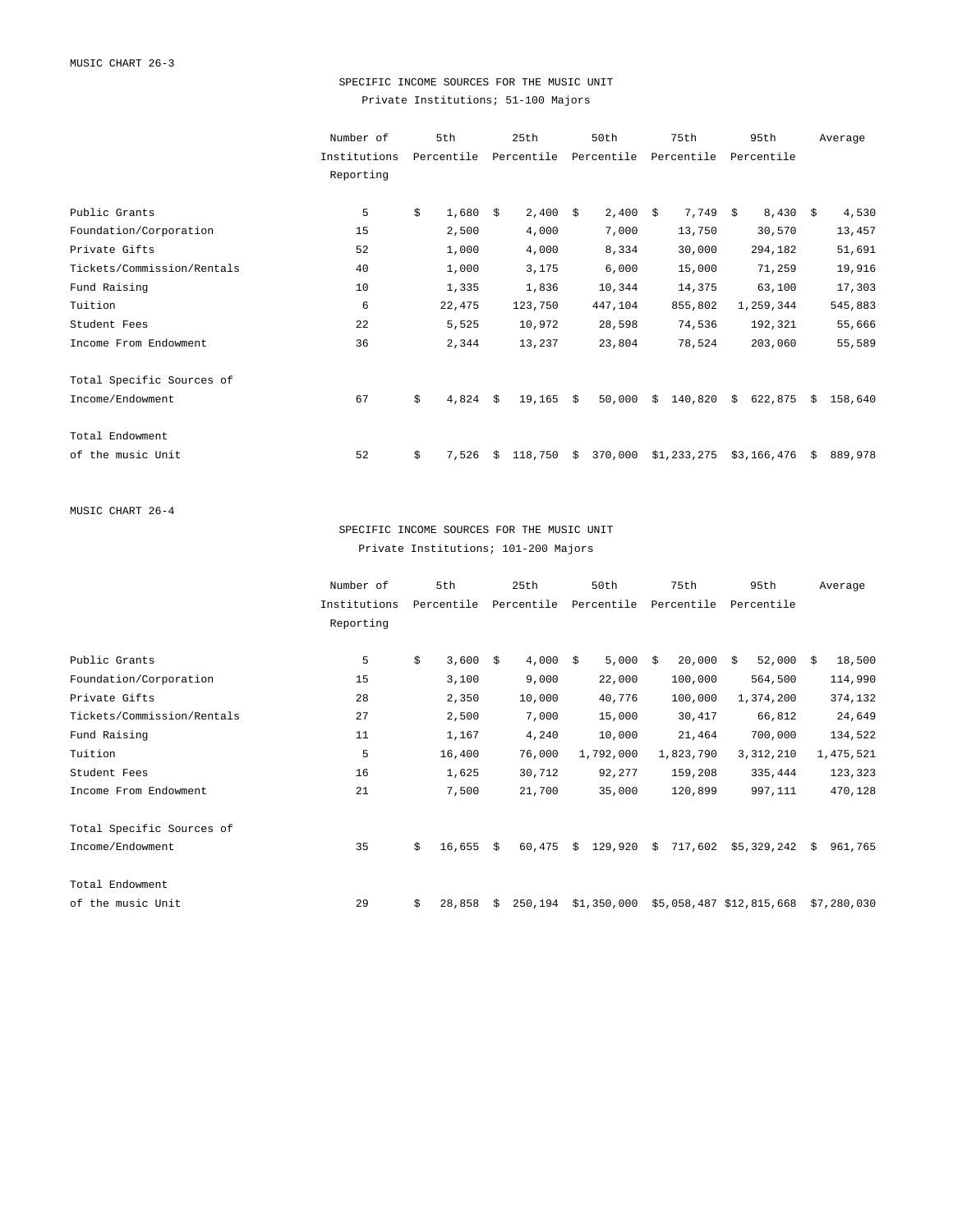MUSIC CHART 26-3

## SPECIFIC INCOME SOURCES FOR THE MUSIC UNIT

Private Institutions; 51-100 Majors

| | Number of Institutions Reporting | 5th Percentile | 25th Percentile | 50th Percentile | 75th Percentile | 95th Percentile | Average |
|---|---|---|---|---|---|---|---|
| Public Grants | 5 | $ 1,680 | $ 2,400 | $ 2,400 | $ 7,749 | $ 8,430 | $ 4,530 |
| Foundation/Corporation | 15 | 2,500 | 4,000 | 7,000 | 13,750 | 30,570 | 13,457 |
| Private Gifts | 52 | 1,000 | 4,000 | 8,334 | 30,000 | 294,182 | 51,691 |
| Tickets/Commission/Rentals | 40 | 1,000 | 3,175 | 6,000 | 15,000 | 71,259 | 19,916 |
| Fund Raising | 10 | 1,335 | 1,836 | 10,344 | 14,375 | 63,100 | 17,303 |
| Tuition | 6 | 22,475 | 123,750 | 447,104 | 855,802 | 1,259,344 | 545,883 |
| Student Fees | 22 | 5,525 | 10,972 | 28,598 | 74,536 | 192,321 | 55,666 |
| Income From Endowment | 36 | 2,344 | 13,237 | 23,804 | 78,524 | 203,060 | 55,589 |
| Total Specific Sources of Income/Endowment | 67 | $ 4,824 | $ 19,165 | $ 50,000 | $ 140,820 | $ 622,875 | $ 158,640 |
| Total Endowment of the music Unit | 52 | $ 7,526 | $ 118,750 | $ 370,000 | $1,233,275 | $3,166,476 | $ 889,978 |

MUSIC CHART 26-4

## SPECIFIC INCOME SOURCES FOR THE MUSIC UNIT

Private Institutions; 101-200 Majors

| | Number of Institutions Reporting | 5th Percentile | 25th Percentile | 50th Percentile | 75th Percentile | 95th Percentile | Average |
|---|---|---|---|---|---|---|---|
| Public Grants | 5 | $ 3,600 | $ 4,000 | $ 5,000 | $ 20,000 | $ 52,000 | $ 18,500 |
| Foundation/Corporation | 15 | 3,100 | 9,000 | 22,000 | 100,000 | 564,500 | 114,990 |
| Private Gifts | 28 | 2,350 | 10,000 | 40,776 | 100,000 | 1,374,200 | 374,132 |
| Tickets/Commission/Rentals | 27 | 2,500 | 7,000 | 15,000 | 30,417 | 66,812 | 24,649 |
| Fund Raising | 11 | 1,167 | 4,240 | 10,000 | 21,464 | 700,000 | 134,522 |
| Tuition | 5 | 16,400 | 76,000 | 1,792,000 | 1,823,790 | 3,312,210 | 1,475,521 |
| Student Fees | 16 | 1,625 | 30,712 | 92,277 | 159,208 | 335,444 | 123,323 |
| Income From Endowment | 21 | 7,500 | 21,700 | 35,000 | 120,899 | 997,111 | 470,128 |
| Total Specific Sources of Income/Endowment | 35 | $ 16,655 | $ 60,475 | $ 129,920 | $ 717,602 | $5,329,242 | $ 961,765 |
| Total Endowment of the music Unit | 29 | $ 28,858 | $ 250,194 | $1,350,000 | $5,058,487 | $12,815,668 | $7,280,030 |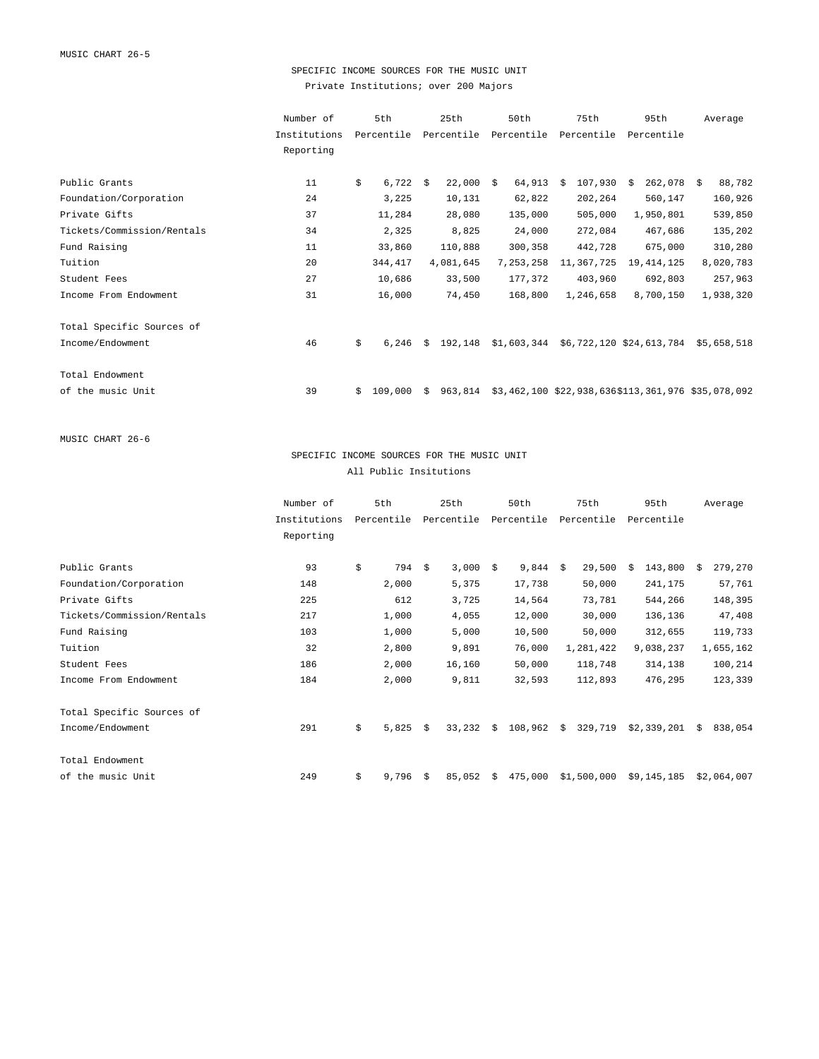MUSIC CHART 26-5

## SPECIFIC INCOME SOURCES FOR THE MUSIC UNIT

Private Institutions; over 200 Majors

| | Number of Institutions Reporting | 5th Percentile | 25th Percentile | 50th Percentile | 75th Percentile | 95th Percentile | Average |
|---|---|---|---|---|---|---|---|
| Public Grants | 11 | $ 6,722 | $ 22,000 | $ 64,913 | $ 107,930 | $ 262,078 | $ 88,782 |
| Foundation/Corporation | 24 | 3,225 | 10,131 | 62,822 | 202,264 | 560,147 | 160,926 |
| Private Gifts | 37 | 11,284 | 28,080 | 135,000 | 505,000 | 1,950,801 | 539,850 |
| Tickets/Commission/Rentals | 34 | 2,325 | 8,825 | 24,000 | 272,084 | 467,686 | 135,202 |
| Fund Raising | 11 | 33,860 | 110,888 | 300,358 | 442,728 | 675,000 | 310,280 |
| Tuition | 20 | 344,417 | 4,081,645 | 7,253,258 | 11,367,725 | 19,414,125 | 8,020,783 |
| Student Fees | 27 | 10,686 | 33,500 | 177,372 | 403,960 | 692,803 | 257,963 |
| Income From Endowment | 31 | 16,000 | 74,450 | 168,800 | 1,246,658 | 8,700,150 | 1,938,320 |
| Total Specific Sources of Income/Endowment | 46 | $ 6,246 | $ 192,148 | $1,603,344 | $6,722,120 | $24,613,784 | $5,658,518 |
| Total Endowment of the music Unit | 39 | $ 109,000 | $ 963,814 | $3,462,100 | $22,938,636 | $113,361,976 | $35,078,092 |

MUSIC CHART 26-6

## SPECIFIC INCOME SOURCES FOR THE MUSIC UNIT

All Public Insitutions

| | Number of Institutions Reporting | 5th Percentile | 25th Percentile | 50th Percentile | 75th Percentile | 95th Percentile | Average |
|---|---|---|---|---|---|---|---|
| Public Grants | 93 | $ 794 | $ 3,000 | $ 9,844 | $ 29,500 | $ 143,800 | $ 279,270 |
| Foundation/Corporation | 148 | 2,000 | 5,375 | 17,738 | 50,000 | 241,175 | 57,761 |
| Private Gifts | 225 | 612 | 3,725 | 14,564 | 73,781 | 544,266 | 148,395 |
| Tickets/Commission/Rentals | 217 | 1,000 | 4,055 | 12,000 | 30,000 | 136,136 | 47,408 |
| Fund Raising | 103 | 1,000 | 5,000 | 10,500 | 50,000 | 312,655 | 119,733 |
| Tuition | 32 | 2,800 | 9,891 | 76,000 | 1,281,422 | 9,038,237 | 1,655,162 |
| Student Fees | 186 | 2,000 | 16,160 | 50,000 | 118,748 | 314,138 | 100,214 |
| Income From Endowment | 184 | 2,000 | 9,811 | 32,593 | 112,893 | 476,295 | 123,339 |
| Total Specific Sources of Income/Endowment | 291 | $ 5,825 | $ 33,232 | $ 108,962 | $ 329,719 | $2,339,201 | $ 838,054 |
| Total Endowment of the music Unit | 249 | $ 9,796 | $ 85,052 | $ 475,000 | $1,500,000 | $9,145,185 | $2,064,007 |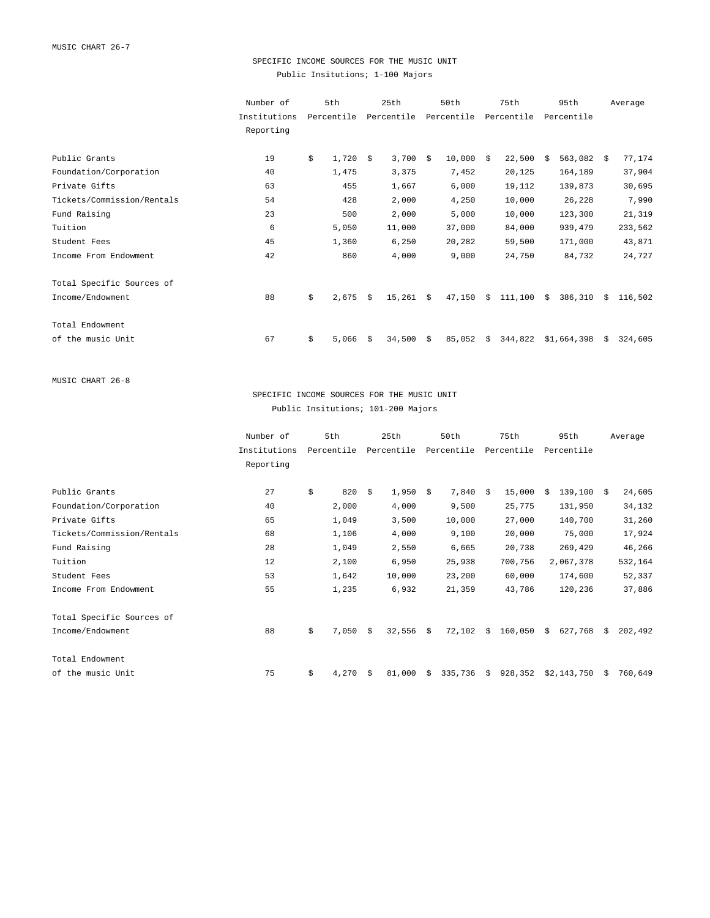MUSIC CHART 26-7

## SPECIFIC INCOME SOURCES FOR THE MUSIC UNIT

Public Insitutions; 1-100 Majors

| | Number of Institutions Reporting | 5th Percentile | 25th Percentile | 50th Percentile | 75th Percentile | 95th Percentile | Average |
|---|---|---|---|---|---|---|---|
| Public Grants | 19 | $ 1,720 | $ 3,700 | $ 10,000 | $ 22,500 | $ 563,082 | $ 77,174 |
| Foundation/Corporation | 40 | 1,475 | 3,375 | 7,452 | 20,125 | 164,189 | 37,904 |
| Private Gifts | 63 | 455 | 1,667 | 6,000 | 19,112 | 139,873 | 30,695 |
| Tickets/Commission/Rentals | 54 | 428 | 2,000 | 4,250 | 10,000 | 26,228 | 7,990 |
| Fund Raising | 23 | 500 | 2,000 | 5,000 | 10,000 | 123,300 | 21,319 |
| Tuition | 6 | 5,050 | 11,000 | 37,000 | 84,000 | 939,479 | 233,562 |
| Student Fees | 45 | 1,360 | 6,250 | 20,282 | 59,500 | 171,000 | 43,871 |
| Income From Endowment | 42 | 860 | 4,000 | 9,000 | 24,750 | 84,732 | 24,727 |
| Total Specific Sources of Income/Endowment | 88 | $ 2,675 | $ 15,261 | $ 47,150 | $ 111,100 | $ 386,310 | $ 116,502 |
| Total Endowment of the music Unit | 67 | $ 5,066 | $ 34,500 | $ 85,052 | $ 344,822 | $1,664,398 | $ 324,605 |

MUSIC CHART 26-8

## SPECIFIC INCOME SOURCES FOR THE MUSIC UNIT

Public Insitutions; 101-200 Majors

| | Number of Institutions Reporting | 5th Percentile | 25th Percentile | 50th Percentile | 75th Percentile | 95th Percentile | Average |
|---|---|---|---|---|---|---|---|
| Public Grants | 27 | $ 820 | $ 1,950 | $ 7,840 | $ 15,000 | $ 139,100 | $ 24,605 |
| Foundation/Corporation | 40 | 2,000 | 4,000 | 9,500 | 25,775 | 131,950 | 34,132 |
| Private Gifts | 65 | 1,049 | 3,500 | 10,000 | 27,000 | 140,700 | 31,260 |
| Tickets/Commission/Rentals | 68 | 1,106 | 4,000 | 9,100 | 20,000 | 75,000 | 17,924 |
| Fund Raising | 28 | 1,049 | 2,550 | 6,665 | 20,738 | 269,429 | 46,266 |
| Tuition | 12 | 2,100 | 6,950 | 25,938 | 700,756 | 2,067,378 | 532,164 |
| Student Fees | 53 | 1,642 | 10,000 | 23,200 | 60,000 | 174,600 | 52,337 |
| Income From Endowment | 55 | 1,235 | 6,932 | 21,359 | 43,786 | 120,236 | 37,886 |
| Total Specific Sources of Income/Endowment | 88 | $ 7,050 | $ 32,556 | $ 72,102 | $ 160,050 | $ 627,768 | $ 202,492 |
| Total Endowment of the music Unit | 75 | $ 4,270 | $ 81,000 | $ 335,736 | $ 928,352 | $2,143,750 | $ 760,649 |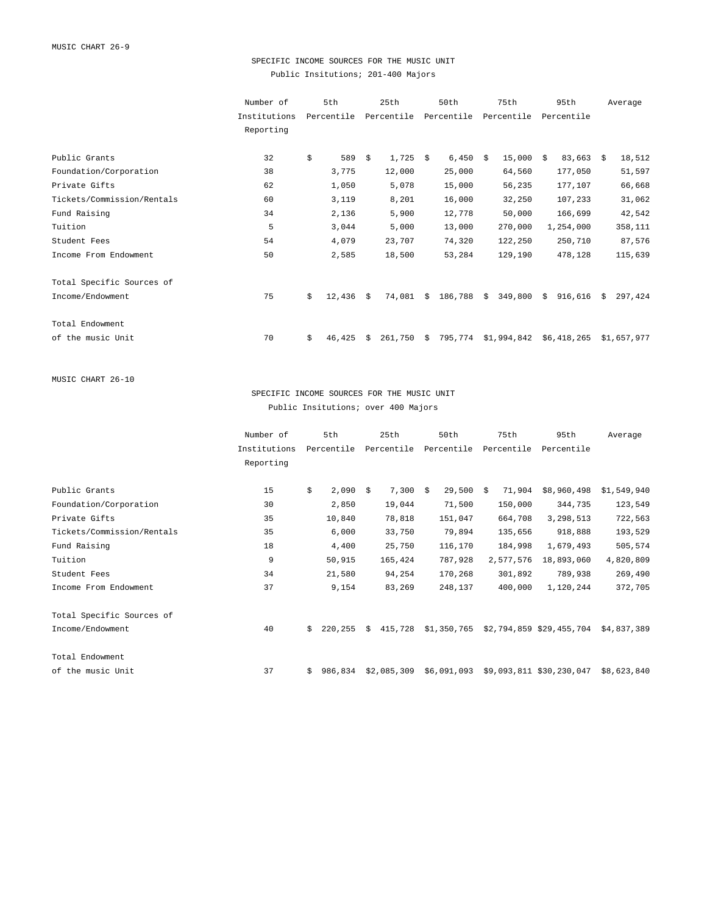MUSIC CHART 26-9

## SPECIFIC INCOME SOURCES FOR THE MUSIC UNIT

Public Insitutions; 201-400 Majors

| | Number of Institutions Reporting | 5th Percentile | 25th Percentile | 50th Percentile | 75th Percentile | 95th Percentile | Average |
|---|---|---|---|---|---|---|---|
| Public Grants | 32 | $ 589 | $ 1,725 | $ 6,450 | $ 15,000 | $ 83,663 | $ 18,512 |
| Foundation/Corporation | 38 | 3,775 | 12,000 | 25,000 | 64,560 | 177,050 | 51,597 |
| Private Gifts | 62 | 1,050 | 5,078 | 15,000 | 56,235 | 177,107 | 66,668 |
| Tickets/Commission/Rentals | 60 | 3,119 | 8,201 | 16,000 | 32,250 | 107,233 | 31,062 |
| Fund Raising | 34 | 2,136 | 5,900 | 12,778 | 50,000 | 166,699 | 42,542 |
| Tuition | 5 | 3,044 | 5,000 | 13,000 | 270,000 | 1,254,000 | 358,111 |
| Student Fees | 54 | 4,079 | 23,707 | 74,320 | 122,250 | 250,710 | 87,576 |
| Income From Endowment | 50 | 2,585 | 18,500 | 53,284 | 129,190 | 478,128 | 115,639 |
| Total Specific Sources of Income/Endowment | 75 | $ 12,436 | $ 74,081 | $ 186,788 | $ 349,800 | $ 916,616 | $ 297,424 |
| Total Endowment of the music Unit | 70 | $ 46,425 | $ 261,750 | $ 795,774 | $1,994,842 | $6,418,265 | $1,657,977 |

MUSIC CHART 26-10

## SPECIFIC INCOME SOURCES FOR THE MUSIC UNIT

Public Insitutions; over 400 Majors

| | Number of Institutions Reporting | 5th Percentile | 25th Percentile | 50th Percentile | 75th Percentile | 95th Percentile | Average |
|---|---|---|---|---|---|---|---|
| Public Grants | 15 | $ 2,090 | $ 7,300 | $ 29,500 | $ 71,904 | $8,960,498 | $1,549,940 |
| Foundation/Corporation | 30 | 2,850 | 19,044 | 71,500 | 150,000 | 344,735 | 123,549 |
| Private Gifts | 35 | 10,840 | 78,818 | 151,047 | 664,708 | 3,298,513 | 722,563 |
| Tickets/Commission/Rentals | 35 | 6,000 | 33,750 | 79,894 | 135,656 | 918,888 | 193,529 |
| Fund Raising | 18 | 4,400 | 25,750 | 116,170 | 184,998 | 1,679,493 | 505,574 |
| Tuition | 9 | 50,915 | 165,424 | 787,928 | 2,577,576 | 18,893,060 | 4,820,809 |
| Student Fees | 34 | 21,580 | 94,254 | 170,268 | 301,892 | 789,938 | 269,490 |
| Income From Endowment | 37 | 9,154 | 83,269 | 248,137 | 400,000 | 1,120,244 | 372,705 |
| Total Specific Sources of Income/Endowment | 40 | $ 220,255 | $ 415,728 | $1,350,765 | $2,794,859 | $29,455,704 | $4,837,389 |
| Total Endowment of the music Unit | 37 | $ 986,834 | $2,085,309 | $6,091,093 | $9,093,811 | $30,230,047 | $8,623,840 |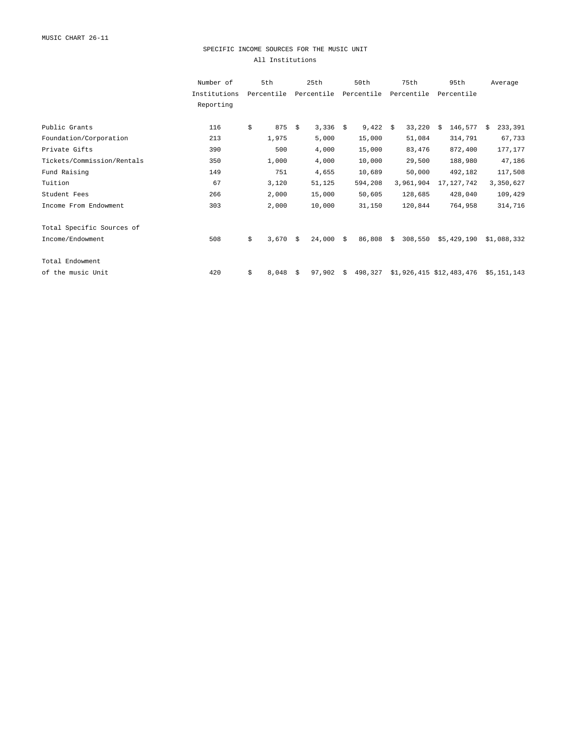MUSIC CHART 26-11

## SPECIFIC INCOME SOURCES FOR THE MUSIC UNIT

### All Institutions

| | Number of Institutions Reporting | 5th Percentile | 25th Percentile | 50th Percentile | 75th Percentile | 95th Percentile | Average |
|---|---|---|---|---|---|---|---|
| Public Grants | 116 | $ 875 | $ 3,336 | $ 9,422 | $ 33,220 | $ 146,577 | $ 233,391 |
| Foundation/Corporation | 213 | 1,975 | 5,000 | 15,000 | 51,084 | 314,791 | 67,733 |
| Private Gifts | 390 | 500 | 4,000 | 15,000 | 83,476 | 872,400 | 177,177 |
| Tickets/Commission/Rentals | 350 | 1,000 | 4,000 | 10,000 | 29,500 | 188,980 | 47,186 |
| Fund Raising | 149 | 751 | 4,655 | 10,689 | 50,000 | 492,182 | 117,508 |
| Tuition | 67 | 3,120 | 51,125 | 594,208 | 3,961,904 | 17,127,742 | 3,350,627 |
| Student Fees | 266 | 2,000 | 15,000 | 50,605 | 128,685 | 428,040 | 109,429 |
| Income From Endowment | 303 | 2,000 | 10,000 | 31,150 | 120,844 | 764,958 | 314,716 |
| Total Specific Sources of Income/Endowment | 508 | $ 3,670 | $ 24,000 | $ 86,808 | $ 308,550 | $5,429,190 | $1,088,332 |
| Total Endowment of the music Unit | 420 | $ 8,048 | $ 97,902 | $ 498,327 | $1,926,415 | $12,483,476 | $5,151,143 |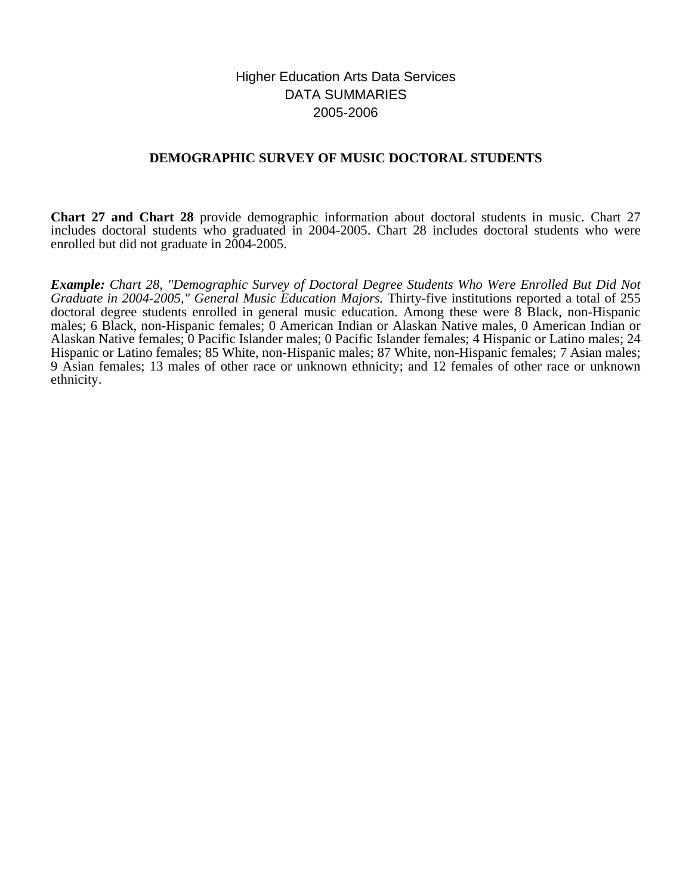Higher Education Arts Data Services
DATA SUMMARIES
2005-2006

## DEMOGRAPHIC SURVEY OF MUSIC DOCTORAL STUDENTS

**Chart 27 and Chart 28** provide demographic information about doctoral students in music. Chart 27 includes doctoral students who graduated in 2004-2005. Chart 28 includes doctoral students who were enrolled but did not graduate in 2004-2005.

***Example:*** *Chart 28, "Demographic Survey of Doctoral Degree Students Who Were Enrolled But Did Not Graduate in 2004-2005," General Music Education Majors.* Thirty-five institutions reported a total of 255 doctoral degree students enrolled in general music education. Among these were 8 Black, non-Hispanic males; 6 Black, non-Hispanic females; 0 American Indian or Alaskan Native males, 0 American Indian or Alaskan Native females; 0 Pacific Islander males; 0 Pacific Islander females; 4 Hispanic or Latino males; 24 Hispanic or Latino females; 85 White, non-Hispanic males; 87 White, non-Hispanic females; 7 Asian males; 9 Asian females; 13 males of other race or unknown ethnicity; and 12 females of other race or unknown ethnicity.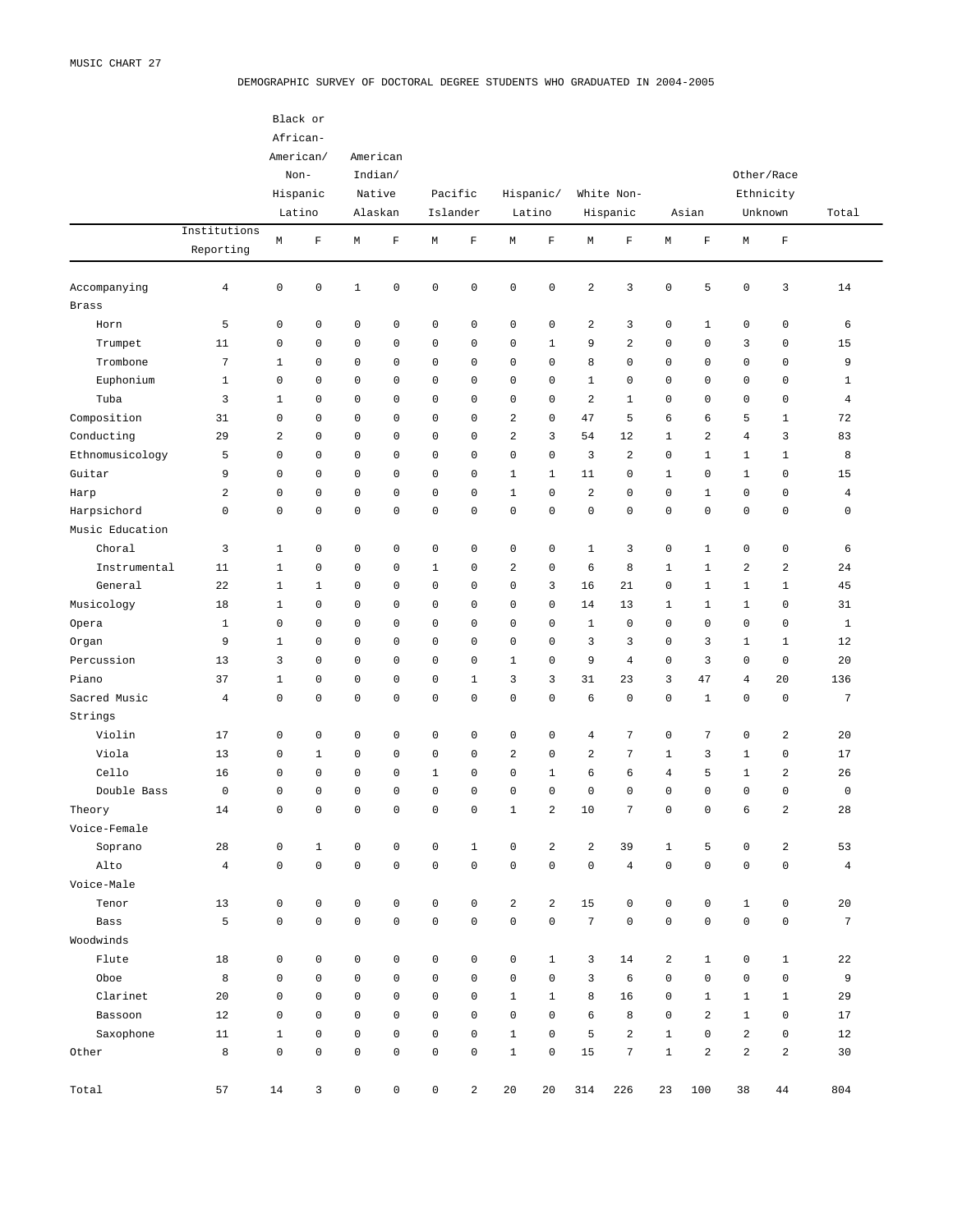MUSIC CHART 27

DEMOGRAPHIC SURVEY OF DOCTORAL DEGREE STUDENTS WHO GRADUATED IN 2004-2005

| | Institutions Reporting | Black or African-American/ Non-Hispanic Latino | | American Indian/ Native Alaskan | | Pacific Islander | | Hispanic/ Latino | | White Non-Hispanic | | Asian | | Other/Race Ethnicity Unknown | | Total |
|---|---|---|---|---|---|---|---|---|---|---|---|---|---|---|---|---|
| | | M | F | M | F | M | F | M | F | M | F | M | F | M | F | |
| Accompanying | 4 | 0 | 0 | 1 | 0 | 0 | 0 | 0 | 0 | 2 | 3 | 0 | 5 | 0 | 3 | 14 |
| Brass | | | | | | | | | | | | | | | | |
| Horn | 5 | 0 | 0 | 0 | 0 | 0 | 0 | 0 | 0 | 2 | 3 | 0 | 1 | 0 | 0 | 6 |
| Trumpet | 11 | 0 | 0 | 0 | 0 | 0 | 0 | 0 | 1 | 9 | 2 | 0 | 0 | 3 | 0 | 15 |
| Trombone | 7 | 1 | 0 | 0 | 0 | 0 | 0 | 0 | 0 | 8 | 0 | 0 | 0 | 0 | 0 | 9 |
| Euphonium | 1 | 0 | 0 | 0 | 0 | 0 | 0 | 0 | 0 | 1 | 0 | 0 | 0 | 0 | 0 | 1 |
| Tuba | 3 | 1 | 0 | 0 | 0 | 0 | 0 | 0 | 0 | 2 | 1 | 0 | 0 | 0 | 0 | 4 |
| Composition | 31 | 0 | 0 | 0 | 0 | 0 | 0 | 2 | 0 | 47 | 5 | 6 | 6 | 5 | 1 | 72 |
| Conducting | 29 | 2 | 0 | 0 | 0 | 0 | 0 | 2 | 3 | 54 | 12 | 1 | 2 | 4 | 3 | 83 |
| Ethnomusicology | 5 | 0 | 0 | 0 | 0 | 0 | 0 | 0 | 0 | 3 | 2 | 0 | 1 | 1 | 1 | 8 |
| Guitar | 9 | 0 | 0 | 0 | 0 | 0 | 0 | 1 | 1 | 11 | 0 | 1 | 0 | 1 | 0 | 15 |
| Harp | 2 | 0 | 0 | 0 | 0 | 0 | 0 | 1 | 0 | 2 | 0 | 0 | 1 | 0 | 0 | 4 |
| Harpsichord | 0 | 0 | 0 | 0 | 0 | 0 | 0 | 0 | 0 | 0 | 0 | 0 | 0 | 0 | 0 | 0 |
| Music Education | | | | | | | | | | | | | | | | |
| Choral | 3 | 1 | 0 | 0 | 0 | 0 | 0 | 0 | 0 | 1 | 3 | 0 | 1 | 0 | 0 | 6 |
| Instrumental | 11 | 1 | 0 | 0 | 0 | 1 | 0 | 2 | 0 | 6 | 8 | 1 | 1 | 2 | 2 | 24 |
| General | 22 | 1 | 1 | 0 | 0 | 0 | 0 | 0 | 3 | 16 | 21 | 0 | 1 | 1 | 1 | 45 |
| Musicology | 18 | 1 | 0 | 0 | 0 | 0 | 0 | 0 | 0 | 14 | 13 | 1 | 1 | 1 | 0 | 31 |
| Opera | 1 | 0 | 0 | 0 | 0 | 0 | 0 | 0 | 0 | 1 | 0 | 0 | 0 | 0 | 0 | 1 |
| Organ | 9 | 1 | 0 | 0 | 0 | 0 | 0 | 0 | 0 | 3 | 3 | 0 | 3 | 1 | 1 | 12 |
| Percussion | 13 | 3 | 0 | 0 | 0 | 0 | 0 | 1 | 0 | 9 | 4 | 0 | 3 | 0 | 0 | 20 |
| Piano | 37 | 1 | 0 | 0 | 0 | 0 | 1 | 3 | 3 | 31 | 23 | 3 | 47 | 4 | 20 | 136 |
| Sacred Music | 4 | 0 | 0 | 0 | 0 | 0 | 0 | 0 | 0 | 6 | 0 | 0 | 1 | 0 | 0 | 7 |
| Strings | | | | | | | | | | | | | | | | |
| Violin | 17 | 0 | 0 | 0 | 0 | 0 | 0 | 0 | 0 | 4 | 7 | 0 | 7 | 0 | 2 | 20 |
| Viola | 13 | 0 | 1 | 0 | 0 | 0 | 0 | 2 | 0 | 2 | 7 | 1 | 3 | 1 | 0 | 17 |
| Cello | 16 | 0 | 0 | 0 | 0 | 1 | 0 | 0 | 1 | 6 | 6 | 4 | 5 | 1 | 2 | 26 |
| Double Bass | 0 | 0 | 0 | 0 | 0 | 0 | 0 | 0 | 0 | 0 | 0 | 0 | 0 | 0 | 0 | 0 |
| Theory | 14 | 0 | 0 | 0 | 0 | 0 | 0 | 1 | 2 | 10 | 7 | 0 | 0 | 6 | 2 | 28 |
| Voice-Female | | | | | | | | | | | | | | | | |
| Soprano | 28 | 0 | 1 | 0 | 0 | 0 | 1 | 0 | 2 | 2 | 39 | 1 | 5 | 0 | 2 | 53 |
| Alto | 4 | 0 | 0 | 0 | 0 | 0 | 0 | 0 | 0 | 0 | 4 | 0 | 0 | 0 | 0 | 4 |
| Voice-Male | | | | | | | | | | | | | | | | |
| Tenor | 13 | 0 | 0 | 0 | 0 | 0 | 0 | 2 | 2 | 15 | 0 | 0 | 0 | 1 | 0 | 20 |
| Bass | 5 | 0 | 0 | 0 | 0 | 0 | 0 | 0 | 0 | 7 | 0 | 0 | 0 | 0 | 0 | 7 |
| Woodwinds | | | | | | | | | | | | | | | | |
| Flute | 18 | 0 | 0 | 0 | 0 | 0 | 0 | 0 | 1 | 3 | 14 | 2 | 1 | 0 | 1 | 22 |
| Oboe | 8 | 0 | 0 | 0 | 0 | 0 | 0 | 0 | 0 | 3 | 6 | 0 | 0 | 0 | 0 | 9 |
| Clarinet | 20 | 0 | 0 | 0 | 0 | 0 | 0 | 1 | 1 | 8 | 16 | 0 | 1 | 1 | 1 | 29 |
| Bassoon | 12 | 0 | 0 | 0 | 0 | 0 | 0 | 0 | 0 | 6 | 8 | 0 | 2 | 1 | 0 | 17 |
| Saxophone | 11 | 1 | 0 | 0 | 0 | 0 | 0 | 1 | 0 | 5 | 2 | 1 | 0 | 2 | 0 | 12 |
| Other | 8 | 0 | 0 | 0 | 0 | 0 | 0 | 1 | 0 | 15 | 7 | 1 | 2 | 2 | 2 | 30 |
| Total | 57 | 14 | 3 | 0 | 0 | 0 | 2 | 20 | 20 | 314 | 226 | 23 | 100 | 38 | 44 | 804 |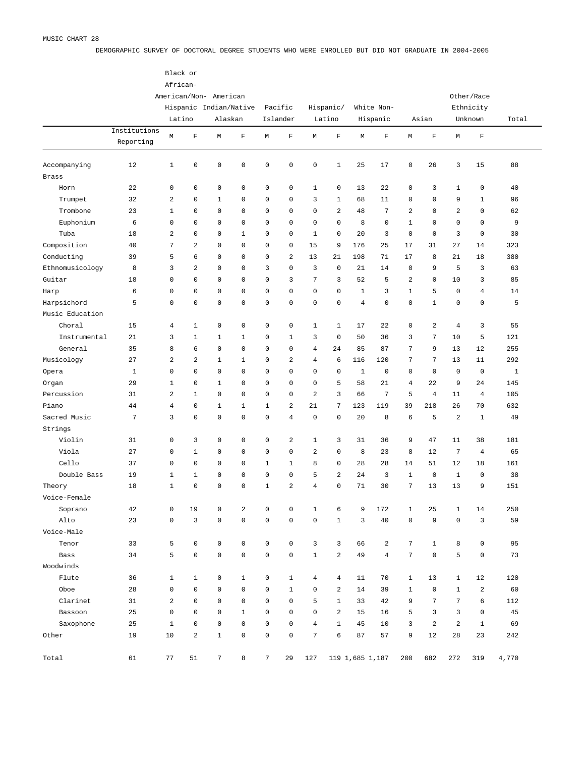MUSIC CHART 28

DEMOGRAPHIC SURVEY OF DOCTORAL DEGREE STUDENTS WHO WERE ENROLLED BUT DID NOT GRADUATE IN 2004-2005

| | | Black or African-American/Non-Hispanic Latino | | American Indian/Native Alaskan | | Pacific Islander | | Hispanic/ Latino | | White Non-Hispanic | | Asian | | Other/Race Ethnicity Unknown | | Total |
|---|---|---|---|---|---|---|---|---|---|---|---|---|---|---|---|---|
| | Institutions Reporting | M | F | M | F | M | F | M | F | M | F | M | F | M | F | |
| Accompanying | 12 | 1 | 0 | 0 | 0 | 0 | 0 | 0 | 1 | 25 | 17 | 0 | 26 | 3 | 15 | 88 |
| Brass | | | | | | | | | | | | | | | | |
| Horn | 22 | 0 | 0 | 0 | 0 | 0 | 0 | 1 | 0 | 13 | 22 | 0 | 3 | 1 | 0 | 40 |
| Trumpet | 32 | 2 | 0 | 1 | 0 | 0 | 0 | 3 | 1 | 68 | 11 | 0 | 0 | 9 | 1 | 96 |
| Trombone | 23 | 1 | 0 | 0 | 0 | 0 | 0 | 0 | 2 | 48 | 7 | 2 | 0 | 2 | 0 | 62 |
| Euphonium | 6 | 0 | 0 | 0 | 0 | 0 | 0 | 0 | 0 | 8 | 0 | 1 | 0 | 0 | 0 | 9 |
| Tuba | 18 | 2 | 0 | 0 | 1 | 0 | 0 | 1 | 0 | 20 | 3 | 0 | 0 | 3 | 0 | 30 |
| Composition | 40 | 7 | 2 | 0 | 0 | 0 | 0 | 15 | 9 | 176 | 25 | 17 | 31 | 27 | 14 | 323 |
| Conducting | 39 | 5 | 6 | 0 | 0 | 0 | 2 | 13 | 21 | 198 | 71 | 17 | 8 | 21 | 18 | 380 |
| Ethnomusicology | 8 | 3 | 2 | 0 | 0 | 3 | 0 | 3 | 0 | 21 | 14 | 0 | 9 | 5 | 3 | 63 |
| Guitar | 18 | 0 | 0 | 0 | 0 | 0 | 3 | 7 | 3 | 52 | 5 | 2 | 0 | 10 | 3 | 85 |
| Harp | 6 | 0 | 0 | 0 | 0 | 0 | 0 | 0 | 0 | 1 | 3 | 1 | 5 | 0 | 4 | 14 |
| Harpsichord | 5 | 0 | 0 | 0 | 0 | 0 | 0 | 0 | 0 | 4 | 0 | 0 | 1 | 0 | 0 | 5 |
| Music Education | | | | | | | | | | | | | | | | |
| Choral | 15 | 4 | 1 | 0 | 0 | 0 | 0 | 1 | 1 | 17 | 22 | 0 | 2 | 4 | 3 | 55 |
| Instrumental | 21 | 3 | 1 | 1 | 1 | 0 | 1 | 3 | 0 | 50 | 36 | 3 | 7 | 10 | 5 | 121 |
| General | 35 | 8 | 6 | 0 | 0 | 0 | 0 | 4 | 24 | 85 | 87 | 7 | 9 | 13 | 12 | 255 |
| Musicology | 27 | 2 | 2 | 1 | 1 | 0 | 2 | 4 | 6 | 116 | 120 | 7 | 7 | 13 | 11 | 292 |
| Opera | 1 | 0 | 0 | 0 | 0 | 0 | 0 | 0 | 0 | 1 | 0 | 0 | 0 | 0 | 0 | 1 |
| Organ | 29 | 1 | 0 | 1 | 0 | 0 | 0 | 0 | 5 | 58 | 21 | 4 | 22 | 9 | 24 | 145 |
| Percussion | 31 | 2 | 1 | 0 | 0 | 0 | 0 | 2 | 3 | 66 | 7 | 5 | 4 | 11 | 4 | 105 |
| Piano | 44 | 4 | 0 | 1 | 1 | 1 | 2 | 21 | 7 | 123 | 119 | 39 | 218 | 26 | 70 | 632 |
| Sacred Music | 7 | 3 | 0 | 0 | 0 | 0 | 4 | 0 | 0 | 20 | 8 | 6 | 5 | 2 | 1 | 49 |
| Strings | | | | | | | | | | | | | | | | |
| Violin | 31 | 0 | 3 | 0 | 0 | 0 | 2 | 1 | 3 | 31 | 36 | 9 | 47 | 11 | 38 | 181 |
| Viola | 27 | 0 | 1 | 0 | 0 | 0 | 0 | 2 | 0 | 8 | 23 | 8 | 12 | 7 | 4 | 65 |
| Cello | 37 | 0 | 0 | 0 | 0 | 1 | 1 | 8 | 0 | 28 | 28 | 14 | 51 | 12 | 18 | 161 |
| Double Bass | 19 | 1 | 1 | 0 | 0 | 0 | 0 | 5 | 2 | 24 | 3 | 1 | 0 | 1 | 0 | 38 |
| Theory | 18 | 1 | 0 | 0 | 0 | 1 | 2 | 4 | 0 | 71 | 30 | 7 | 13 | 13 | 9 | 151 |
| Voice-Female | | | | | | | | | | | | | | | | |
| Soprano | 42 | 0 | 19 | 0 | 2 | 0 | 0 | 1 | 6 | 9 | 172 | 1 | 25 | 1 | 14 | 250 |
| Alto | 23 | 0 | 3 | 0 | 0 | 0 | 0 | 0 | 1 | 3 | 40 | 0 | 9 | 0 | 3 | 59 |
| Voice-Male | | | | | | | | | | | | | | | | |
| Tenor | 33 | 5 | 0 | 0 | 0 | 0 | 0 | 3 | 3 | 66 | 2 | 7 | 1 | 8 | 0 | 95 |
| Bass | 34 | 5 | 0 | 0 | 0 | 0 | 0 | 1 | 2 | 49 | 4 | 7 | 0 | 5 | 0 | 73 |
| Woodwinds | | | | | | | | | | | | | | | | |
| Flute | 36 | 1 | 1 | 0 | 1 | 0 | 1 | 4 | 4 | 11 | 70 | 1 | 13 | 1 | 12 | 120 |
| Oboe | 28 | 0 | 0 | 0 | 0 | 0 | 1 | 0 | 2 | 14 | 39 | 1 | 0 | 1 | 2 | 60 |
| Clarinet | 31 | 2 | 0 | 0 | 0 | 0 | 0 | 5 | 1 | 33 | 42 | 9 | 7 | 7 | 6 | 112 |
| Bassoon | 25 | 0 | 0 | 0 | 1 | 0 | 0 | 0 | 2 | 15 | 16 | 5 | 3 | 3 | 0 | 45 |
| Saxophone | 25 | 1 | 0 | 0 | 0 | 0 | 0 | 4 | 1 | 45 | 10 | 3 | 2 | 2 | 1 | 69 |
| Other | 19 | 10 | 2 | 1 | 0 | 0 | 0 | 7 | 6 | 87 | 57 | 9 | 12 | 28 | 23 | 242 |
| Total | 61 | 77 | 51 | 7 | 8 | 7 | 29 | 127 | 119 | 1,685 | 1,187 | 200 | 682 | 272 | 319 | 4,770 |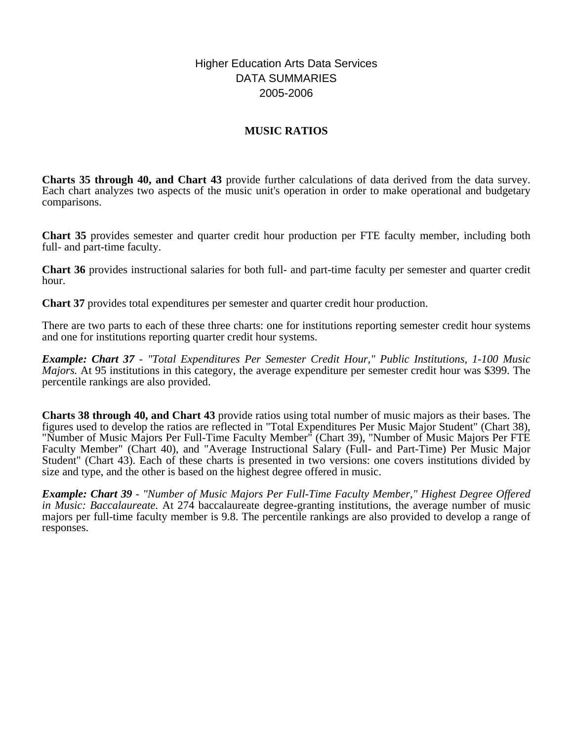Higher Education Arts Data Services
DATA SUMMARIES
2005-2006

## MUSIC RATIOS

**Charts 35 through 40, and Chart 43** provide further calculations of data derived from the data survey. Each chart analyzes two aspects of the music unit's operation in order to make operational and budgetary comparisons.

**Chart 35** provides semester and quarter credit hour production per FTE faculty member, including both full- and part-time faculty.

**Chart 36** provides instructional salaries for both full- and part-time faculty per semester and quarter credit hour.

**Chart 37** provides total expenditures per semester and quarter credit hour production.

There are two parts to each of these three charts: one for institutions reporting semester credit hour systems and one for institutions reporting quarter credit hour systems.

***Example: Chart 37*** - *"Total Expenditures Per Semester Credit Hour," Public Institutions, 1-100 Music Majors.* At 95 institutions in this category, the average expenditure per semester credit hour was $399. The percentile rankings are also provided.

**Charts 38 through 40, and Chart 43** provide ratios using total number of music majors as their bases. The figures used to develop the ratios are reflected in "Total Expenditures Per Music Major Student" (Chart 38), "Number of Music Majors Per Full-Time Faculty Member" (Chart 39), "Number of Music Majors Per FTE Faculty Member" (Chart 40), and "Average Instructional Salary (Full- and Part-Time) Per Music Major Student" (Chart 43). Each of these charts is presented in two versions: one covers institutions divided by size and type, and the other is based on the highest degree offered in music.

***Example: Chart 39*** - *"Number of Music Majors Per Full-Time Faculty Member," Highest Degree Offered in Music: Baccalaureate.* At 274 baccalaureate degree-granting institutions, the average number of music majors per full-time faculty member is 9.8. The percentile rankings are also provided to develop a range of responses.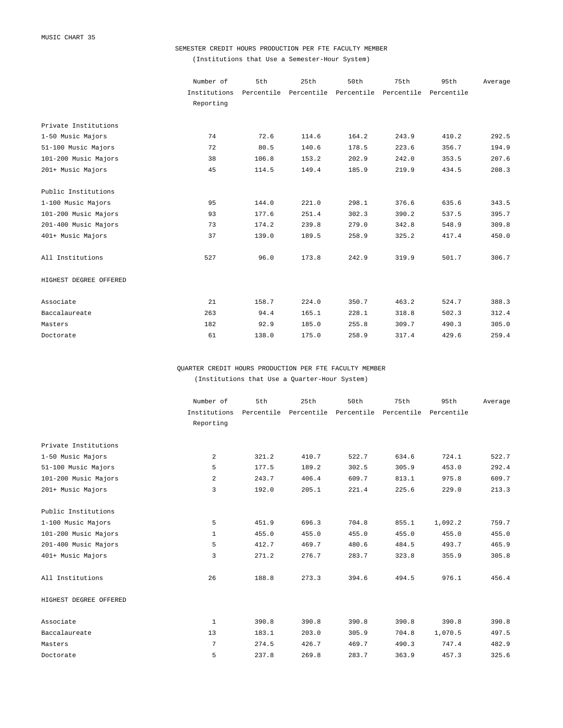MUSIC CHART 35

## SEMESTER CREDIT HOURS PRODUCTION PER FTE FACULTY MEMBER

(Institutions that Use a Semester-Hour System)

| | Number of Institutions Reporting | 5th Percentile | 25th Percentile | 50th Percentile | 75th Percentile | 95th Percentile | Average |
|---|---|---|---|---|---|---|---|
| **Private Institutions** | | | | | | | |
| 1-50 Music Majors | 74 | 72.6 | 114.6 | 164.2 | 243.9 | 410.2 | 292.5 |
| 51-100 Music Majors | 72 | 80.5 | 140.6 | 178.5 | 223.6 | 356.7 | 194.9 |
| 101-200 Music Majors | 38 | 106.8 | 153.2 | 202.9 | 242.0 | 353.5 | 207.6 |
| 201+ Music Majors | 45 | 114.5 | 149.4 | 185.9 | 219.9 | 434.5 | 208.3 |
| **Public Institutions** | | | | | | | |
| 1-100 Music Majors | 95 | 144.0 | 221.0 | 298.1 | 376.6 | 635.6 | 343.5 |
| 101-200 Music Majors | 93 | 177.6 | 251.4 | 302.3 | 390.2 | 537.5 | 395.7 |
| 201-400 Music Majors | 73 | 174.2 | 239.8 | 279.0 | 342.8 | 548.9 | 309.8 |
| 401+ Music Majors | 37 | 139.0 | 189.5 | 258.9 | 325.2 | 417.4 | 450.0 |
| All Institutions | 527 | 96.0 | 173.8 | 242.9 | 319.9 | 501.7 | 306.7 |
| **HIGHEST DEGREE OFFERED** | | | | | | | |
| Associate | 21 | 158.7 | 224.0 | 350.7 | 463.2 | 524.7 | 388.3 |
| Baccalaureate | 263 | 94.4 | 165.1 | 228.1 | 318.8 | 502.3 | 312.4 |
| Masters | 182 | 92.9 | 185.0 | 255.8 | 309.7 | 490.3 | 305.0 |
| Doctorate | 61 | 138.0 | 175.0 | 258.9 | 317.4 | 429.6 | 259.4 |

## QUARTER CREDIT HOURS PRODUCTION PER FTE FACULTY MEMBER

(Institutions that Use a Quarter-Hour System)

| | Number of Institutions Reporting | 5th Percentile | 25th Percentile | 50th Percentile | 75th Percentile | 95th Percentile | Average |
|---|---|---|---|---|---|---|---|
| **Private Institutions** | | | | | | | |
| 1-50 Music Majors | 2 | 321.2 | 410.7 | 522.7 | 634.6 | 724.1 | 522.7 |
| 51-100 Music Majors | 5 | 177.5 | 189.2 | 302.5 | 305.9 | 453.0 | 292.4 |
| 101-200 Music Majors | 2 | 243.7 | 406.4 | 609.7 | 813.1 | 975.8 | 609.7 |
| 201+ Music Majors | 3 | 192.0 | 205.1 | 221.4 | 225.6 | 229.0 | 213.3 |
| **Public Institutions** | | | | | | | |
| 1-100 Music Majors | 5 | 451.9 | 696.3 | 704.8 | 855.1 | 1,092.2 | 759.7 |
| 101-200 Music Majors | 1 | 455.0 | 455.0 | 455.0 | 455.0 | 455.0 | 455.0 |
| 201-400 Music Majors | 5 | 412.7 | 469.7 | 480.6 | 484.5 | 493.7 | 465.9 |
| 401+ Music Majors | 3 | 271.2 | 276.7 | 283.7 | 323.8 | 355.9 | 305.8 |
| All Institutions | 26 | 188.8 | 273.3 | 394.6 | 494.5 | 976.1 | 456.4 |
| **HIGHEST DEGREE OFFERED** | | | | | | | |
| Associate | 1 | 390.8 | 390.8 | 390.8 | 390.8 | 390.8 | 390.8 |
| Baccalaureate | 13 | 183.1 | 203.0 | 305.9 | 704.8 | 1,070.5 | 497.5 |
| Masters | 7 | 274.5 | 426.7 | 469.7 | 490.3 | 747.4 | 482.9 |
| Doctorate | 5 | 237.8 | 269.8 | 283.7 | 363.9 | 457.3 | 325.6 |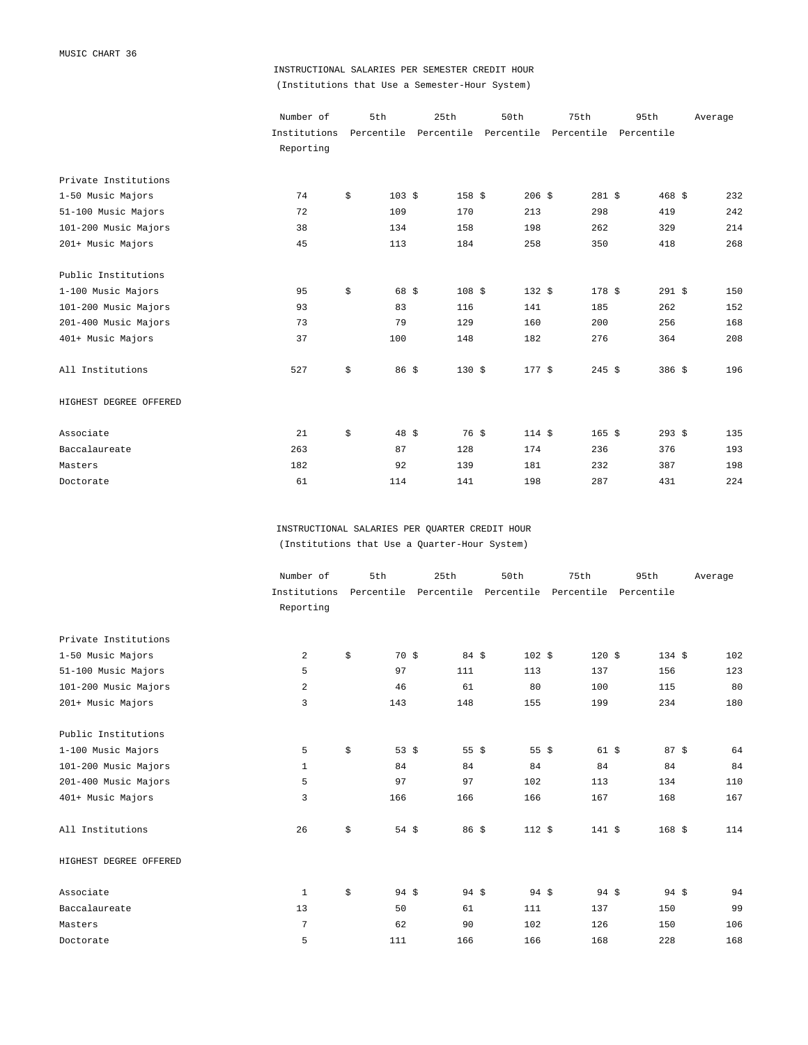MUSIC CHART 36

## INSTRUCTIONAL SALARIES PER SEMESTER CREDIT HOUR
(Institutions that Use a Semester-Hour System)

| | Number of Institutions Reporting | 5th Percentile | 25th Percentile | 50th Percentile | 75th Percentile | 95th Percentile | Average |
|---|---|---|---|---|---|---|---|
| Private Institutions | | | | | | | |
| 1-50 Music Majors | 74 | $ 103 | $ 158 | $ 206 | $ 281 | $ 468 | $ 232 |
| 51-100 Music Majors | 72 | 109 | 170 | 213 | 298 | 419 | 242 |
| 101-200 Music Majors | 38 | 134 | 158 | 198 | 262 | 329 | 214 |
| 201+ Music Majors | 45 | 113 | 184 | 258 | 350 | 418 | 268 |
| Public Institutions | | | | | | | |
| 1-100 Music Majors | 95 | $ 68 | $ 108 | $ 132 | $ 178 | $ 291 | $ 150 |
| 101-200 Music Majors | 93 | 83 | 116 | 141 | 185 | 262 | 152 |
| 201-400 Music Majors | 73 | 79 | 129 | 160 | 200 | 256 | 168 |
| 401+ Music Majors | 37 | 100 | 148 | 182 | 276 | 364 | 208 |
| All Institutions | 527 | $ 86 | $ 130 | $ 177 | $ 245 | $ 386 | $ 196 |
| HIGHEST DEGREE OFFERED | | | | | | | |
| Associate | 21 | $ 48 | $ 76 | $ 114 | $ 165 | $ 293 | $ 135 |
| Baccalaureate | 263 | 87 | 128 | 174 | 236 | 376 | 193 |
| Masters | 182 | 92 | 139 | 181 | 232 | 387 | 198 |
| Doctorate | 61 | 114 | 141 | 198 | 287 | 431 | 224 |

## INSTRUCTIONAL SALARIES PER QUARTER CREDIT HOUR
(Institutions that Use a Quarter-Hour System)

| | Number of Institutions Reporting | 5th Percentile | 25th Percentile | 50th Percentile | 75th Percentile | 95th Percentile | Average |
|---|---|---|---|---|---|---|---|
| Private Institutions | | | | | | | |
| 1-50 Music Majors | 2 | $ 70 | $ 84 | $ 102 | $ 120 | $ 134 | $ 102 |
| 51-100 Music Majors | 5 | 97 | 111 | 113 | 137 | 156 | 123 |
| 101-200 Music Majors | 2 | 46 | 61 | 80 | 100 | 115 | 80 |
| 201+ Music Majors | 3 | 143 | 148 | 155 | 199 | 234 | 180 |
| Public Institutions | | | | | | | |
| 1-100 Music Majors | 5 | $ 53 | $ 55 | $ 55 | $ 61 | $ 87 | $ 64 |
| 101-200 Music Majors | 1 | 84 | 84 | 84 | 84 | 84 | 84 |
| 201-400 Music Majors | 5 | 97 | 97 | 102 | 113 | 134 | 110 |
| 401+ Music Majors | 3 | 166 | 166 | 166 | 167 | 168 | 167 |
| All Institutions | 26 | $ 54 | $ 86 | $ 112 | $ 141 | $ 168 | $ 114 |
| HIGHEST DEGREE OFFERED | | | | | | | |
| Associate | 1 | $ 94 | $ 94 | $ 94 | $ 94 | $ 94 | $ 94 |
| Baccalaureate | 13 | 50 | 61 | 111 | 137 | 150 | 99 |
| Masters | 7 | 62 | 90 | 102 | 126 | 150 | 106 |
| Doctorate | 5 | 111 | 166 | 166 | 168 | 228 | 168 |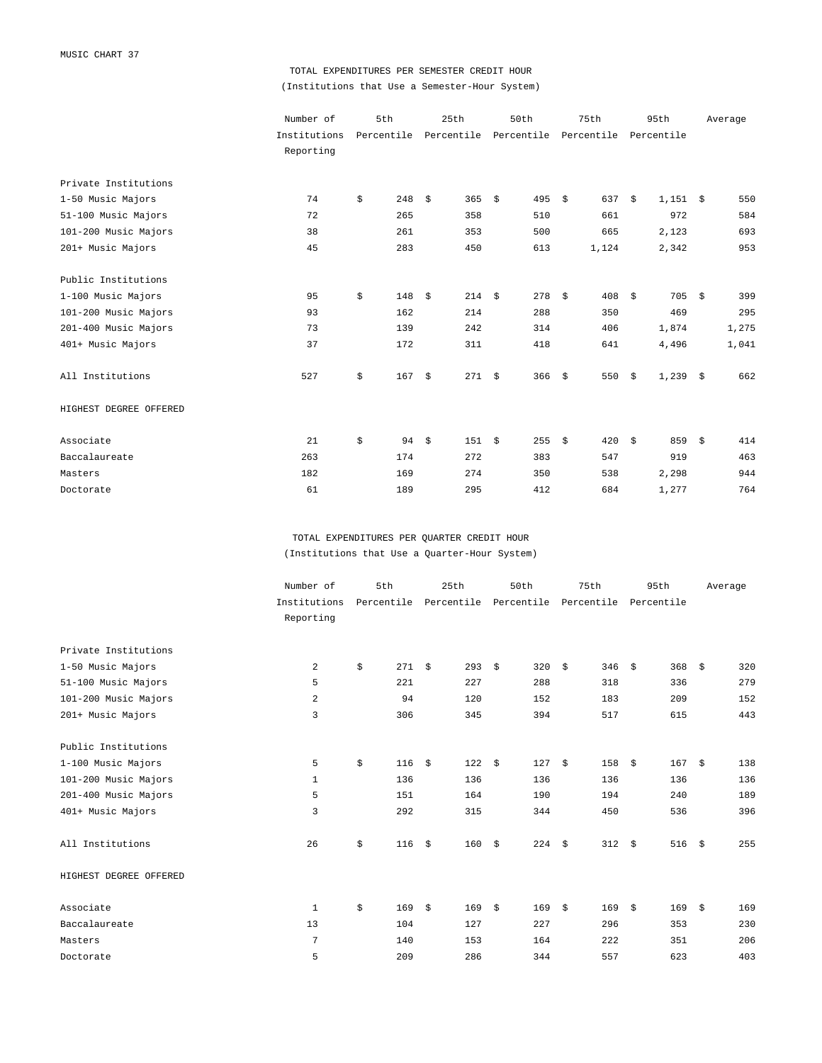MUSIC CHART 37

## TOTAL EXPENDITURES PER SEMESTER CREDIT HOUR

(Institutions that Use a Semester-Hour System)

| | Number of Institutions Reporting | 5th Percentile | 25th Percentile | 50th Percentile | 75th Percentile | 95th Percentile | Average |
|---|---|---|---|---|---|---|---|
| Private Institutions | | | | | | | |
| 1-50 Music Majors | 74 | $ 248 | $ 365 | $ 495 | $ 637 | $ 1,151 | $ 550 |
| 51-100 Music Majors | 72 | 265 | 358 | 510 | 661 | 972 | 584 |
| 101-200 Music Majors | 38 | 261 | 353 | 500 | 665 | 2,123 | 693 |
| 201+ Music Majors | 45 | 283 | 450 | 613 | 1,124 | 2,342 | 953 |
| Public Institutions | | | | | | | |
| 1-100 Music Majors | 95 | $ 148 | $ 214 | $ 278 | $ 408 | $ 705 | $ 399 |
| 101-200 Music Majors | 93 | 162 | 214 | 288 | 350 | 469 | 295 |
| 201-400 Music Majors | 73 | 139 | 242 | 314 | 406 | 1,874 | 1,275 |
| 401+ Music Majors | 37 | 172 | 311 | 418 | 641 | 4,496 | 1,041 |
| All Institutions | 527 | $ 167 | $ 271 | $ 366 | $ 550 | $ 1,239 | $ 662 |
| HIGHEST DEGREE OFFERED | | | | | | | |
| Associate | 21 | $ 94 | $ 151 | $ 255 | $ 420 | $ 859 | $ 414 |
| Baccalaureate | 263 | 174 | 272 | 383 | 547 | 919 | 463 |
| Masters | 182 | 169 | 274 | 350 | 538 | 2,298 | 944 |
| Doctorate | 61 | 189 | 295 | 412 | 684 | 1,277 | 764 |

## TOTAL EXPENDITURES PER QUARTER CREDIT HOUR

(Institutions that Use a Quarter-Hour System)

| | Number of Institutions Reporting | 5th Percentile | 25th Percentile | 50th Percentile | 75th Percentile | 95th Percentile | Average |
|---|---|---|---|---|---|---|---|
| Private Institutions | | | | | | | |
| 1-50 Music Majors | 2 | $ 271 | $ 293 | $ 320 | $ 346 | $ 368 | $ 320 |
| 51-100 Music Majors | 5 | 221 | 227 | 288 | 318 | 336 | 279 |
| 101-200 Music Majors | 2 | 94 | 120 | 152 | 183 | 209 | 152 |
| 201+ Music Majors | 3 | 306 | 345 | 394 | 517 | 615 | 443 |
| Public Institutions | | | | | | | |
| 1-100 Music Majors | 5 | $ 116 | $ 122 | $ 127 | $ 158 | $ 167 | $ 138 |
| 101-200 Music Majors | 1 | 136 | 136 | 136 | 136 | 136 | 136 |
| 201-400 Music Majors | 5 | 151 | 164 | 190 | 194 | 240 | 189 |
| 401+ Music Majors | 3 | 292 | 315 | 344 | 450 | 536 | 396 |
| All Institutions | 26 | $ 116 | $ 160 | $ 224 | $ 312 | $ 516 | $ 255 |
| HIGHEST DEGREE OFFERED | | | | | | | |
| Associate | 1 | $ 169 | $ 169 | $ 169 | $ 169 | $ 169 | $ 169 |
| Baccalaureate | 13 | 104 | 127 | 227 | 296 | 353 | 230 |
| Masters | 7 | 140 | 153 | 164 | 222 | 351 | 206 |
| Doctorate | 5 | 209 | 286 | 344 | 557 | 623 | 403 |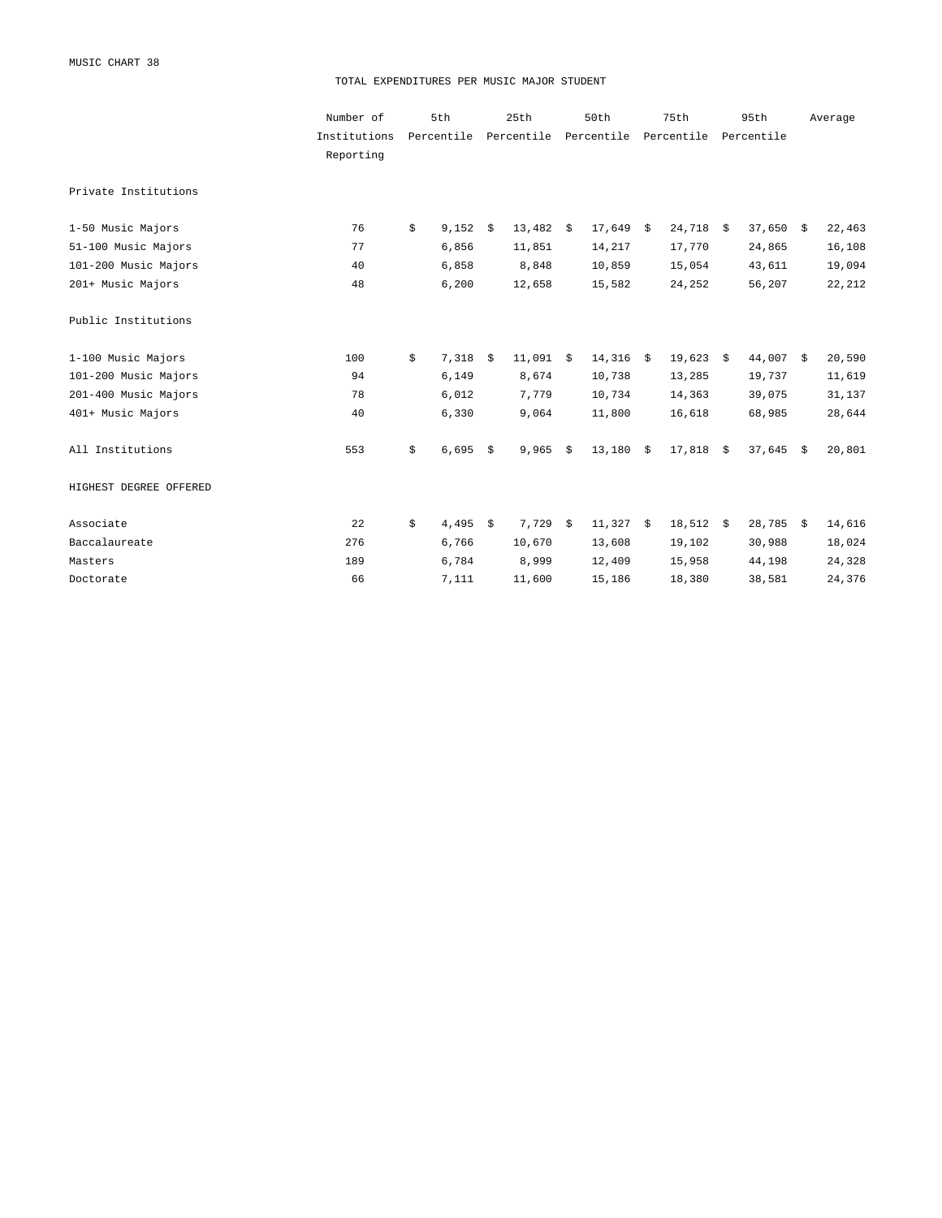MUSIC CHART 38

## TOTAL EXPENDITURES PER MUSIC MAJOR STUDENT

| | Number of Institutions Reporting | 5th Percentile | 25th Percentile | 50th Percentile | 75th Percentile | 95th Percentile | Average |
|---|---|---|---|---|---|---|---|
| **Private Institutions** | | | | | | | |
| 1-50 Music Majors | 76 | $ 9,152 | $ 13,482 | $ 17,649 | $ 24,718 | $ 37,650 | $ 22,463 |
| 51-100 Music Majors | 77 | 6,856 | 11,851 | 14,217 | 17,770 | 24,865 | 16,108 |
| 101-200 Music Majors | 40 | 6,858 | 8,848 | 10,859 | 15,054 | 43,611 | 19,094 |
| 201+ Music Majors | 48 | 6,200 | 12,658 | 15,582 | 24,252 | 56,207 | 22,212 |
| **Public Institutions** | | | | | | | |
| 1-100 Music Majors | 100 | $ 7,318 | $ 11,091 | $ 14,316 | $ 19,623 | $ 44,007 | $ 20,590 |
| 101-200 Music Majors | 94 | 6,149 | 8,674 | 10,738 | 13,285 | 19,737 | 11,619 |
| 201-400 Music Majors | 78 | 6,012 | 7,779 | 10,734 | 14,363 | 39,075 | 31,137 |
| 401+ Music Majors | 40 | 6,330 | 9,064 | 11,800 | 16,618 | 68,985 | 28,644 |
| All Institutions | 553 | $ 6,695 | $ 9,965 | $ 13,180 | $ 17,818 | $ 37,645 | $ 20,801 |
| **HIGHEST DEGREE OFFERED** | | | | | | | |
| Associate | 22 | $ 4,495 | $ 7,729 | $ 11,327 | $ 18,512 | $ 28,785 | $ 14,616 |
| Baccalaureate | 276 | 6,766 | 10,670 | 13,608 | 19,102 | 30,988 | 18,024 |
| Masters | 189 | 6,784 | 8,999 | 12,409 | 15,958 | 44,198 | 24,328 |
| Doctorate | 66 | 7,111 | 11,600 | 15,186 | 18,380 | 38,581 | 24,376 |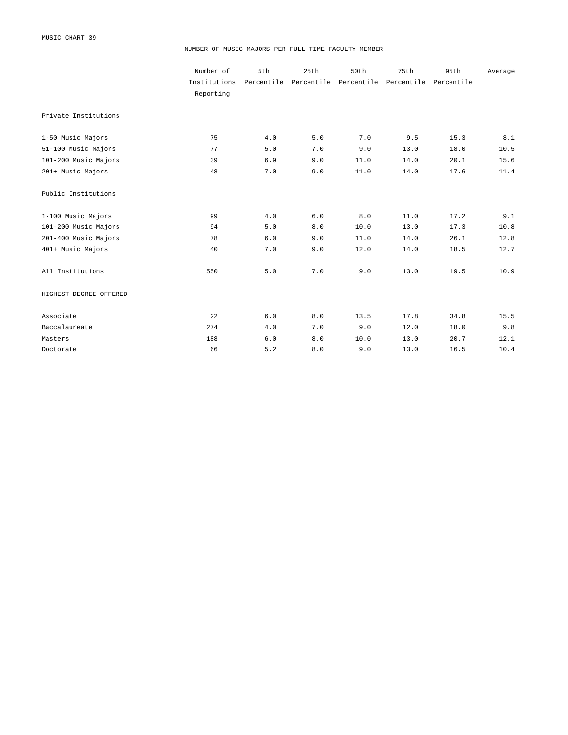MUSIC CHART 39

## NUMBER OF MUSIC MAJORS PER FULL-TIME FACULTY MEMBER

| | Number of Institutions Reporting | 5th Percentile | 25th Percentile | 50th Percentile | 75th Percentile | 95th Percentile | Average |
|---|---|---|---|---|---|---|---|
| Private Institutions | | | | | | | |
| 1-50 Music Majors | 75 | 4.0 | 5.0 | 7.0 | 9.5 | 15.3 | 8.1 |
| 51-100 Music Majors | 77 | 5.0 | 7.0 | 9.0 | 13.0 | 18.0 | 10.5 |
| 101-200 Music Majors | 39 | 6.9 | 9.0 | 11.0 | 14.0 | 20.1 | 15.6 |
| 201+ Music Majors | 48 | 7.0 | 9.0 | 11.0 | 14.0 | 17.6 | 11.4 |
| Public Institutions | | | | | | | |
| 1-100 Music Majors | 99 | 4.0 | 6.0 | 8.0 | 11.0 | 17.2 | 9.1 |
| 101-200 Music Majors | 94 | 5.0 | 8.0 | 10.0 | 13.0 | 17.3 | 10.8 |
| 201-400 Music Majors | 78 | 6.0 | 9.0 | 11.0 | 14.0 | 26.1 | 12.8 |
| 401+ Music Majors | 40 | 7.0 | 9.0 | 12.0 | 14.0 | 18.5 | 12.7 |
| All Institutions | 550 | 5.0 | 7.0 | 9.0 | 13.0 | 19.5 | 10.9 |
| HIGHEST DEGREE OFFERED | | | | | | | |
| Associate | 22 | 6.0 | 8.0 | 13.5 | 17.8 | 34.8 | 15.5 |
| Baccalaureate | 274 | 4.0 | 7.0 | 9.0 | 12.0 | 18.0 | 9.8 |
| Masters | 188 | 6.0 | 8.0 | 10.0 | 13.0 | 20.7 | 12.1 |
| Doctorate | 66 | 5.2 | 8.0 | 9.0 | 13.0 | 16.5 | 10.4 |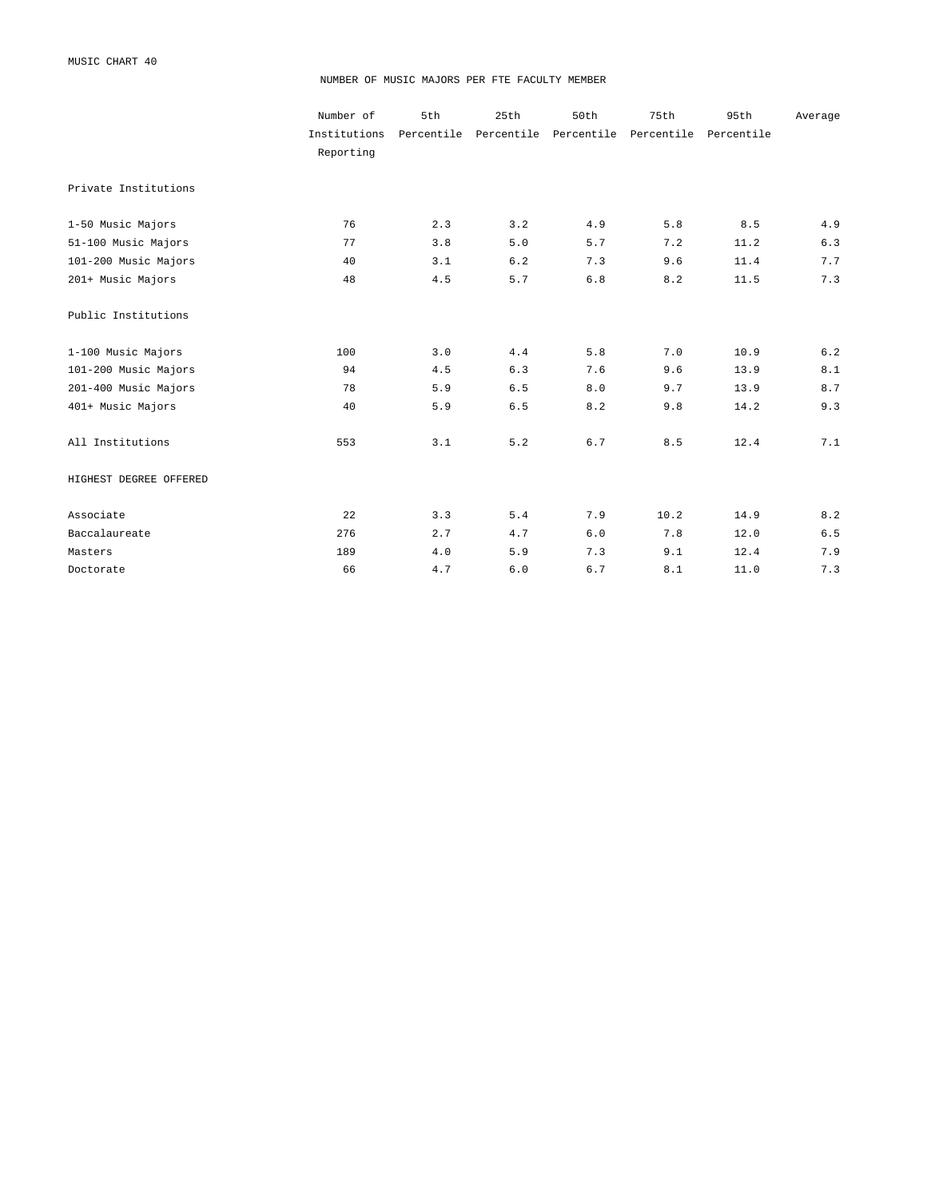MUSIC CHART 40

## NUMBER OF MUSIC MAJORS PER FTE FACULTY MEMBER

| | Number of Institutions Reporting | 5th Percentile | 25th Percentile | 50th Percentile | 75th Percentile | 95th Percentile | Average |
|---|---|---|---|---|---|---|---|
| **Private Institutions** | | | | | | | |
| 1-50 Music Majors | 76 | 2.3 | 3.2 | 4.9 | 5.8 | 8.5 | 4.9 |
| 51-100 Music Majors | 77 | 3.8 | 5.0 | 5.7 | 7.2 | 11.2 | 6.3 |
| 101-200 Music Majors | 40 | 3.1 | 6.2 | 7.3 | 9.6 | 11.4 | 7.7 |
| 201+ Music Majors | 48 | 4.5 | 5.7 | 6.8 | 8.2 | 11.5 | 7.3 |
| **Public Institutions** | | | | | | | |
| 1-100 Music Majors | 100 | 3.0 | 4.4 | 5.8 | 7.0 | 10.9 | 6.2 |
| 101-200 Music Majors | 94 | 4.5 | 6.3 | 7.6 | 9.6 | 13.9 | 8.1 |
| 201-400 Music Majors | 78 | 5.9 | 6.5 | 8.0 | 9.7 | 13.9 | 8.7 |
| 401+ Music Majors | 40 | 5.9 | 6.5 | 8.2 | 9.8 | 14.2 | 9.3 |
| All Institutions | 553 | 3.1 | 5.2 | 6.7 | 8.5 | 12.4 | 7.1 |
| **HIGHEST DEGREE OFFERED** | | | | | | | |
| Associate | 22 | 3.3 | 5.4 | 7.9 | 10.2 | 14.9 | 8.2 |
| Baccalaureate | 276 | 2.7 | 4.7 | 6.0 | 7.8 | 12.0 | 6.5 |
| Masters | 189 | 4.0 | 5.9 | 7.3 | 9.1 | 12.4 | 7.9 |
| Doctorate | 66 | 4.7 | 6.0 | 6.7 | 8.1 | 11.0 | 7.3 |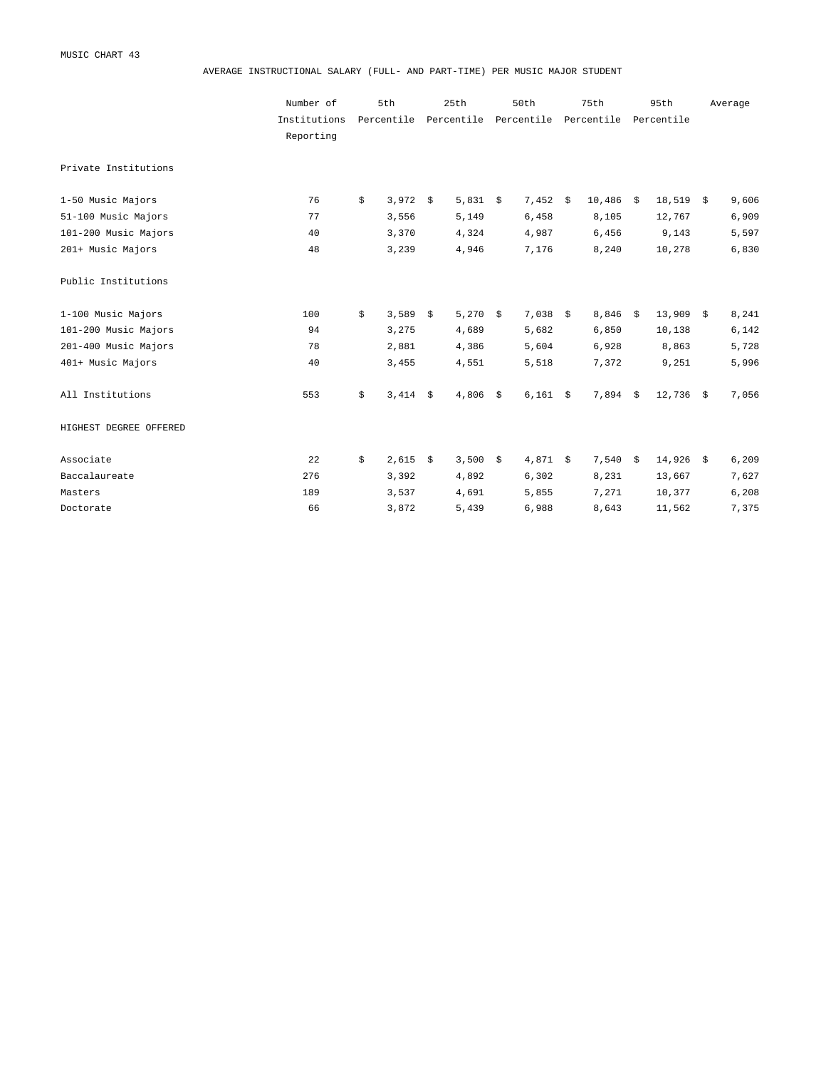MUSIC CHART 43

## AVERAGE INSTRUCTIONAL SALARY (FULL- AND PART-TIME) PER MUSIC MAJOR STUDENT

| | Number of Institutions Reporting | 5th Percentile | 25th Percentile | 50th Percentile | 75th Percentile | 95th Percentile | Average |
|---|---|---|---|---|---|---|---|
| Private Institutions | | | | | | | |
| 1-50 Music Majors | 76 | $ 3,972 | $ 5,831 | $ 7,452 | $ 10,486 | $ 18,519 | $ 9,606 |
| 51-100 Music Majors | 77 | 3,556 | 5,149 | 6,458 | 8,105 | 12,767 | 6,909 |
| 101-200 Music Majors | 40 | 3,370 | 4,324 | 4,987 | 6,456 | 9,143 | 5,597 |
| 201+ Music Majors | 48 | 3,239 | 4,946 | 7,176 | 8,240 | 10,278 | 6,830 |
| Public Institutions | | | | | | | |
| 1-100 Music Majors | 100 | $ 3,589 | $ 5,270 | $ 7,038 | $ 8,846 | $ 13,909 | $ 8,241 |
| 101-200 Music Majors | 94 | 3,275 | 4,689 | 5,682 | 6,850 | 10,138 | 6,142 |
| 201-400 Music Majors | 78 | 2,881 | 4,386 | 5,604 | 6,928 | 8,863 | 5,728 |
| 401+ Music Majors | 40 | 3,455 | 4,551 | 5,518 | 7,372 | 9,251 | 5,996 |
| All Institutions | 553 | $ 3,414 | $ 4,806 | $ 6,161 | $ 7,894 | $ 12,736 | $ 7,056 |
| HIGHEST DEGREE OFFERED | | | | | | | |
| Associate | 22 | $ 2,615 | $ 3,500 | $ 4,871 | $ 7,540 | $ 14,926 | $ 6,209 |
| Baccalaureate | 276 | 3,392 | 4,892 | 6,302 | 8,231 | 13,667 | 7,627 |
| Masters | 189 | 3,537 | 4,691 | 5,855 | 7,271 | 10,377 | 6,208 |
| Doctorate | 66 | 3,872 | 5,439 | 6,988 | 8,643 | 11,562 | 7,375 |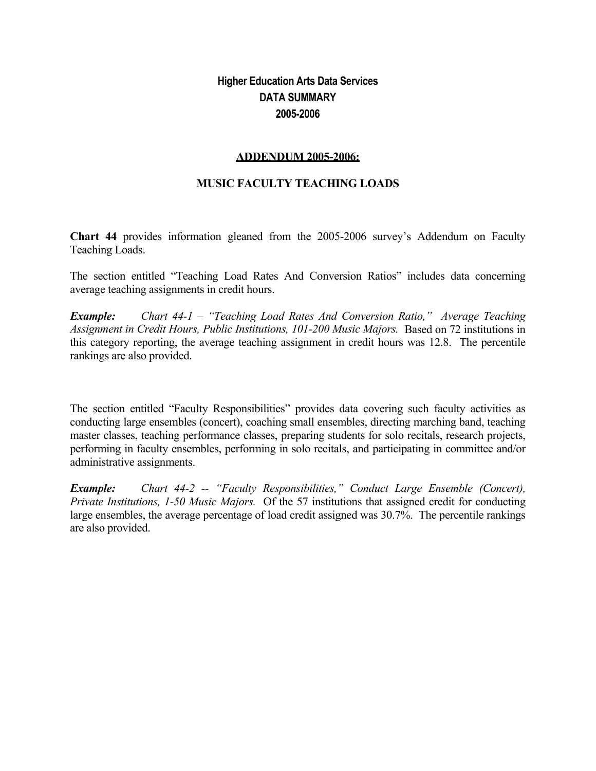# Higher Education Arts Data Services
## DATA SUMMARY
## 2005-2006

### ADDENDUM 2005-2006:

### MUSIC FACULTY TEACHING LOADS

**Chart 44** provides information gleaned from the 2005-2006 survey's Addendum on Faculty Teaching Loads.

The section entitled "Teaching Load Rates And Conversion Ratios" includes data concerning average teaching assignments in credit hours.

***Example:*** *Chart 44-1 – "Teaching Load Rates And Conversion Ratio," Average Teaching Assignment in Credit Hours, Public Institutions, 101-200 Music Majors.* Based on 72 institutions in this category reporting, the average teaching assignment in credit hours was 12.8. The percentile rankings are also provided.

The section entitled "Faculty Responsibilities" provides data covering such faculty activities as conducting large ensembles (concert), coaching small ensembles, directing marching band, teaching master classes, teaching performance classes, preparing students for solo recitals, research projects, performing in faculty ensembles, performing in solo recitals, and participating in committee and/or administrative assignments.

***Example:*** *Chart 44-2 -- "Faculty Responsibilities," Conduct Large Ensemble (Concert), Private Institutions, 1-50 Music Majors.* Of the 57 institutions that assigned credit for conducting large ensembles, the average percentage of load credit assigned was 30.7%. The percentile rankings are also provided.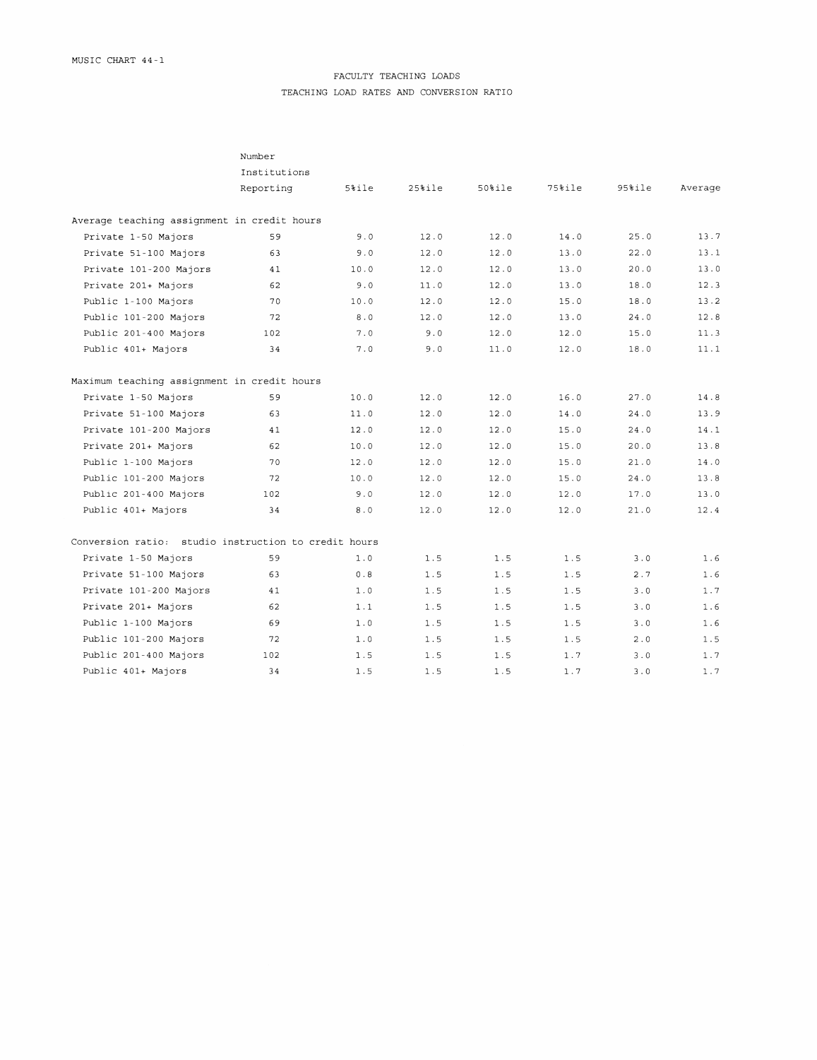MUSIC CHART 44-1

## FACULTY TEACHING LOADS

### TEACHING LOAD RATES AND CONVERSION RATIO

| | Number Institutions Reporting | 5%ile | 25%ile | 50%ile | 75%ile | 95%ile | Average |
|---|---|---|---|---|---|---|---|
| **Average teaching assignment in credit hours** | | | | | | | |
| Private 1-50 Majors | 59 | 9.0 | 12.0 | 12.0 | 14.0 | 25.0 | 13.7 |
| Private 51-100 Majors | 63 | 9.0 | 12.0 | 12.0 | 13.0 | 22.0 | 13.1 |
| Private 101-200 Majors | 41 | 10.0 | 12.0 | 12.0 | 13.0 | 20.0 | 13.0 |
| Private 201+ Majors | 62 | 9.0 | 11.0 | 12.0 | 13.0 | 18.0 | 12.3 |
| Public 1-100 Majors | 70 | 10.0 | 12.0 | 12.0 | 15.0 | 18.0 | 13.2 |
| Public 101-200 Majors | 72 | 8.0 | 12.0 | 12.0 | 13.0 | 24.0 | 12.8 |
| Public 201-400 Majors | 102 | 7.0 | 9.0 | 12.0 | 12.0 | 15.0 | 11.3 |
| Public 401+ Majors | 34 | 7.0 | 9.0 | 11.0 | 12.0 | 18.0 | 11.1 |
| **Maximum teaching assignment in credit hours** | | | | | | | |
| Private 1-50 Majors | 59 | 10.0 | 12.0 | 12.0 | 16.0 | 27.0 | 14.8 |
| Private 51-100 Majors | 63 | 11.0 | 12.0 | 12.0 | 14.0 | 24.0 | 13.9 |
| Private 101-200 Majors | 41 | 12.0 | 12.0 | 12.0 | 15.0 | 24.0 | 14.1 |
| Private 201+ Majors | 62 | 10.0 | 12.0 | 12.0 | 15.0 | 20.0 | 13.8 |
| Public 1-100 Majors | 70 | 12.0 | 12.0 | 12.0 | 15.0 | 21.0 | 14.0 |
| Public 101-200 Majors | 72 | 10.0 | 12.0 | 12.0 | 15.0 | 24.0 | 13.8 |
| Public 201-400 Majors | 102 | 9.0 | 12.0 | 12.0 | 12.0 | 17.0 | 13.0 |
| Public 401+ Majors | 34 | 8.0 | 12.0 | 12.0 | 12.0 | 21.0 | 12.4 |
| **Conversion ratio: studio instruction to credit hours** | | | | | | | |
| Private 1-50 Majors | 59 | 1.0 | 1.5 | 1.5 | 1.5 | 3.0 | 1.6 |
| Private 51-100 Majors | 63 | 0.8 | 1.5 | 1.5 | 1.5 | 2.7 | 1.6 |
| Private 101-200 Majors | 41 | 1.0 | 1.5 | 1.5 | 1.5 | 3.0 | 1.7 |
| Private 201+ Majors | 62 | 1.1 | 1.5 | 1.5 | 1.5 | 3.0 | 1.6 |
| Public 1-100 Majors | 69 | 1.0 | 1.5 | 1.5 | 1.5 | 3.0 | 1.6 |
| Public 101-200 Majors | 72 | 1.0 | 1.5 | 1.5 | 1.5 | 2.0 | 1.5 |
| Public 201-400 Majors | 102 | 1.5 | 1.5 | 1.5 | 1.7 | 3.0 | 1.7 |
| Public 401+ Majors | 34 | 1.5 | 1.5 | 1.5 | 1.7 | 3.0 | 1.7 |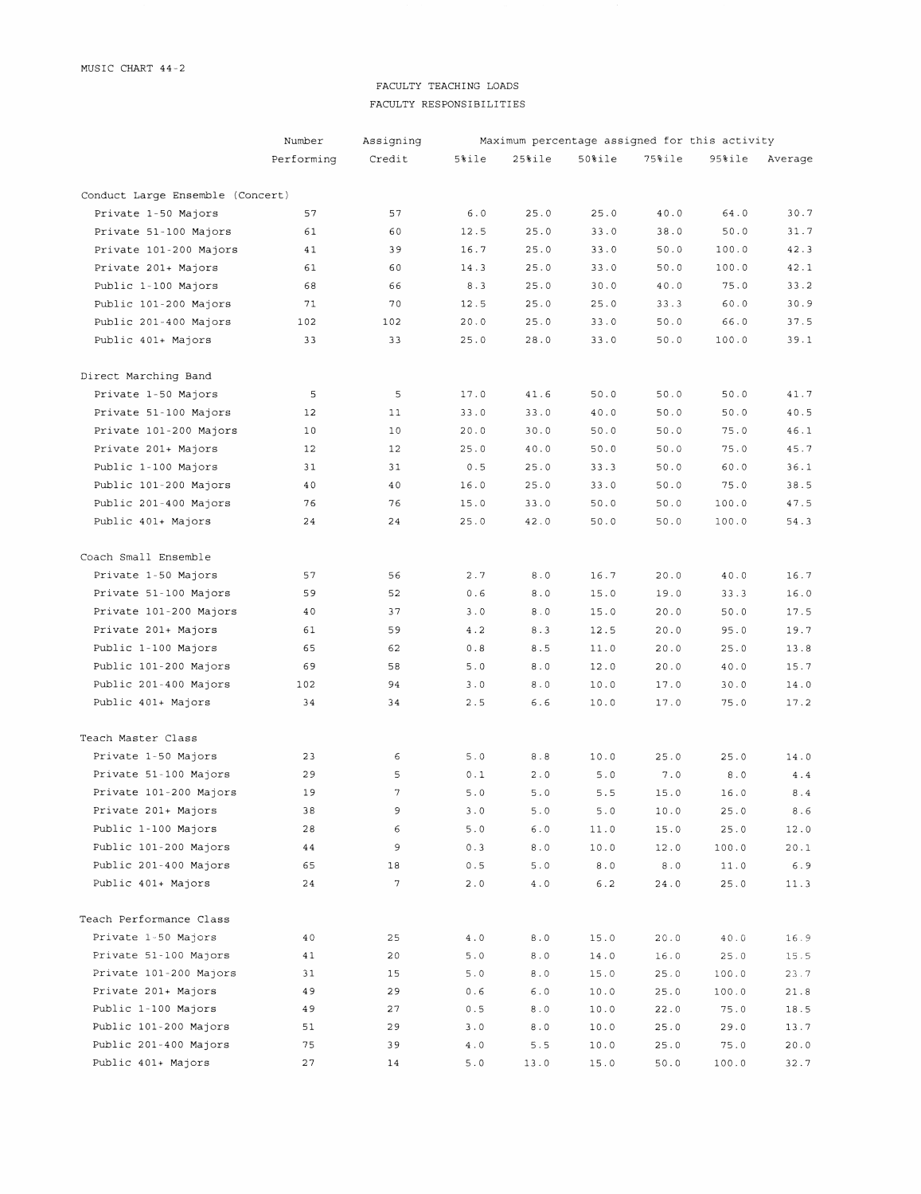MUSIC CHART 44-2

FACULTY TEACHING LOADS

FACULTY RESPONSIBILITIES

| | Number Performing | Assigning Credit | Maximum percentage assigned for this activity | | | | | |
|---|---|---|---|---|---|---|---|---|
| | | | 5%ile | 25%ile | 50%ile | 75%ile | 95%ile | Average |
| **Conduct Large Ensemble (Concert)** | | | | | | | | |
| Private 1-50 Majors | 57 | 57 | 6.0 | 25.0 | 25.0 | 40.0 | 64.0 | 30.7 |
| Private 51-100 Majors | 61 | 60 | 12.5 | 25.0 | 33.0 | 38.0 | 50.0 | 31.7 |
| Private 101-200 Majors | 41 | 39 | 16.7 | 25.0 | 33.0 | 50.0 | 100.0 | 42.3 |
| Private 201+ Majors | 61 | 60 | 14.3 | 25.0 | 33.0 | 50.0 | 100.0 | 42.1 |
| Public 1-100 Majors | 68 | 66 | 8.3 | 25.0 | 30.0 | 40.0 | 75.0 | 33.2 |
| Public 101-200 Majors | 71 | 70 | 12.5 | 25.0 | 25.0 | 33.3 | 60.0 | 30.9 |
| Public 201-400 Majors | 102 | 102 | 20.0 | 25.0 | 33.0 | 50.0 | 66.0 | 37.5 |
| Public 401+ Majors | 33 | 33 | 25.0 | 28.0 | 33.0 | 50.0 | 100.0 | 39.1 |
| **Direct Marching Band** | | | | | | | | |
| Private 1-50 Majors | 5 | 5 | 17.0 | 41.6 | 50.0 | 50.0 | 50.0 | 41.7 |
| Private 51-100 Majors | 12 | 11 | 33.0 | 33.0 | 40.0 | 50.0 | 50.0 | 40.5 |
| Private 101-200 Majors | 10 | 10 | 20.0 | 30.0 | 50.0 | 50.0 | 75.0 | 46.1 |
| Private 201+ Majors | 12 | 12 | 25.0 | 40.0 | 50.0 | 50.0 | 75.0 | 45.7 |
| Public 1-100 Majors | 31 | 31 | 0.5 | 25.0 | 33.3 | 50.0 | 60.0 | 36.1 |
| Public 101-200 Majors | 40 | 40 | 16.0 | 25.0 | 33.0 | 50.0 | 75.0 | 38.5 |
| Public 201-400 Majors | 76 | 76 | 15.0 | 33.0 | 50.0 | 50.0 | 100.0 | 47.5 |
| Public 401+ Majors | 24 | 24 | 25.0 | 42.0 | 50.0 | 50.0 | 100.0 | 54.3 |
| **Coach Small Ensemble** | | | | | | | | |
| Private 1-50 Majors | 57 | 56 | 2.7 | 8.0 | 16.7 | 20.0 | 40.0 | 16.7 |
| Private 51-100 Majors | 59 | 52 | 0.6 | 8.0 | 15.0 | 19.0 | 33.3 | 16.0 |
| Private 101-200 Majors | 40 | 37 | 3.0 | 8.0 | 15.0 | 20.0 | 50.0 | 17.5 |
| Private 201+ Majors | 61 | 59 | 4.2 | 8.3 | 12.5 | 20.0 | 95.0 | 19.7 |
| Public 1-100 Majors | 65 | 62 | 0.8 | 8.5 | 11.0 | 20.0 | 25.0 | 13.8 |
| Public 101-200 Majors | 69 | 58 | 5.0 | 8.0 | 12.0 | 20.0 | 40.0 | 15.7 |
| Public 201-400 Majors | 102 | 94 | 3.0 | 8.0 | 10.0 | 17.0 | 30.0 | 14.0 |
| Public 401+ Majors | 34 | 34 | 2.5 | 6.6 | 10.0 | 17.0 | 75.0 | 17.2 |
| **Teach Master Class** | | | | | | | | |
| Private 1-50 Majors | 23 | 6 | 5.0 | 8.8 | 10.0 | 25.0 | 25.0 | 14.0 |
| Private 51-100 Majors | 29 | 5 | 0.1 | 2.0 | 5.0 | 7.0 | 8.0 | 4.4 |
| Private 101-200 Majors | 19 | 7 | 5.0 | 5.0 | 5.5 | 15.0 | 16.0 | 8.4 |
| Private 201+ Majors | 38 | 9 | 3.0 | 5.0 | 5.0 | 10.0 | 25.0 | 8.6 |
| Public 1-100 Majors | 28 | 6 | 5.0 | 6.0 | 11.0 | 15.0 | 25.0 | 12.0 |
| Public 101-200 Majors | 44 | 9 | 0.3 | 8.0 | 10.0 | 12.0 | 100.0 | 20.1 |
| Public 201-400 Majors | 65 | 18 | 0.5 | 5.0 | 8.0 | 8.0 | 11.0 | 6.9 |
| Public 401+ Majors | 24 | 7 | 2.0 | 4.0 | 6.2 | 24.0 | 25.0 | 11.3 |
| **Teach Performance Class** | | | | | | | | |
| Private 1-50 Majors | 40 | 25 | 4.0 | 8.0 | 15.0 | 20.0 | 40.0 | 16.9 |
| Private 51-100 Majors | 41 | 20 | 5.0 | 8.0 | 14.0 | 16.0 | 25.0 | 15.5 |
| Private 101-200 Majors | 31 | 15 | 5.0 | 8.0 | 15.0 | 25.0 | 100.0 | 23.7 |
| Private 201+ Majors | 49 | 29 | 0.6 | 6.0 | 10.0 | 25.0 | 100.0 | 21.8 |
| Public 1-100 Majors | 49 | 27 | 0.5 | 8.0 | 10.0 | 22.0 | 75.0 | 18.5 |
| Public 101-200 Majors | 51 | 29 | 3.0 | 8.0 | 10.0 | 25.0 | 29.0 | 13.7 |
| Public 201-400 Majors | 75 | 39 | 4.0 | 5.5 | 10.0 | 25.0 | 75.0 | 20.0 |
| Public 401+ Majors | 27 | 14 | 5.0 | 13.0 | 15.0 | 50.0 | 100.0 | 32.7 |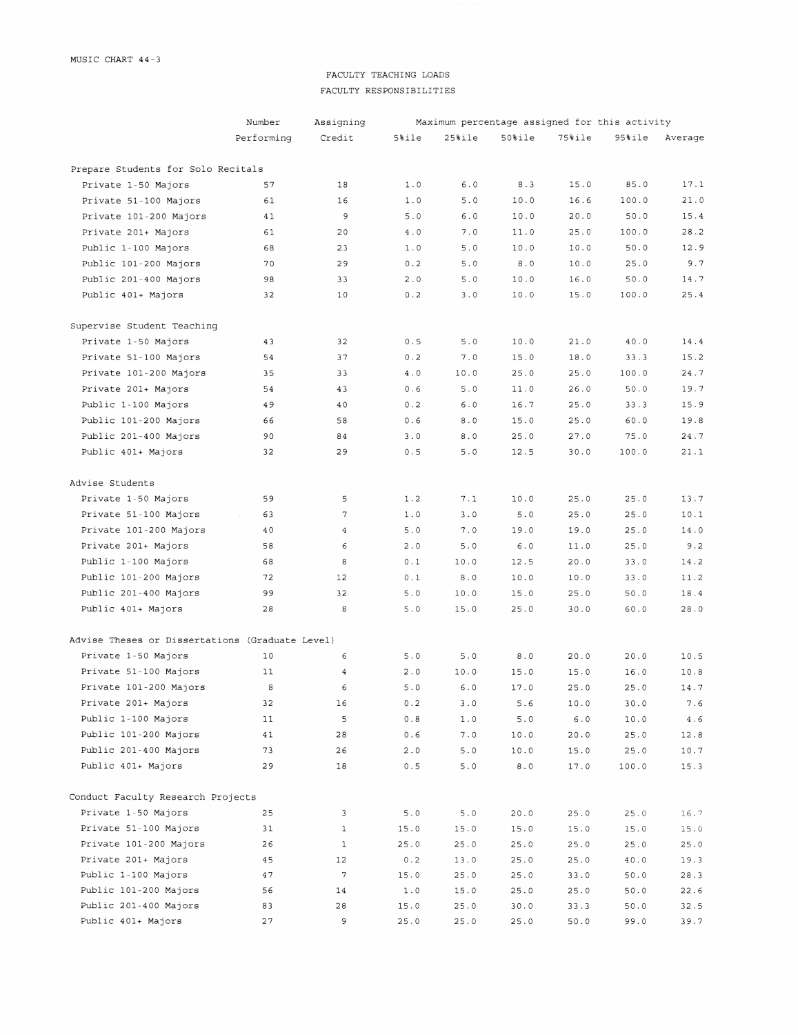MUSIC CHART 44-3

# FACULTY TEACHING LOADS

## FACULTY RESPONSIBILITIES

| | Number Performing | Assigning Credit | Maximum percentage assigned for this activity | | | | | |
|---|---|---|---|---|---|---|---|---|
| | | | 5%ile | 25%ile | 50%ile | 75%ile | 95%ile | Average |
| **Prepare Students for Solo Recitals** | | | | | | | | |
| Private 1-50 Majors | 57 | 18 | 1.0 | 6.0 | 8.3 | 15.0 | 85.0 | 17.1 |
| Private 51-100 Majors | 61 | 16 | 1.0 | 5.0 | 10.0 | 16.6 | 100.0 | 21.0 |
| Private 101-200 Majors | 41 | 9 | 5.0 | 6.0 | 10.0 | 20.0 | 50.0 | 15.4 |
| Private 201+ Majors | 61 | 20 | 4.0 | 7.0 | 11.0 | 25.0 | 100.0 | 28.2 |
| Public 1-100 Majors | 68 | 23 | 1.0 | 5.0 | 10.0 | 10.0 | 50.0 | 12.9 |
| Public 101-200 Majors | 70 | 29 | 0.2 | 5.0 | 8.0 | 10.0 | 25.0 | 9.7 |
| Public 201-400 Majors | 98 | 33 | 2.0 | 5.0 | 10.0 | 16.0 | 50.0 | 14.7 |
| Public 401+ Majors | 32 | 10 | 0.2 | 3.0 | 10.0 | 15.0 | 100.0 | 25.4 |
| **Supervise Student Teaching** | | | | | | | | |
| Private 1-50 Majors | 43 | 32 | 0.5 | 5.0 | 10.0 | 21.0 | 40.0 | 14.4 |
| Private 51-100 Majors | 54 | 37 | 0.2 | 7.0 | 15.0 | 18.0 | 33.3 | 15.2 |
| Private 101-200 Majors | 35 | 33 | 4.0 | 10.0 | 25.0 | 25.0 | 100.0 | 24.7 |
| Private 201+ Majors | 54 | 43 | 0.6 | 5.0 | 11.0 | 26.0 | 50.0 | 19.7 |
| Public 1-100 Majors | 49 | 40 | 0.2 | 6.0 | 16.7 | 25.0 | 33.3 | 15.9 |
| Public 101-200 Majors | 66 | 58 | 0.6 | 8.0 | 15.0 | 25.0 | 60.0 | 19.8 |
| Public 201-400 Majors | 90 | 84 | 3.0 | 8.0 | 25.0 | 27.0 | 75.0 | 24.7 |
| Public 401+ Majors | 32 | 29 | 0.5 | 5.0 | 12.5 | 30.0 | 100.0 | 21.1 |
| **Advise Students** | | | | | | | | |
| Private 1-50 Majors | 59 | 5 | 1.2 | 7.1 | 10.0 | 25.0 | 25.0 | 13.7 |
| Private 51-100 Majors | 63 | 7 | 1.0 | 3.0 | 5.0 | 25.0 | 25.0 | 10.1 |
| Private 101-200 Majors | 40 | 4 | 5.0 | 7.0 | 19.0 | 19.0 | 25.0 | 14.0 |
| Private 201+ Majors | 58 | 6 | 2.0 | 5.0 | 6.0 | 11.0 | 25.0 | 9.2 |
| Public 1-100 Majors | 68 | 8 | 0.1 | 10.0 | 12.5 | 20.0 | 33.0 | 14.2 |
| Public 101-200 Majors | 72 | 12 | 0.1 | 8.0 | 10.0 | 10.0 | 33.0 | 11.2 |
| Public 201-400 Majors | 99 | 32 | 5.0 | 10.0 | 15.0 | 25.0 | 50.0 | 18.4 |
| Public 401+ Majors | 28 | 8 | 5.0 | 15.0 | 25.0 | 30.0 | 60.0 | 28.0 |
| **Advise Theses or Dissertations (Graduate Level)** | | | | | | | | |
| Private 1-50 Majors | 10 | 6 | 5.0 | 5.0 | 8.0 | 20.0 | 20.0 | 10.5 |
| Private 51-100 Majors | 11 | 4 | 2.0 | 10.0 | 15.0 | 15.0 | 16.0 | 10.8 |
| Private 101-200 Majors | 8 | 6 | 5.0 | 6.0 | 17.0 | 25.0 | 25.0 | 14.7 |
| Private 201+ Majors | 32 | 16 | 0.2 | 3.0 | 5.6 | 10.0 | 30.0 | 7.6 |
| Public 1-100 Majors | 11 | 5 | 0.8 | 1.0 | 5.0 | 6.0 | 10.0 | 4.6 |
| Public 101-200 Majors | 41 | 28 | 0.6 | 7.0 | 10.0 | 20.0 | 25.0 | 12.8 |
| Public 201-400 Majors | 73 | 26 | 2.0 | 5.0 | 10.0 | 15.0 | 25.0 | 10.7 |
| Public 401+ Majors | 29 | 18 | 0.5 | 5.0 | 8.0 | 17.0 | 100.0 | 15.3 |
| **Conduct Faculty Research Projects** | | | | | | | | |
| Private 1-50 Majors | 25 | 3 | 5.0 | 5.0 | 20.0 | 25.0 | 25.0 | 16.7 |
| Private 51-100 Majors | 31 | 1 | 15.0 | 15.0 | 15.0 | 15.0 | 15.0 | 15.0 |
| Private 101-200 Majors | 26 | 1 | 25.0 | 25.0 | 25.0 | 25.0 | 25.0 | 25.0 |
| Private 201+ Majors | 45 | 12 | 0.2 | 13.0 | 25.0 | 25.0 | 40.0 | 19.3 |
| Public 1-100 Majors | 47 | 7 | 15.0 | 25.0 | 25.0 | 33.0 | 50.0 | 28.3 |
| Public 101-200 Majors | 56 | 14 | 1.0 | 15.0 | 25.0 | 25.0 | 50.0 | 22.6 |
| Public 201-400 Majors | 83 | 28 | 15.0 | 25.0 | 30.0 | 33.3 | 50.0 | 32.5 |
| Public 401+ Majors | 27 | 9 | 25.0 | 25.0 | 25.0 | 50.0 | 99.0 | 39.7 |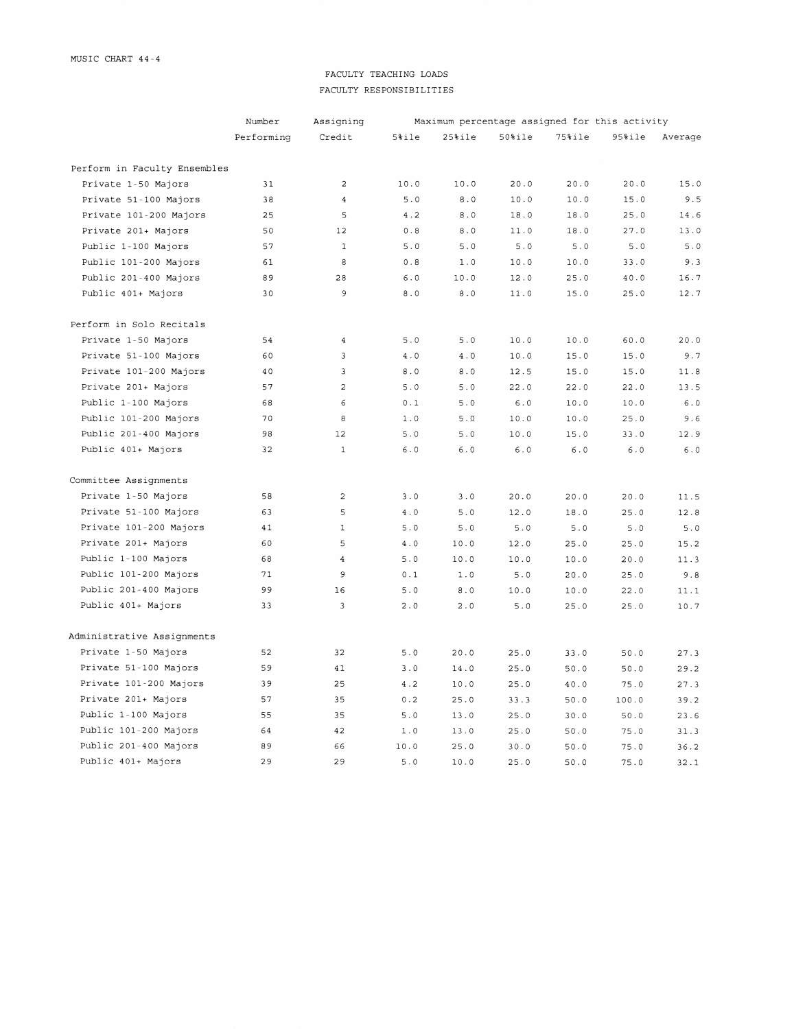MUSIC CHART 44-4

# FACULTY TEACHING LOADS

## FACULTY RESPONSIBILITIES

| | Number Performing | Assigning Credit | Maximum percentage assigned for this activity | | | | | |
|---|---|---|---|---|---|---|---|---|
| | | | 5%ile | 25%ile | 50%ile | 75%ile | 95%ile | Average |
| **Perform in Faculty Ensembles** | | | | | | | | |
| Private 1-50 Majors | 31 | 2 | 10.0 | 10.0 | 20.0 | 20.0 | 20.0 | 15.0 |
| Private 51-100 Majors | 38 | 4 | 5.0 | 8.0 | 10.0 | 10.0 | 15.0 | 9.5 |
| Private 101-200 Majors | 25 | 5 | 4.2 | 8.0 | 18.0 | 18.0 | 25.0 | 14.6 |
| Private 201+ Majors | 50 | 12 | 0.8 | 8.0 | 11.0 | 18.0 | 27.0 | 13.0 |
| Public 1-100 Majors | 57 | 1 | 5.0 | 5.0 | 5.0 | 5.0 | 5.0 | 5.0 |
| Public 101-200 Majors | 61 | 8 | 0.8 | 1.0 | 10.0 | 10.0 | 33.0 | 9.3 |
| Public 201-400 Majors | 89 | 28 | 6.0 | 10.0 | 12.0 | 25.0 | 40.0 | 16.7 |
| Public 401+ Majors | 30 | 9 | 8.0 | 8.0 | 11.0 | 15.0 | 25.0 | 12.7 |
| **Perform in Solo Recitals** | | | | | | | | |
| Private 1-50 Majors | 54 | 4 | 5.0 | 5.0 | 10.0 | 10.0 | 60.0 | 20.0 |
| Private 51-100 Majors | 60 | 3 | 4.0 | 4.0 | 10.0 | 15.0 | 15.0 | 9.7 |
| Private 101-200 Majors | 40 | 3 | 8.0 | 8.0 | 12.5 | 15.0 | 15.0 | 11.8 |
| Private 201+ Majors | 57 | 2 | 5.0 | 5.0 | 22.0 | 22.0 | 22.0 | 13.5 |
| Public 1-100 Majors | 68 | 6 | 0.1 | 5.0 | 6.0 | 10.0 | 10.0 | 6.0 |
| Public 101-200 Majors | 70 | 8 | 1.0 | 5.0 | 10.0 | 10.0 | 25.0 | 9.6 |
| Public 201-400 Majors | 98 | 12 | 5.0 | 5.0 | 10.0 | 15.0 | 33.0 | 12.9 |
| Public 401+ Majors | 32 | 1 | 6.0 | 6.0 | 6.0 | 6.0 | 6.0 | 6.0 |
| **Committee Assignments** | | | | | | | | |
| Private 1-50 Majors | 58 | 2 | 3.0 | 3.0 | 20.0 | 20.0 | 20.0 | 11.5 |
| Private 51-100 Majors | 63 | 5 | 4.0 | 5.0 | 12.0 | 18.0 | 25.0 | 12.8 |
| Private 101-200 Majors | 41 | 1 | 5.0 | 5.0 | 5.0 | 5.0 | 5.0 | 5.0 |
| Private 201+ Majors | 60 | 5 | 4.0 | 10.0 | 12.0 | 25.0 | 25.0 | 15.2 |
| Public 1-100 Majors | 68 | 4 | 5.0 | 10.0 | 10.0 | 10.0 | 20.0 | 11.3 |
| Public 101-200 Majors | 71 | 9 | 0.1 | 1.0 | 5.0 | 20.0 | 25.0 | 9.8 |
| Public 201-400 Majors | 99 | 16 | 5.0 | 8.0 | 10.0 | 10.0 | 22.0 | 11.1 |
| Public 401+ Majors | 33 | 3 | 2.0 | 2.0 | 5.0 | 25.0 | 25.0 | 10.7 |
| **Administrative Assignments** | | | | | | | | |
| Private 1-50 Majors | 52 | 32 | 5.0 | 20.0 | 25.0 | 33.0 | 50.0 | 27.3 |
| Private 51-100 Majors | 59 | 41 | 3.0 | 14.0 | 25.0 | 50.0 | 50.0 | 29.2 |
| Private 101-200 Majors | 39 | 25 | 4.2 | 10.0 | 25.0 | 40.0 | 75.0 | 27.3 |
| Private 201+ Majors | 57 | 35 | 0.2 | 25.0 | 33.3 | 50.0 | 100.0 | 39.2 |
| Public 1-100 Majors | 55 | 35 | 5.0 | 13.0 | 25.0 | 30.0 | 50.0 | 23.6 |
| Public 101-200 Majors | 64 | 42 | 1.0 | 13.0 | 25.0 | 50.0 | 75.0 | 31.3 |
| Public 201-400 Majors | 89 | 66 | 10.0 | 25.0 | 30.0 | 50.0 | 75.0 | 36.2 |
| Public 401+ Majors | 29 | 29 | 5.0 | 10.0 | 25.0 | 50.0 | 75.0 | 32.1 |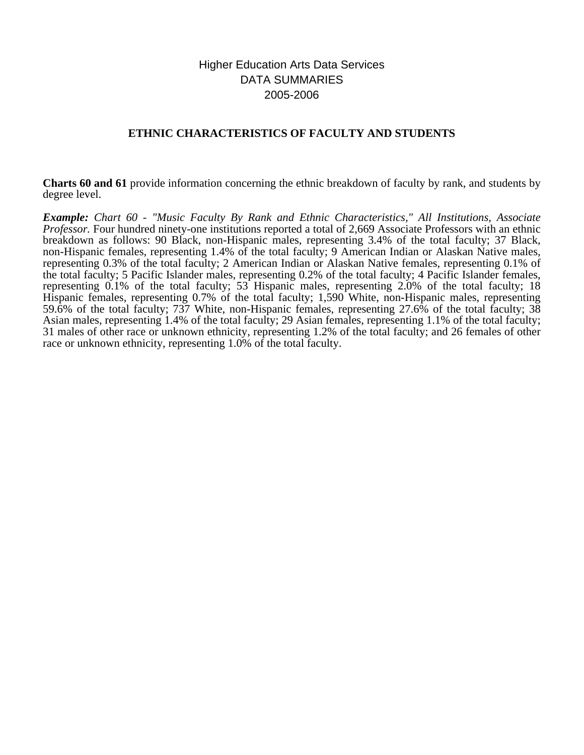Higher Education Arts Data Services
DATA SUMMARIES
2005-2006

## ETHNIC CHARACTERISTICS OF FACULTY AND STUDENTS

**Charts 60 and 61** provide information concerning the ethnic breakdown of faculty by rank, and students by degree level.

***Example:*** *Chart 60 - "Music Faculty By Rank and Ethnic Characteristics," All Institutions, Associate Professor.* Four hundred ninety-one institutions reported a total of 2,669 Associate Professors with an ethnic breakdown as follows: 90 Black, non-Hispanic males, representing 3.4% of the total faculty; 37 Black, non-Hispanic females, representing 1.4% of the total faculty; 9 American Indian or Alaskan Native males, representing 0.3% of the total faculty; 2 American Indian or Alaskan Native females, representing 0.1% of the total faculty; 5 Pacific Islander males, representing 0.2% of the total faculty; 4 Pacific Islander females, representing 0.1% of the total faculty; 53 Hispanic males, representing 2.0% of the total faculty; 18 Hispanic females, representing 0.7% of the total faculty; 1,590 White, non-Hispanic males, representing 59.6% of the total faculty; 737 White, non-Hispanic females, representing 27.6% of the total faculty; 38 Asian males, representing 1.4% of the total faculty; 29 Asian females, representing 1.1% of the total faculty; 31 males of other race or unknown ethnicity, representing 1.2% of the total faculty; and 26 females of other race or unknown ethnicity, representing 1.0% of the total faculty.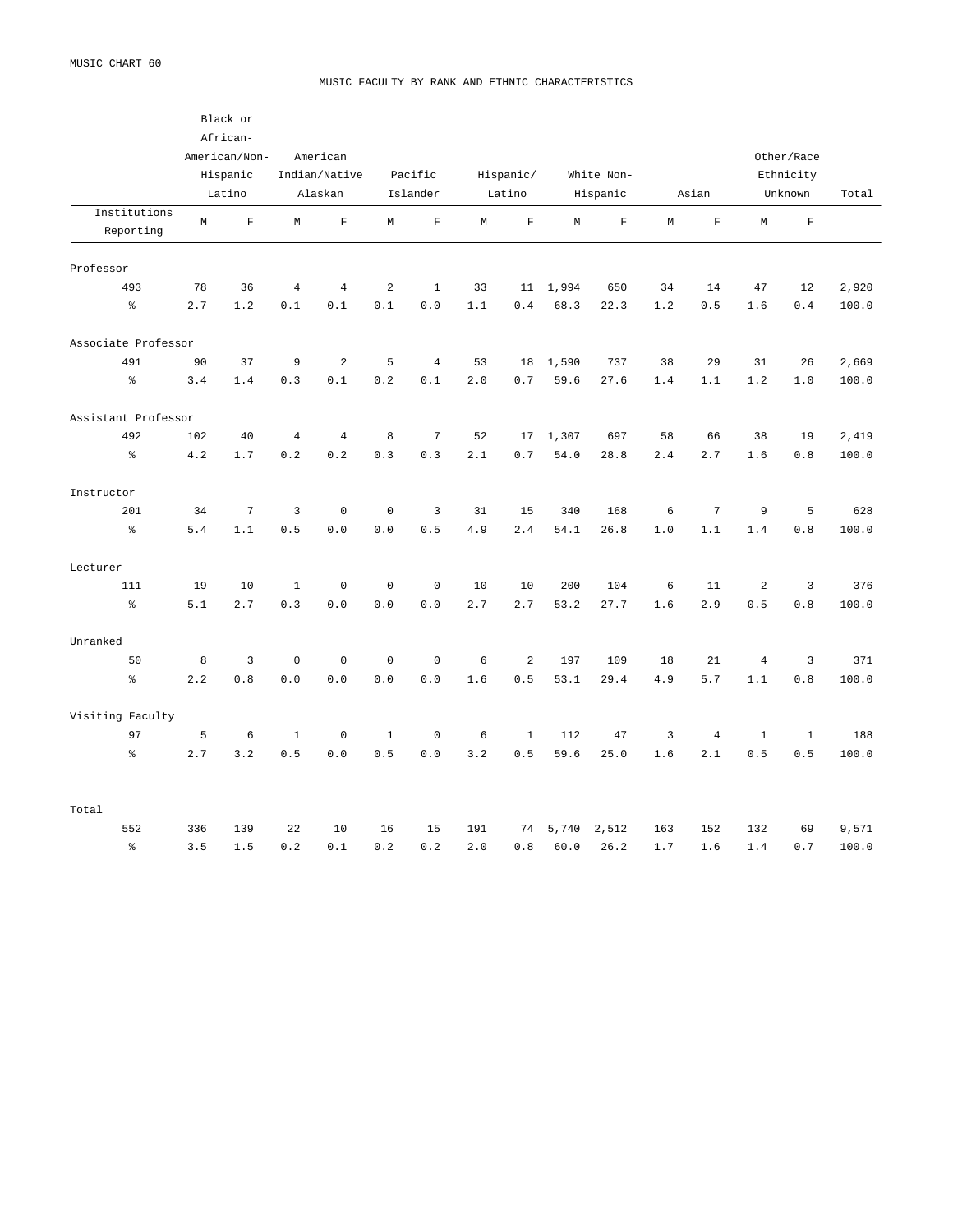MUSIC CHART 60

# MUSIC FACULTY BY RANK AND ETHNIC CHARACTERISTICS

| Institutions Reporting | Black or African-American/Non-Hispanic Latino | | American Indian/Native Alaskan | | Pacific Islander | | Hispanic/ Latino | | White Non-Hispanic | | Asian | | Other/Race Ethnicity Unknown | | Total |
|---|---|---|---|---|---|---|---|---|---|---|---|---|---|---|---|
| | M | F | M | F | M | F | M | F | M | F | M | F | M | F | |
| **Professor** | | | | | | | | | | | | | | | |
| 493 | 78 | 36 | 4 | 4 | 2 | 1 | 33 | 11 | 1,994 | 650 | 34 | 14 | 47 | 12 | 2,920 |
| % | 2.7 | 1.2 | 0.1 | 0.1 | 0.1 | 0.0 | 1.1 | 0.4 | 68.3 | 22.3 | 1.2 | 0.5 | 1.6 | 0.4 | 100.0 |
| **Associate Professor** | | | | | | | | | | | | | | | |
| 491 | 90 | 37 | 9 | 2 | 5 | 4 | 53 | 18 | 1,590 | 737 | 38 | 29 | 31 | 26 | 2,669 |
| % | 3.4 | 1.4 | 0.3 | 0.1 | 0.2 | 0.1 | 2.0 | 0.7 | 59.6 | 27.6 | 1.4 | 1.1 | 1.2 | 1.0 | 100.0 |
| **Assistant Professor** | | | | | | | | | | | | | | | |
| 492 | 102 | 40 | 4 | 4 | 8 | 7 | 52 | 17 | 1,307 | 697 | 58 | 66 | 38 | 19 | 2,419 |
| % | 4.2 | 1.7 | 0.2 | 0.2 | 0.3 | 0.3 | 2.1 | 0.7 | 54.0 | 28.8 | 2.4 | 2.7 | 1.6 | 0.8 | 100.0 |
| **Instructor** | | | | | | | | | | | | | | | |
| 201 | 34 | 7 | 3 | 0 | 0 | 3 | 31 | 15 | 340 | 168 | 6 | 7 | 9 | 5 | 628 |
| % | 5.4 | 1.1 | 0.5 | 0.0 | 0.0 | 0.5 | 4.9 | 2.4 | 54.1 | 26.8 | 1.0 | 1.1 | 1.4 | 0.8 | 100.0 |
| **Lecturer** | | | | | | | | | | | | | | | |
| 111 | 19 | 10 | 1 | 0 | 0 | 0 | 10 | 10 | 200 | 104 | 6 | 11 | 2 | 3 | 376 |
| % | 5.1 | 2.7 | 0.3 | 0.0 | 0.0 | 0.0 | 2.7 | 2.7 | 53.2 | 27.7 | 1.6 | 2.9 | 0.5 | 0.8 | 100.0 |
| **Unranked** | | | | | | | | | | | | | | | |
| 50 | 8 | 3 | 0 | 0 | 0 | 0 | 6 | 2 | 197 | 109 | 18 | 21 | 4 | 3 | 371 |
| % | 2.2 | 0.8 | 0.0 | 0.0 | 0.0 | 0.0 | 1.6 | 0.5 | 53.1 | 29.4 | 4.9 | 5.7 | 1.1 | 0.8 | 100.0 |
| **Visiting Faculty** | | | | | | | | | | | | | | | |
| 97 | 5 | 6 | 1 | 0 | 1 | 0 | 6 | 1 | 112 | 47 | 3 | 4 | 1 | 1 | 188 |
| % | 2.7 | 3.2 | 0.5 | 0.0 | 0.5 | 0.0 | 3.2 | 0.5 | 59.6 | 25.0 | 1.6 | 2.1 | 0.5 | 0.5 | 100.0 |
| **Total** | | | | | | | | | | | | | | | |
| 552 | 336 | 139 | 22 | 10 | 16 | 15 | 191 | 74 | 5,740 | 2,512 | 163 | 152 | 132 | 69 | 9,571 |
| % | 3.5 | 1.5 | 0.2 | 0.1 | 0.2 | 0.2 | 2.0 | 0.8 | 60.0 | 26.2 | 1.7 | 1.6 | 1.4 | 0.7 | 100.0 |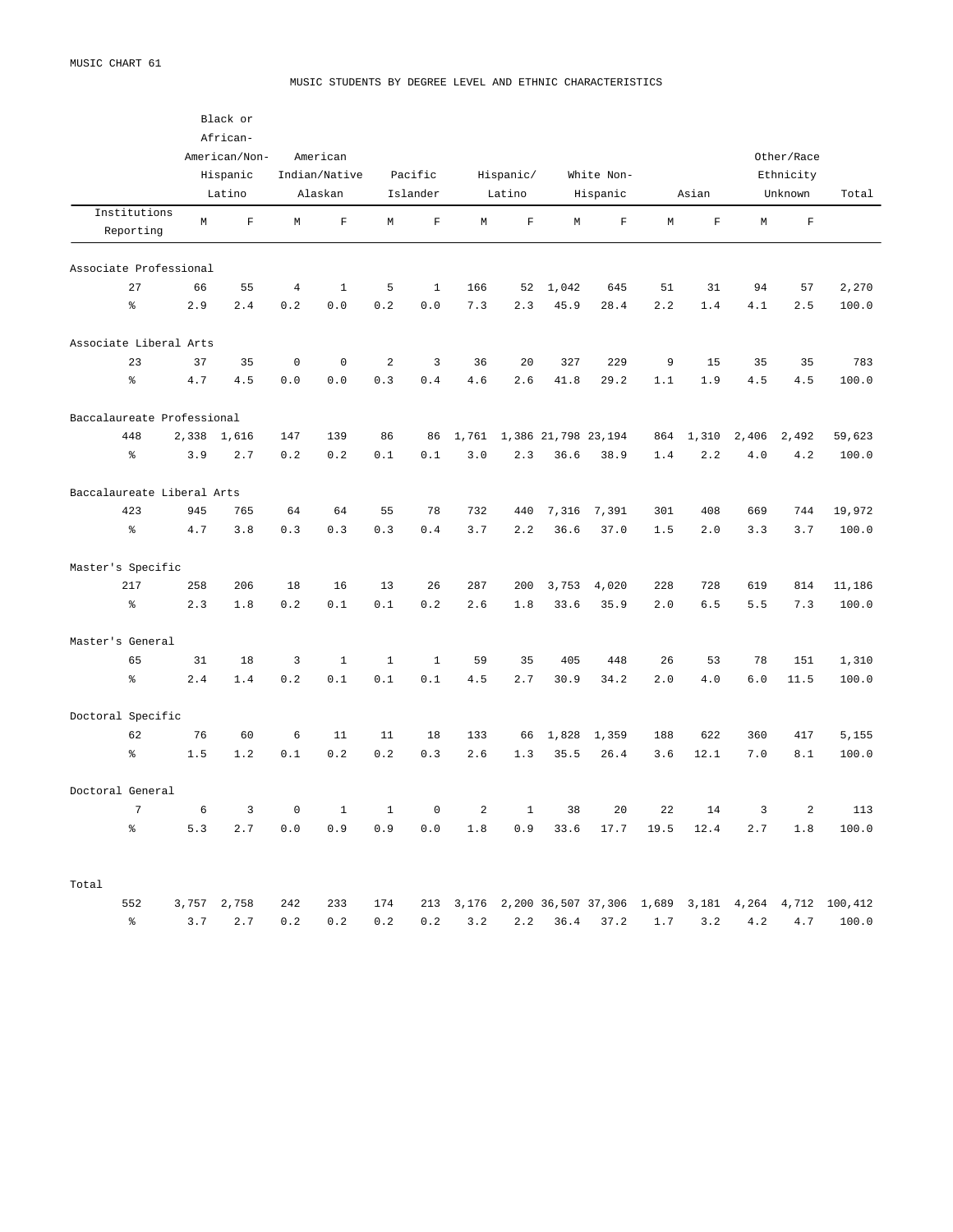MUSIC CHART 61

## MUSIC STUDENTS BY DEGREE LEVEL AND ETHNIC CHARACTERISTICS

| Institutions Reporting | Black or African-American/Non-Hispanic Latino | | American Indian/Native Alaskan | | Pacific Islander | | Hispanic/Latino | | White Non-Hispanic | | Asian | | Other/Race Ethnicity Unknown | | Total |
|---|---|---|---|---|---|---|---|---|---|---|---|---|---|---|---|
| | M | F | M | F | M | F | M | F | M | F | M | F | M | F | |
| **Associate Professional** | | | | | | | | | | | | | | | |
| 27 | 66 | 55 | 4 | 1 | 5 | 1 | 166 | 52 | 1,042 | 645 | 51 | 31 | 94 | 57 | 2,270 |
| % | 2.9 | 2.4 | 0.2 | 0.0 | 0.2 | 0.0 | 7.3 | 2.3 | 45.9 | 28.4 | 2.2 | 1.4 | 4.1 | 2.5 | 100.0 |
| **Associate Liberal Arts** | | | | | | | | | | | | | | | |
| 23 | 37 | 35 | 0 | 0 | 2 | 3 | 36 | 20 | 327 | 229 | 9 | 15 | 35 | 35 | 783 |
| % | 4.7 | 4.5 | 0.0 | 0.0 | 0.3 | 0.4 | 4.6 | 2.6 | 41.8 | 29.2 | 1.1 | 1.9 | 4.5 | 4.5 | 100.0 |
| **Baccalaureate Professional** | | | | | | | | | | | | | | | |
| 448 | 2,338 | 1,616 | 147 | 139 | 86 | 86 | 1,761 | 1,386 | 21,798 | 23,194 | 864 | 1,310 | 2,406 | 2,492 | 59,623 |
| % | 3.9 | 2.7 | 0.2 | 0.2 | 0.1 | 0.1 | 3.0 | 2.3 | 36.6 | 38.9 | 1.4 | 2.2 | 4.0 | 4.2 | 100.0 |
| **Baccalaureate Liberal Arts** | | | | | | | | | | | | | | | |
| 423 | 945 | 765 | 64 | 64 | 55 | 78 | 732 | 440 | 7,316 | 7,391 | 301 | 408 | 669 | 744 | 19,972 |
| % | 4.7 | 3.8 | 0.3 | 0.3 | 0.3 | 0.4 | 3.7 | 2.2 | 36.6 | 37.0 | 1.5 | 2.0 | 3.3 | 3.7 | 100.0 |
| **Master's Specific** | | | | | | | | | | | | | | | |
| 217 | 258 | 206 | 18 | 16 | 13 | 26 | 287 | 200 | 3,753 | 4,020 | 228 | 728 | 619 | 814 | 11,186 |
| % | 2.3 | 1.8 | 0.2 | 0.1 | 0.1 | 0.2 | 2.6 | 1.8 | 33.6 | 35.9 | 2.0 | 6.5 | 5.5 | 7.3 | 100.0 |
| **Master's General** | | | | | | | | | | | | | | | |
| 65 | 31 | 18 | 3 | 1 | 1 | 1 | 59 | 35 | 405 | 448 | 26 | 53 | 78 | 151 | 1,310 |
| % | 2.4 | 1.4 | 0.2 | 0.1 | 0.1 | 0.1 | 4.5 | 2.7 | 30.9 | 34.2 | 2.0 | 4.0 | 6.0 | 11.5 | 100.0 |
| **Doctoral Specific** | | | | | | | | | | | | | | | |
| 62 | 76 | 60 | 6 | 11 | 11 | 18 | 133 | 66 | 1,828 | 1,359 | 188 | 622 | 360 | 417 | 5,155 |
| % | 1.5 | 1.2 | 0.1 | 0.2 | 0.2 | 0.3 | 2.6 | 1.3 | 35.5 | 26.4 | 3.6 | 12.1 | 7.0 | 8.1 | 100.0 |
| **Doctoral General** | | | | | | | | | | | | | | | |
| 7 | 6 | 3 | 0 | 1 | 1 | 0 | 2 | 1 | 38 | 20 | 22 | 14 | 3 | 2 | 113 |
| % | 5.3 | 2.7 | 0.0 | 0.9 | 0.9 | 0.0 | 1.8 | 0.9 | 33.6 | 17.7 | 19.5 | 12.4 | 2.7 | 1.8 | 100.0 |
| **Total** | | | | | | | | | | | | | | | |
| 552 | 3,757 | 2,758 | 242 | 233 | 174 | 213 | 3,176 | 2,200 | 36,507 | 37,306 | 1,689 | 3,181 | 4,264 | 4,712 | 100,412 |
| % | 3.7 | 2.7 | 0.2 | 0.2 | 0.2 | 0.2 | 3.2 | 2.2 | 36.4 | 37.2 | 1.7 | 3.2 | 4.2 | 4.7 | 100.0 |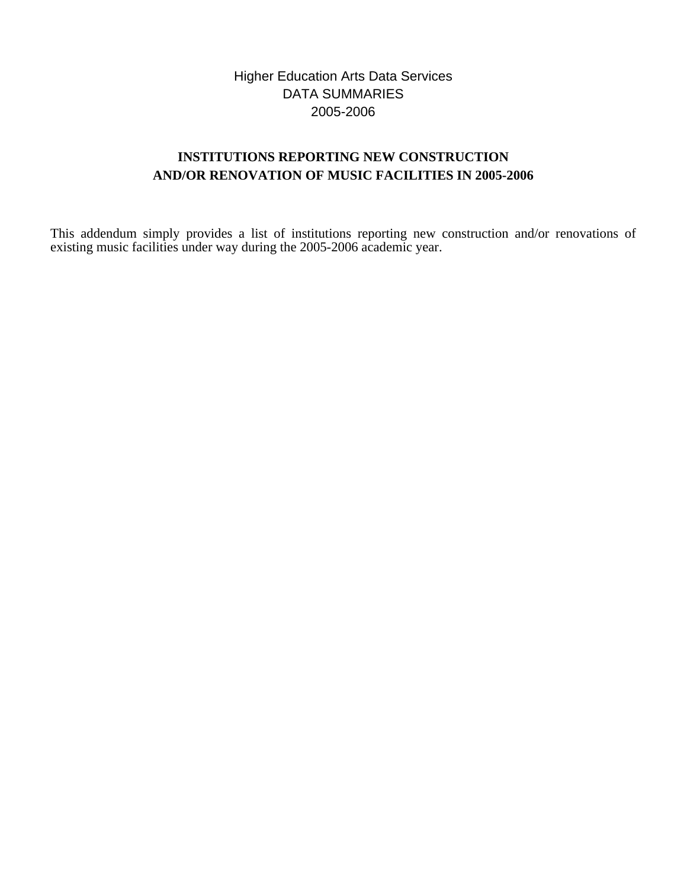Higher Education Arts Data Services
DATA SUMMARIES
2005-2006

## INSTITUTIONS REPORTING NEW CONSTRUCTION AND/OR RENOVATION OF MUSIC FACILITIES IN 2005-2006

This addendum simply provides a list of institutions reporting new construction and/or renovations of existing music facilities under way during the 2005-2006 academic year.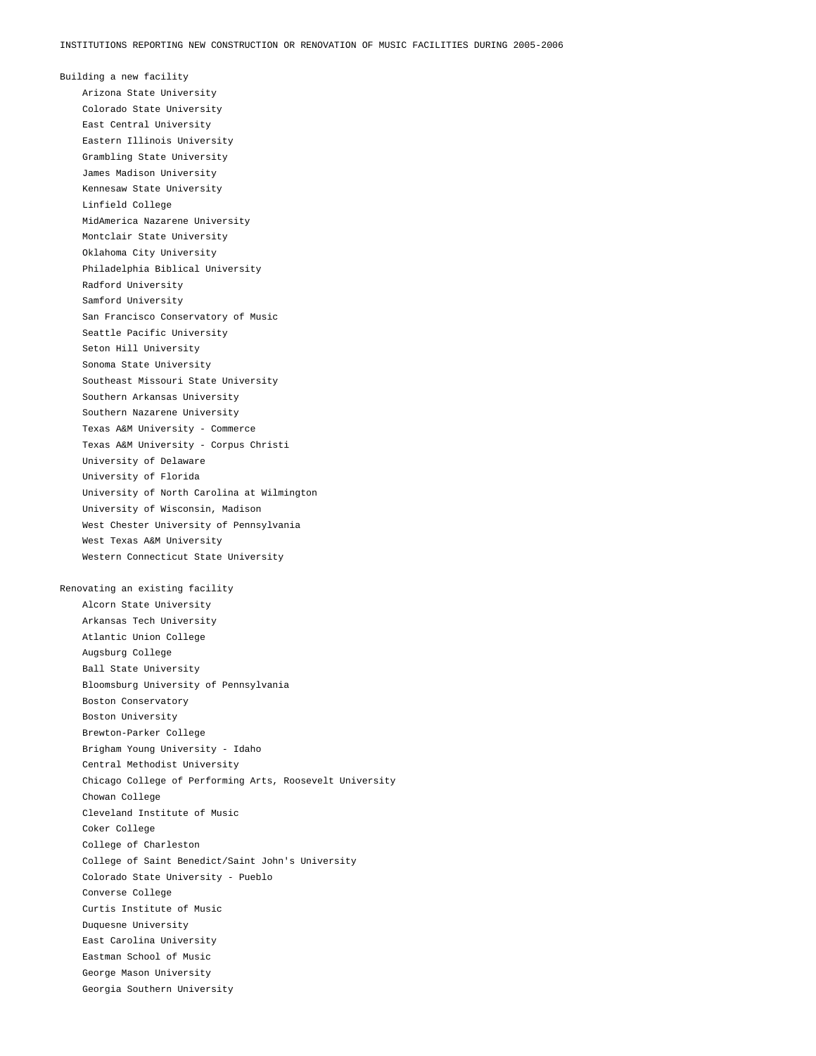# INSTITUTIONS REPORTING NEW CONSTRUCTION OR RENOVATION OF MUSIC FACILITIES DURING 2005-2006

## Building a new facility

- Arizona State University
- Colorado State University
- East Central University
- Eastern Illinois University
- Grambling State University
- James Madison University
- Kennesaw State University
- Linfield College
- MidAmerica Nazarene University
- Montclair State University
- Oklahoma City University
- Philadelphia Biblical University
- Radford University
- Samford University
- San Francisco Conservatory of Music
- Seattle Pacific University
- Seton Hill University
- Sonoma State University
- Southeast Missouri State University
- Southern Arkansas University
- Southern Nazarene University
- Texas A&M University - Commerce
- Texas A&M University - Corpus Christi
- University of Delaware
- University of Florida
- University of North Carolina at Wilmington
- University of Wisconsin, Madison
- West Chester University of Pennsylvania
- West Texas A&M University
- Western Connecticut State University

## Renovating an existing facility

- Alcorn State University
- Arkansas Tech University
- Atlantic Union College
- Augsburg College
- Ball State University
- Bloomsburg University of Pennsylvania
- Boston Conservatory
- Boston University
- Brewton-Parker College
- Brigham Young University - Idaho
- Central Methodist University
- Chicago College of Performing Arts, Roosevelt University
- Chowan College
- Cleveland Institute of Music
- Coker College
- College of Charleston
- College of Saint Benedict/Saint John's University
- Colorado State University - Pueblo
- Converse College
- Curtis Institute of Music
- Duquesne University
- East Carolina University
- Eastman School of Music
- George Mason University
- Georgia Southern University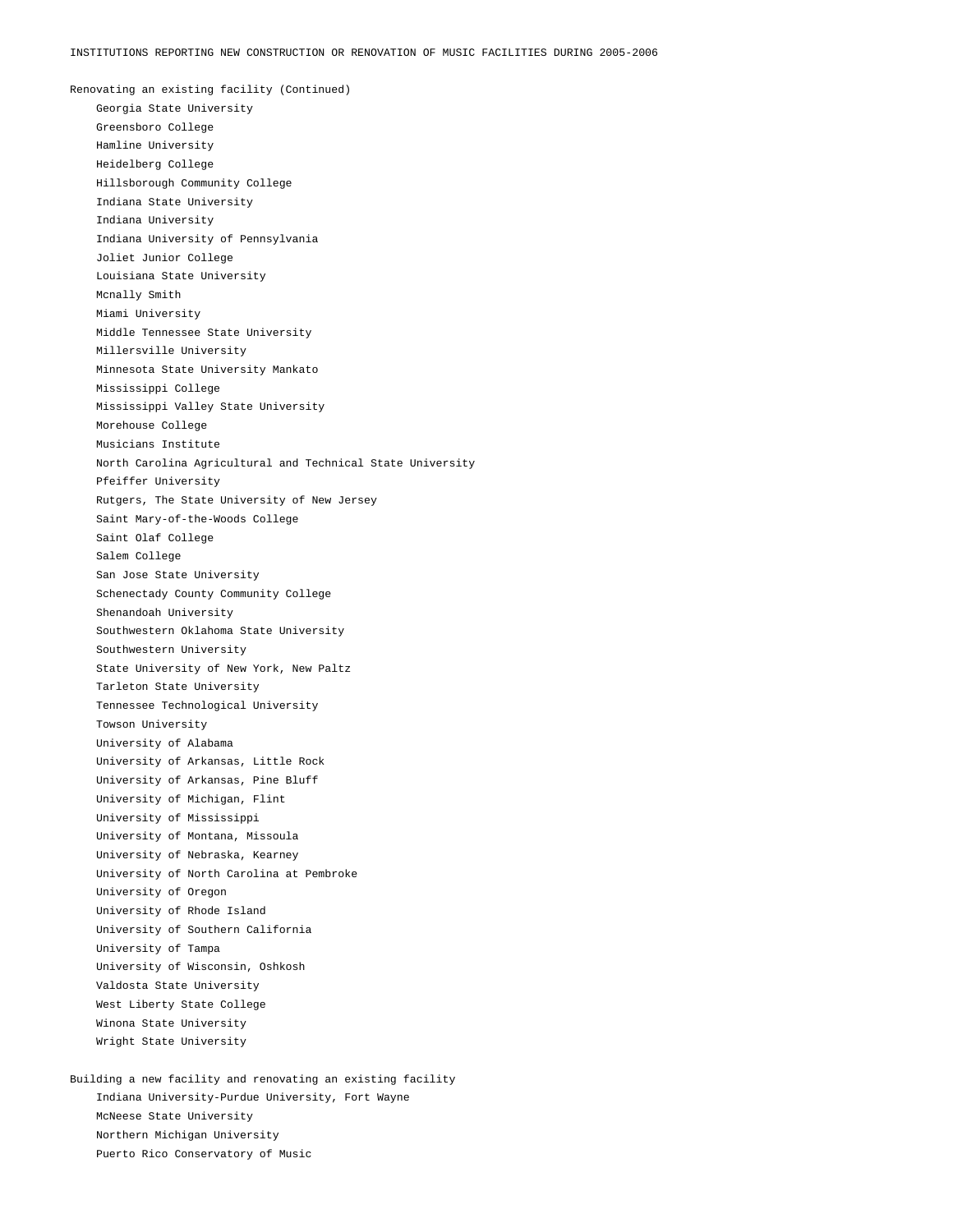INSTITUTIONS REPORTING NEW CONSTRUCTION OR RENOVATION OF MUSIC FACILITIES DURING 2005-2006

Renovating an existing facility (Continued)

- Georgia State University
- Greensboro College
- Hamline University
- Heidelberg College
- Hillsborough Community College
- Indiana State University
- Indiana University
- Indiana University of Pennsylvania
- Joliet Junior College
- Louisiana State University
- Mcnally Smith
- Miami University
- Middle Tennessee State University
- Millersville University
- Minnesota State University Mankato
- Mississippi College
- Mississippi Valley State University
- Morehouse College
- Musicians Institute
- North Carolina Agricultural and Technical State University
- Pfeiffer University
- Rutgers, The State University of New Jersey
- Saint Mary-of-the-Woods College
- Saint Olaf College
- Salem College
- San Jose State University
- Schenectady County Community College
- Shenandoah University
- Southwestern Oklahoma State University
- Southwestern University
- State University of New York, New Paltz
- Tarleton State University
- Tennessee Technological University
- Towson University
- University of Alabama
- University of Arkansas, Little Rock
- University of Arkansas, Pine Bluff
- University of Michigan, Flint
- University of Mississippi
- University of Montana, Missoula
- University of Nebraska, Kearney
- University of North Carolina at Pembroke
- University of Oregon
- University of Rhode Island
- University of Southern California
- University of Tampa
- University of Wisconsin, Oshkosh
- Valdosta State University
- West Liberty State College
- Winona State University
- Wright State University

Building a new facility and renovating an existing facility

- Indiana University-Purdue University, Fort Wayne
- McNeese State University
- Northern Michigan University
- Puerto Rico Conservatory of Music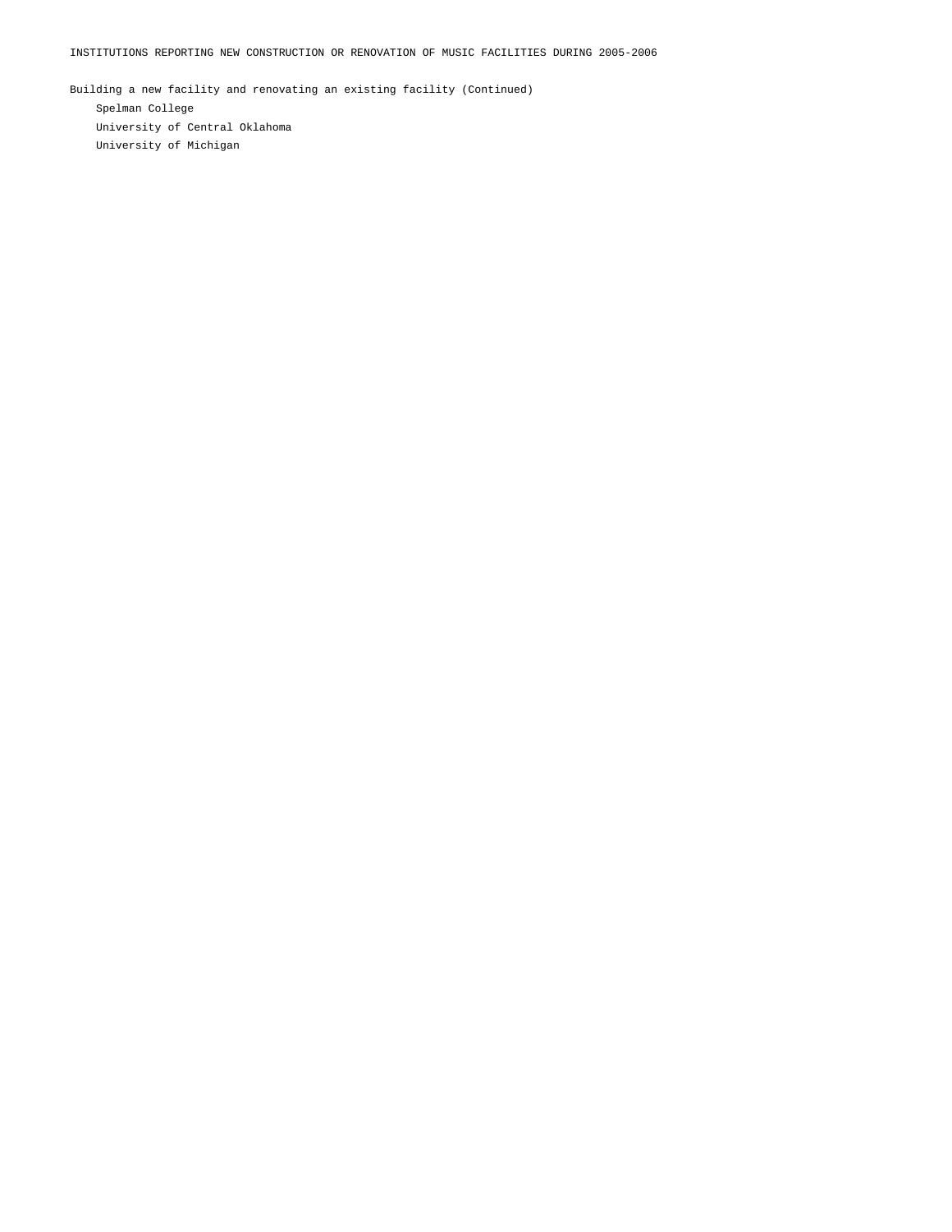INSTITUTIONS REPORTING NEW CONSTRUCTION OR RENOVATION OF MUSIC FACILITIES DURING 2005-2006

Building a new facility and renovating an existing facility (Continued)

- Spelman College
- University of Central Oklahoma
- University of Michigan